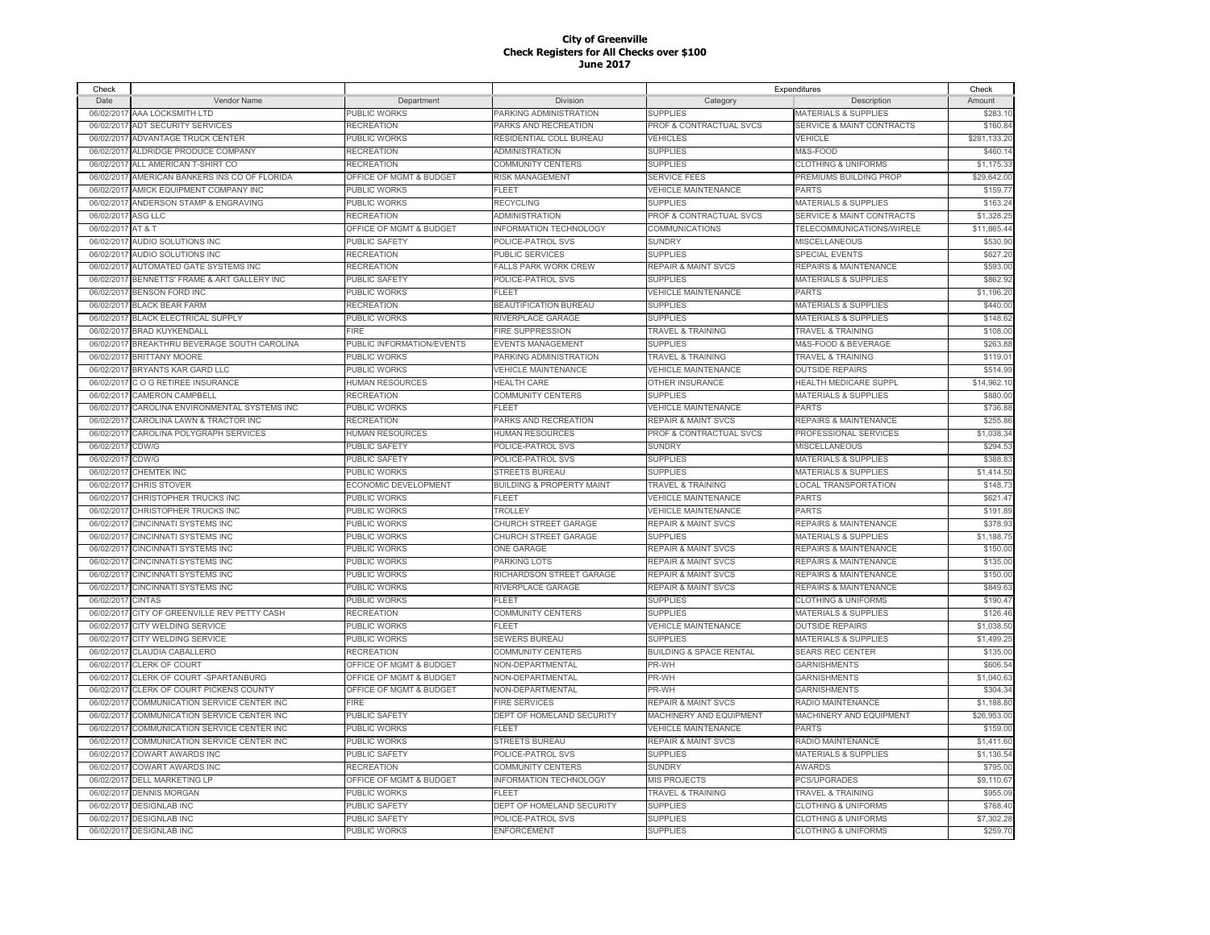# City of Greenville
## Check Registers for All Checks over $100
### June 2017

| Check | | | | Expenditures | | Check |
|---|---|---|---|---|---|---|
| Date | Vendor Name | Department | Division | Category | Description | Amount |
| 06/02/2017 | AAA LOCKSMITH LTD | PUBLIC WORKS | PARKING ADMINISTRATION | SUPPLIES | MATERIALS & SUPPLIES | $283.10 |
| 06/02/2017 | ADT SECURITY SERVICES | RECREATION | PARKS AND RECREATION | PROF & CONTRACTUAL SVCS | SERVICE & MAINT CONTRACTS | $160.84 |
| 06/02/2017 | ADVANTAGE TRUCK CENTER | PUBLIC WORKS | RESIDENTIAL COLL BUREAU | VEHICLES | VEHICLE | $281,133.20 |
| 06/02/2017 | ALDRIDGE PRODUCE COMPANY | RECREATION | ADMINISTRATION | SUPPLIES | M&S-FOOD | $460.14 |
| 06/02/2017 | ALL AMERICAN T-SHIRT CO | RECREATION | COMMUNITY CENTERS | SUPPLIES | CLOTHING & UNIFORMS | $1,175.33 |
| 06/02/2017 | AMERICAN BANKERS INS CO OF FLORIDA | OFFICE OF MGMT & BUDGET | RISK MANAGEMENT | SERVICE FEES | PREMIUMS BUILDING PROP | $29,642.00 |
| 06/02/2017 | AMICK EQUIPMENT COMPANY INC | PUBLIC WORKS | FLEET | VEHICLE MAINTENANCE | PARTS | $159.77 |
| 06/02/2017 | ANDERSON STAMP & ENGRAVING | PUBLIC WORKS | RECYCLING | SUPPLIES | MATERIALS & SUPPLIES | $163.24 |
| 06/02/2017 | ASG LLC | RECREATION | ADMINISTRATION | PROF & CONTRACTUAL SVCS | SERVICE & MAINT CONTRACTS | $1,328.25 |
| 06/02/2017 | AT & T | OFFICE OF MGMT & BUDGET | INFORMATION TECHNOLOGY | COMMUNICATIONS | TELECOMMUNICATIONS/WIRELE | $11,865.44 |
| 06/02/2017 | AUDIO SOLUTIONS INC | PUBLIC SAFETY | POLICE-PATROL SVS | SUNDRY | MISCELLANEOUS | $530.90 |
| 06/02/2017 | AUDIO SOLUTIONS INC | RECREATION | PUBLIC SERVICES | SUPPLIES | SPECIAL EVENTS | $627.20 |
| 06/02/2017 | AUTOMATED GATE SYSTEMS INC | RECREATION | FALLS PARK WORK CREW | REPAIR & MAINT SVCS | REPAIRS & MAINTENANCE | $593.00 |
| 06/02/2017 | BENNETTS' FRAME & ART GALLERY INC | PUBLIC SAFETY | POLICE-PATROL SVS | SUPPLIES | MATERIALS & SUPPLIES | $862.92 |
| 06/02/2017 | BENSON FORD INC | PUBLIC WORKS | FLEET | VEHICLE MAINTENANCE | PARTS | $1,196.20 |
| 06/02/2017 | BLACK BEAR FARM | RECREATION | BEAUTIFICATION BUREAU | SUPPLIES | MATERIALS & SUPPLIES | $440.00 |
| 06/02/2017 | BLACK ELECTRICAL SUPPLY | PUBLIC WORKS | RIVERPLACE GARAGE | SUPPLIES | MATERIALS & SUPPLIES | $148.62 |
| 06/02/2017 | BRAD KUYKENDALL | FIRE | FIRE SUPPRESSION | TRAVEL & TRAINING | TRAVEL & TRAINING | $108.00 |
| 06/02/2017 | BREAKTHRU BEVERAGE SOUTH CAROLINA | PUBLIC INFORMATION/EVENTS | EVENTS MANAGEMENT | SUPPLIES | M&S-FOOD & BEVERAGE | $263.88 |
| 06/02/2017 | BRITTANY MOORE | PUBLIC WORKS | PARKING ADMINISTRATION | TRAVEL & TRAINING | TRAVEL & TRAINING | $119.01 |
| 06/02/2017 | BRYANTS KAR GARD LLC | PUBLIC WORKS | VEHICLE MAINTENANCE | VEHICLE MAINTENANCE | OUTSIDE REPAIRS | $514.99 |
| 06/02/2017 | C O G RETIREE INSURANCE | HUMAN RESOURCES | HEALTH CARE | OTHER INSURANCE | HEALTH MEDICARE SUPPL | $14,962.10 |
| 06/02/2017 | CAMERON CAMPBELL | RECREATION | COMMUNITY CENTERS | SUPPLIES | MATERIALS & SUPPLIES | $880.00 |
| 06/02/2017 | CAROLINA ENVIRONMENTAL SYSTEMS INC | PUBLIC WORKS | FLEET | VEHICLE MAINTENANCE | PARTS | $736.88 |
| 06/02/2017 | CAROLINA LAWN & TRACTOR INC | RECREATION | PARKS AND RECREATION | REPAIR & MAINT SVCS | REPAIRS & MAINTENANCE | $255.86 |
| 06/02/2017 | CAROLINA POLYGRAPH SERVICES | HUMAN RESOURCES | HUMAN RESOURCES | PROF & CONTRACTUAL SVCS | PROFESSIONAL SERVICES | $1,038.34 |
| 06/02/2017 | CDW/G | PUBLIC SAFETY | POLICE-PATROL SVS | SUNDRY | MISCELLANEOUS | $294.53 |
| 06/02/2017 | CDW/G | PUBLIC SAFETY | POLICE-PATROL SVS | SUPPLIES | MATERIALS & SUPPLIES | $388.83 |
| 06/02/2017 | CHEMTEK INC | PUBLIC WORKS | STREETS BUREAU | SUPPLIES | MATERIALS & SUPPLIES | $1,414.50 |
| 06/02/2017 | CHRIS STOVER | ECONOMIC DEVELOPMENT | BUILDING & PROPERTY MAINT | TRAVEL & TRAINING | LOCAL TRANSPORTATION | $148.73 |
| 06/02/2017 | CHRISTOPHER TRUCKS INC | PUBLIC WORKS | FLEET | VEHICLE MAINTENANCE | PARTS | $621.47 |
| 06/02/2017 | CHRISTOPHER TRUCKS INC | PUBLIC WORKS | TROLLEY | VEHICLE MAINTENANCE | PARTS | $191.89 |
| 06/02/2017 | CINCINNATI SYSTEMS INC | PUBLIC WORKS | CHURCH STREET GARAGE | REPAIR & MAINT SVCS | REPAIRS & MAINTENANCE | $378.93 |
| 06/02/2017 | CINCINNATI SYSTEMS INC | PUBLIC WORKS | CHURCH STREET GARAGE | SUPPLIES | MATERIALS & SUPPLIES | $1,188.75 |
| 06/02/2017 | CINCINNATI SYSTEMS INC | PUBLIC WORKS | ONE GARAGE | REPAIR & MAINT SVCS | REPAIRS & MAINTENANCE | $150.00 |
| 06/02/2017 | CINCINNATI SYSTEMS INC | PUBLIC WORKS | PARKING LOTS | REPAIR & MAINT SVCS | REPAIRS & MAINTENANCE | $135.00 |
| 06/02/2017 | CINCINNATI SYSTEMS INC | PUBLIC WORKS | RICHARDSON STREET GARAGE | REPAIR & MAINT SVCS | REPAIRS & MAINTENANCE | $150.00 |
| 06/02/2017 | CINCINNATI SYSTEMS INC | PUBLIC WORKS | RIVERPLACE GARAGE | REPAIR & MAINT SVCS | REPAIRS & MAINTENANCE | $849.63 |
| 06/02/2017 | CINTAS | PUBLIC WORKS | FLEET | SUPPLIES | CLOTHING & UNIFORMS | $190.47 |
| 06/02/2017 | CITY OF GREENVILLE REV PETTY CASH | RECREATION | COMMUNITY CENTERS | SUPPLIES | MATERIALS & SUPPLIES | $126.46 |
| 06/02/2017 | CITY WELDING SERVICE | PUBLIC WORKS | FLEET | VEHICLE MAINTENANCE | OUTSIDE REPAIRS | $1,038.50 |
| 06/02/2017 | CITY WELDING SERVICE | PUBLIC WORKS | SEWERS BUREAU | SUPPLIES | MATERIALS & SUPPLIES | $1,499.25 |
| 06/02/2017 | CLAUDIA CABALLERO | RECREATION | COMMUNITY CENTERS | BUILDING & SPACE RENTAL | SEARS REC CENTER | $135.00 |
| 06/02/2017 | CLERK OF COURT | OFFICE OF MGMT & BUDGET | NON-DEPARTMENTAL | PR-WH | GARNISHMENTS | $606.54 |
| 06/02/2017 | CLERK OF COURT -SPARTANBURG | OFFICE OF MGMT & BUDGET | NON-DEPARTMENTAL | PR-WH | GARNISHMENTS | $1,040.63 |
| 06/02/2017 | CLERK OF COURT PICKENS COUNTY | OFFICE OF MGMT & BUDGET | NON-DEPARTMENTAL | PR-WH | GARNISHMENTS | $304.34 |
| 06/02/2017 | COMMUNICATION SERVICE CENTER INC | FIRE | FIRE SERVICES | REPAIR & MAINT SVCS | RADIO MAINTENANCE | $1,188.80 |
| 06/02/2017 | COMMUNICATION SERVICE CENTER INC | PUBLIC SAFETY | DEPT OF HOMELAND SECURITY | MACHINERY AND EQUIPMENT | MACHINERY AND EQUIPMENT | $26,953.00 |
| 06/02/2017 | COMMUNICATION SERVICE CENTER INC | PUBLIC WORKS | FLEET | VEHICLE MAINTENANCE | PARTS | $159.00 |
| 06/02/2017 | COMMUNICATION SERVICE CENTER INC | PUBLIC WORKS | STREETS BUREAU | REPAIR & MAINT SVCS | RADIO MAINTENANCE | $1,411.60 |
| 06/02/2017 | COWART AWARDS INC | PUBLIC SAFETY | POLICE-PATROL SVS | SUPPLIES | MATERIALS & SUPPLIES | $1,136.54 |
| 06/02/2017 | COWART AWARDS INC | RECREATION | COMMUNITY CENTERS | SUNDRY | AWARDS | $795.00 |
| 06/02/2017 | DELL MARKETING LP | OFFICE OF MGMT & BUDGET | INFORMATION TECHNOLOGY | MIS PROJECTS | PCS/UPGRADES | $9,110.67 |
| 06/02/2017 | DENNIS MORGAN | PUBLIC WORKS | FLEET | TRAVEL & TRAINING | TRAVEL & TRAINING | $955.09 |
| 06/02/2017 | DESIGNLAB INC | PUBLIC SAFETY | DEPT OF HOMELAND SECURITY | SUPPLIES | CLOTHING & UNIFORMS | $768.40 |
| 06/02/2017 | DESIGNLAB INC | PUBLIC SAFETY | POLICE-PATROL SVS | SUPPLIES | CLOTHING & UNIFORMS | $7,302.28 |
| 06/02/2017 | DESIGNLAB INC | PUBLIC WORKS | ENFORCEMENT | SUPPLIES | CLOTHING & UNIFORMS | $259.70 |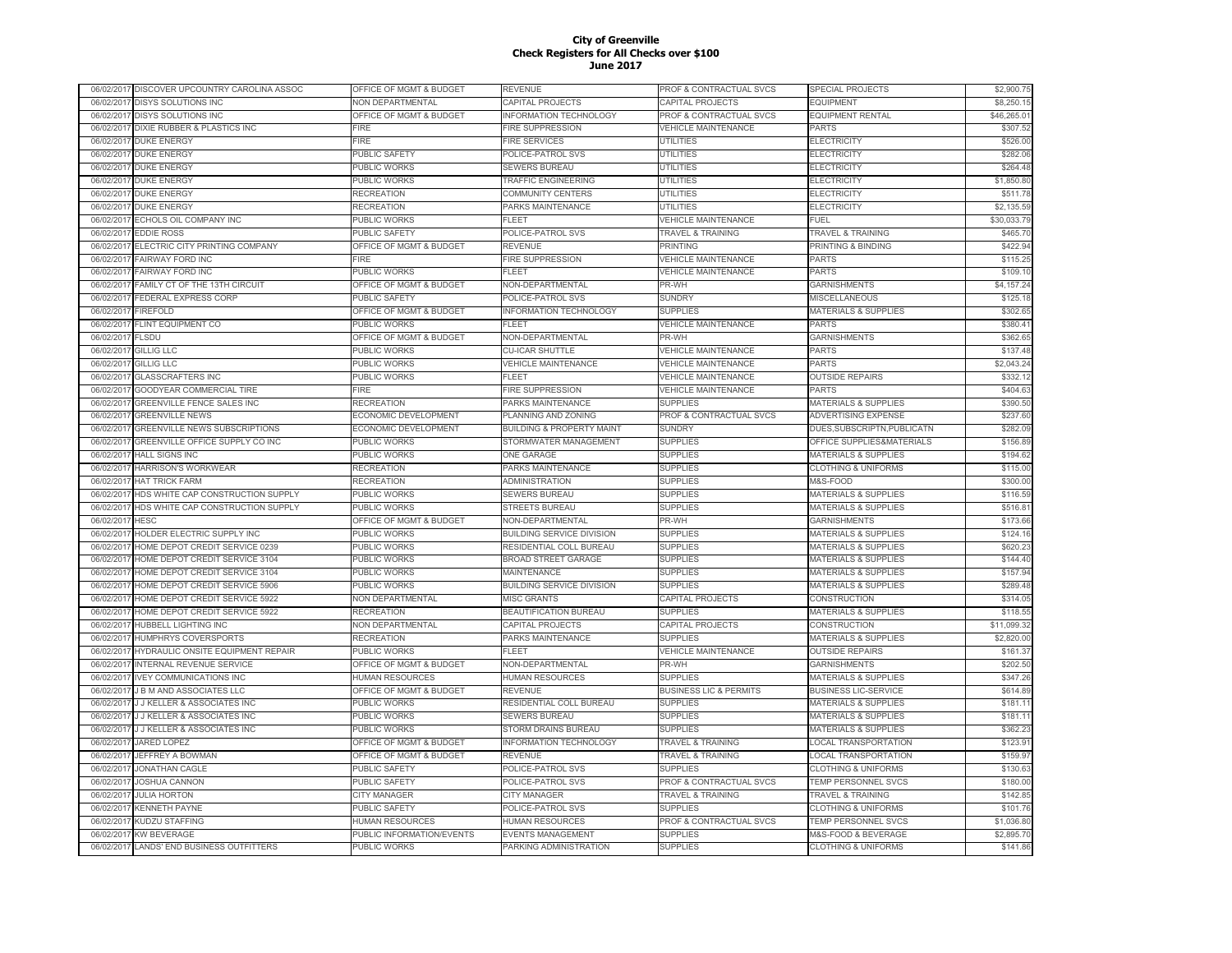# City of Greenville
## Check Registers for All Checks over $100
## June 2017

| | | | | | | |
|---|---|---|---|---|---|---|
| 06/02/2017 | DISCOVER UPCOUNTRY CAROLINA ASSOC | OFFICE OF MGMT & BUDGET | REVENUE | PROF & CONTRACTUAL SVCS | SPECIAL PROJECTS | $2,900.75 |
| 06/02/2017 | DISYS SOLUTIONS INC | NON DEPARTMENTAL | CAPITAL PROJECTS | CAPITAL PROJECTS | EQUIPMENT | $8,250.15 |
| 06/02/2017 | DISYS SOLUTIONS INC | OFFICE OF MGMT & BUDGET | INFORMATION TECHNOLOGY | PROF & CONTRACTUAL SVCS | EQUIPMENT RENTAL | $46,265.01 |
| 06/02/2017 | DIXIE RUBBER & PLASTICS INC | FIRE | FIRE SUPPRESSION | VEHICLE MAINTENANCE | PARTS | $307.52 |
| 06/02/2017 | DUKE ENERGY | FIRE | FIRE SERVICES | UTILITIES | ELECTRICITY | $526.00 |
| 06/02/2017 | DUKE ENERGY | PUBLIC SAFETY | POLICE-PATROL SVS | UTILITIES | ELECTRICITY | $282.06 |
| 06/02/2017 | DUKE ENERGY | PUBLIC WORKS | SEWERS BUREAU | UTILITIES | ELECTRICITY | $264.48 |
| 06/02/2017 | DUKE ENERGY | PUBLIC WORKS | TRAFFIC ENGINEERING | UTILITIES | ELECTRICITY | $1,850.80 |
| 06/02/2017 | DUKE ENERGY | RECREATION | COMMUNITY CENTERS | UTILITIES | ELECTRICITY | $511.78 |
| 06/02/2017 | DUKE ENERGY | RECREATION | PARKS MAINTENANCE | UTILITIES | ELECTRICITY | $2,135.59 |
| 06/02/2017 | ECHOLS OIL COMPANY INC | PUBLIC WORKS | FLEET | VEHICLE MAINTENANCE | FUEL | $30,033.79 |
| 06/02/2017 | EDDIE ROSS | PUBLIC SAFETY | POLICE-PATROL SVS | TRAVEL & TRAINING | TRAVEL & TRAINING | $465.70 |
| 06/02/2017 | ELECTRIC CITY PRINTING COMPANY | OFFICE OF MGMT & BUDGET | REVENUE | PRINTING | PRINTING & BINDING | $422.94 |
| 06/02/2017 | FAIRWAY FORD INC | FIRE | FIRE SUPPRESSION | VEHICLE MAINTENANCE | PARTS | $115.25 |
| 06/02/2017 | FAIRWAY FORD INC | PUBLIC WORKS | FLEET | VEHICLE MAINTENANCE | PARTS | $109.10 |
| 06/02/2017 | FAMILY CT OF THE 13TH CIRCUIT | OFFICE OF MGMT & BUDGET | NON-DEPARTMENTAL | PR-WH | GARNISHMENTS | $4,157.24 |
| 06/02/2017 | FEDERAL EXPRESS CORP | PUBLIC SAFETY | POLICE-PATROL SVS | SUNDRY | MISCELLANEOUS | $125.18 |
| 06/02/2017 | FIREFOLD | OFFICE OF MGMT & BUDGET | INFORMATION TECHNOLOGY | SUPPLIES | MATERIALS & SUPPLIES | $302.65 |
| 06/02/2017 | FLINT EQUIPMENT CO | PUBLIC WORKS | FLEET | VEHICLE MAINTENANCE | PARTS | $380.41 |
| 06/02/2017 | FLSDU | OFFICE OF MGMT & BUDGET | NON-DEPARTMENTAL | PR-WH | GARNISHMENTS | $362.65 |
| 06/02/2017 | GILLIG LLC | PUBLIC WORKS | CU-ICAR SHUTTLE | VEHICLE MAINTENANCE | PARTS | $137.48 |
| 06/02/2017 | GILLIG LLC | PUBLIC WORKS | VEHICLE MAINTENANCE | VEHICLE MAINTENANCE | PARTS | $2,043.24 |
| 06/02/2017 | GLASSCRAFTERS INC | PUBLIC WORKS | FLEET | VEHICLE MAINTENANCE | OUTSIDE REPAIRS | $332.12 |
| 06/02/2017 | GOODYEAR COMMERCIAL TIRE | FIRE | FIRE SUPPRESSION | VEHICLE MAINTENANCE | PARTS | $404.63 |
| 06/02/2017 | GREENVILLE FENCE SALES INC | RECREATION | PARKS MAINTENANCE | SUPPLIES | MATERIALS & SUPPLIES | $390.50 |
| 06/02/2017 | GREENVILLE NEWS | ECONOMIC DEVELOPMENT | PLANNING AND ZONING | PROF & CONTRACTUAL SVCS | ADVERTISING EXPENSE | $237.60 |
| 06/02/2017 | GREENVILLE NEWS SUBSCRIPTIONS | ECONOMIC DEVELOPMENT | BUILDING & PROPERTY MAINT | SUNDRY | DUES,SUBSCRIPTN,PUBLICATN | $282.09 |
| 06/02/2017 | GREENVILLE OFFICE SUPPLY CO INC | PUBLIC WORKS | STORMWATER MANAGEMENT | SUPPLIES | OFFICE SUPPLIES&MATERIALS | $156.89 |
| 06/02/2017 | HALL SIGNS INC | PUBLIC WORKS | ONE GARAGE | SUPPLIES | MATERIALS & SUPPLIES | $194.62 |
| 06/02/2017 | HARRISON'S WORKWEAR | RECREATION | PARKS MAINTENANCE | SUPPLIES | CLOTHING & UNIFORMS | $115.00 |
| 06/02/2017 | HAT TRICK FARM | RECREATION | ADMINISTRATION | SUPPLIES | M&S-FOOD | $300.00 |
| 06/02/2017 | HDS WHITE CAP CONSTRUCTION SUPPLY | PUBLIC WORKS | SEWERS BUREAU | SUPPLIES | MATERIALS & SUPPLIES | $116.59 |
| 06/02/2017 | HDS WHITE CAP CONSTRUCTION SUPPLY | PUBLIC WORKS | STREETS BUREAU | SUPPLIES | MATERIALS & SUPPLIES | $516.81 |
| 06/02/2017 | HESC | OFFICE OF MGMT & BUDGET | NON-DEPARTMENTAL | PR-WH | GARNISHMENTS | $173.66 |
| 06/02/2017 | HOLDER ELECTRIC SUPPLY INC | PUBLIC WORKS | BUILDING SERVICE DIVISION | SUPPLIES | MATERIALS & SUPPLIES | $124.16 |
| 06/02/2017 | HOME DEPOT CREDIT SERVICE 0239 | PUBLIC WORKS | RESIDENTIAL COLL BUREAU | SUPPLIES | MATERIALS & SUPPLIES | $620.23 |
| 06/02/2017 | HOME DEPOT CREDIT SERVICE 3104 | PUBLIC WORKS | BROAD STREET GARAGE | SUPPLIES | MATERIALS & SUPPLIES | $144.40 |
| 06/02/2017 | HOME DEPOT CREDIT SERVICE 3104 | PUBLIC WORKS | MAINTENANCE | SUPPLIES | MATERIALS & SUPPLIES | $157.94 |
| 06/02/2017 | HOME DEPOT CREDIT SERVICE 5906 | PUBLIC WORKS | BUILDING SERVICE DIVISION | SUPPLIES | MATERIALS & SUPPLIES | $289.48 |
| 06/02/2017 | HOME DEPOT CREDIT SERVICE 5922 | NON DEPARTMENTAL | MISC GRANTS | CAPITAL PROJECTS | CONSTRUCTION | $314.05 |
| 06/02/2017 | HOME DEPOT CREDIT SERVICE 5922 | RECREATION | BEAUTIFICATION BUREAU | SUPPLIES | MATERIALS & SUPPLIES | $118.55 |
| 06/02/2017 | HUBBELL LIGHTING INC | NON DEPARTMENTAL | CAPITAL PROJECTS | CAPITAL PROJECTS | CONSTRUCTION | $11,099.32 |
| 06/02/2017 | HUMPHRYS COVERSPORTS | RECREATION | PARKS MAINTENANCE | SUPPLIES | MATERIALS & SUPPLIES | $2,820.00 |
| 06/02/2017 | HYDRAULIC ONSITE EQUIPMENT REPAIR | PUBLIC WORKS | FLEET | VEHICLE MAINTENANCE | OUTSIDE REPAIRS | $161.37 |
| 06/02/2017 | INTERNAL REVENUE SERVICE | OFFICE OF MGMT & BUDGET | NON-DEPARTMENTAL | PR-WH | GARNISHMENTS | $202.50 |
| 06/02/2017 | IVEY COMMUNICATIONS INC | HUMAN RESOURCES | HUMAN RESOURCES | SUPPLIES | MATERIALS & SUPPLIES | $347.26 |
| 06/02/2017 | J B M AND ASSOCIATES LLC | OFFICE OF MGMT & BUDGET | REVENUE | BUSINESS LIC & PERMITS | BUSINESS LIC-SERVICE | $614.89 |
| 06/02/2017 | J J KELLER & ASSOCIATES INC | PUBLIC WORKS | RESIDENTIAL COLL BUREAU | SUPPLIES | MATERIALS & SUPPLIES | $181.11 |
| 06/02/2017 | J J KELLER & ASSOCIATES INC | PUBLIC WORKS | SEWERS BUREAU | SUPPLIES | MATERIALS & SUPPLIES | $181.11 |
| 06/02/2017 | J J KELLER & ASSOCIATES INC | PUBLIC WORKS | STORM DRAINS BUREAU | SUPPLIES | MATERIALS & SUPPLIES | $362.23 |
| 06/02/2017 | JARED LOPEZ | OFFICE OF MGMT & BUDGET | INFORMATION TECHNOLOGY | TRAVEL & TRAINING | LOCAL TRANSPORTATION | $123.91 |
| 06/02/2017 | JEFFREY A BOWMAN | OFFICE OF MGMT & BUDGET | REVENUE | TRAVEL & TRAINING | LOCAL TRANSPORTATION | $159.97 |
| 06/02/2017 | JONATHAN CAGLE | PUBLIC SAFETY | POLICE-PATROL SVS | SUPPLIES | CLOTHING & UNIFORMS | $130.63 |
| 06/02/2017 | JOSHUA CANNON | PUBLIC SAFETY | POLICE-PATROL SVS | PROF & CONTRACTUAL SVCS | TEMP PERSONNEL SVCS | $180.00 |
| 06/02/2017 | JULIA HORTON | CITY MANAGER | CITY MANAGER | TRAVEL & TRAINING | TRAVEL & TRAINING | $142.85 |
| 06/02/2017 | KENNETH PAYNE | PUBLIC SAFETY | POLICE-PATROL SVS | SUPPLIES | CLOTHING & UNIFORMS | $101.76 |
| 06/02/2017 | KUDZU STAFFING | HUMAN RESOURCES | HUMAN RESOURCES | PROF & CONTRACTUAL SVCS | TEMP PERSONNEL SVCS | $1,036.80 |
| 06/02/2017 | KW BEVERAGE | PUBLIC INFORMATION/EVENTS | EVENTS MANAGEMENT | SUPPLIES | M&S-FOOD & BEVERAGE | $2,895.70 |
| 06/02/2017 | LANDS' END BUSINESS OUTFITTERS | PUBLIC WORKS | PARKING ADMINISTRATION | SUPPLIES | CLOTHING & UNIFORMS | $141.86 |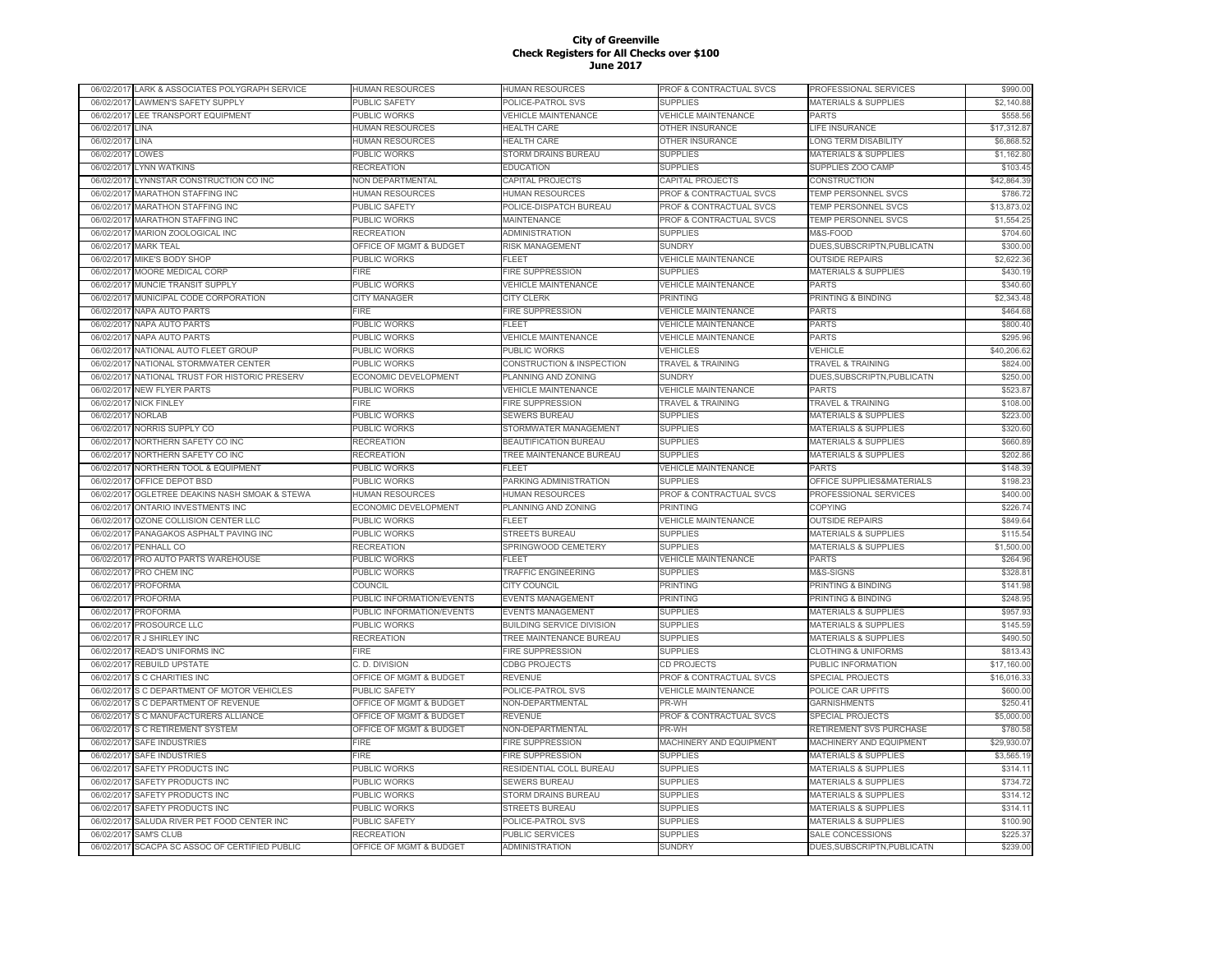**City of Greenville**
**Check Registers for All Checks over $100**
**June 2017**

| | | | | | | |
|---|---|---|---|---|---|---|
| 06/02/2017 | LARK & ASSOCIATES POLYGRAPH SERVICE | HUMAN RESOURCES | HUMAN RESOURCES | PROF & CONTRACTUAL SVCS | PROFESSIONAL SERVICES | $990.00 |
| 06/02/2017 | LAWMEN'S SAFETY SUPPLY | PUBLIC SAFETY | POLICE-PATROL SVS | SUPPLIES | MATERIALS & SUPPLIES | $2,140.88 |
| 06/02/2017 | LEE TRANSPORT EQUIPMENT | PUBLIC WORKS | VEHICLE MAINTENANCE | VEHICLE MAINTENANCE | PARTS | $558.56 |
| 06/02/2017 | LINA | HUMAN RESOURCES | HEALTH CARE | OTHER INSURANCE | LIFE INSURANCE | $17,312.87 |
| 06/02/2017 | LINA | HUMAN RESOURCES | HEALTH CARE | OTHER INSURANCE | LONG TERM DISABILITY | $6,868.52 |
| 06/02/2017 | LOWES | PUBLIC WORKS | STORM DRAINS BUREAU | SUPPLIES | MATERIALS & SUPPLIES | $1,162.80 |
| 06/02/2017 | LYNN WATKINS | RECREATION | EDUCATION | SUPPLIES | SUPPLIES ZOO CAMP | $103.45 |
| 06/02/2017 | LYNNSTAR CONSTRUCTION CO INC | NON DEPARTMENTAL | CAPITAL PROJECTS | CAPITAL PROJECTS | CONSTRUCTION | $42,864.39 |
| 06/02/2017 | MARATHON STAFFING INC | HUMAN RESOURCES | HUMAN RESOURCES | PROF & CONTRACTUAL SVCS | TEMP PERSONNEL SVCS | $786.72 |
| 06/02/2017 | MARATHON STAFFING INC | PUBLIC SAFETY | POLICE-DISPATCH BUREAU | PROF & CONTRACTUAL SVCS | TEMP PERSONNEL SVCS | $13,873.02 |
| 06/02/2017 | MARATHON STAFFING INC | PUBLIC WORKS | MAINTENANCE | PROF & CONTRACTUAL SVCS | TEMP PERSONNEL SVCS | $1,554.25 |
| 06/02/2017 | MARION ZOOLOGICAL INC | RECREATION | ADMINISTRATION | SUPPLIES | M&S-FOOD | $704.60 |
| 06/02/2017 | MARK TEAL | OFFICE OF MGMT & BUDGET | RISK MANAGEMENT | SUNDRY | DUES,SUBSCRIPTN,PUBLICATN | $300.00 |
| 06/02/2017 | MIKE'S BODY SHOP | PUBLIC WORKS | FLEET | VEHICLE MAINTENANCE | OUTSIDE REPAIRS | $2,622.36 |
| 06/02/2017 | MOORE MEDICAL CORP | FIRE | FIRE SUPPRESSION | SUPPLIES | MATERIALS & SUPPLIES | $430.19 |
| 06/02/2017 | MUNCIE TRANSIT SUPPLY | PUBLIC WORKS | VEHICLE MAINTENANCE | VEHICLE MAINTENANCE | PARTS | $340.60 |
| 06/02/2017 | MUNICIPAL CODE CORPORATION | CITY MANAGER | CITY CLERK | PRINTING | PRINTING & BINDING | $2,343.48 |
| 06/02/2017 | NAPA AUTO PARTS | FIRE | FIRE SUPPRESSION | VEHICLE MAINTENANCE | PARTS | $464.68 |
| 06/02/2017 | NAPA AUTO PARTS | PUBLIC WORKS | FLEET | VEHICLE MAINTENANCE | PARTS | $800.40 |
| 06/02/2017 | NAPA AUTO PARTS | PUBLIC WORKS | VEHICLE MAINTENANCE | VEHICLE MAINTENANCE | PARTS | $295.96 |
| 06/02/2017 | NATIONAL AUTO FLEET GROUP | PUBLIC WORKS | PUBLIC WORKS | VEHICLES | VEHICLE | $40,206.62 |
| 06/02/2017 | NATIONAL STORMWATER CENTER | PUBLIC WORKS | CONSTRUCTION & INSPECTION | TRAVEL & TRAINING | TRAVEL & TRAINING | $824.00 |
| 06/02/2017 | NATIONAL TRUST FOR HISTORIC PRESERV | ECONOMIC DEVELOPMENT | PLANNING AND ZONING | SUNDRY | DUES,SUBSCRIPTN,PUBLICATN | $250.00 |
| 06/02/2017 | NEW FLYER PARTS | PUBLIC WORKS | VEHICLE MAINTENANCE | VEHICLE MAINTENANCE | PARTS | $523.87 |
| 06/02/2017 | NICK FINLEY | FIRE | FIRE SUPPRESSION | TRAVEL & TRAINING | TRAVEL & TRAINING | $108.00 |
| 06/02/2017 | NORLAB | PUBLIC WORKS | SEWERS BUREAU | SUPPLIES | MATERIALS & SUPPLIES | $223.00 |
| 06/02/2017 | NORRIS SUPPLY CO | PUBLIC WORKS | STORMWATER MANAGEMENT | SUPPLIES | MATERIALS & SUPPLIES | $320.60 |
| 06/02/2017 | NORTHERN SAFETY CO INC | RECREATION | BEAUTIFICATION BUREAU | SUPPLIES | MATERIALS & SUPPLIES | $660.89 |
| 06/02/2017 | NORTHERN SAFETY CO INC | RECREATION | TREE MAINTENANCE BUREAU | SUPPLIES | MATERIALS & SUPPLIES | $202.86 |
| 06/02/2017 | NORTHERN TOOL & EQUIPMENT | PUBLIC WORKS | FLEET | VEHICLE MAINTENANCE | PARTS | $148.39 |
| 06/02/2017 | OFFICE DEPOT BSD | PUBLIC WORKS | PARKING ADMINISTRATION | SUPPLIES | OFFICE SUPPLIES&MATERIALS | $198.23 |
| 06/02/2017 | OGLETREE DEAKINS NASH SMOAK & STEWA | HUMAN RESOURCES | HUMAN RESOURCES | PROF & CONTRACTUAL SVCS | PROFESSIONAL SERVICES | $400.00 |
| 06/02/2017 | ONTARIO INVESTMENTS INC | ECONOMIC DEVELOPMENT | PLANNING AND ZONING | PRINTING | COPYING | $226.74 |
| 06/02/2017 | OZONE COLLISION CENTER LLC | PUBLIC WORKS | FLEET | VEHICLE MAINTENANCE | OUTSIDE REPAIRS | $849.64 |
| 06/02/2017 | PANAGAKOS ASPHALT PAVING INC | PUBLIC WORKS | STREETS BUREAU | SUPPLIES | MATERIALS & SUPPLIES | $115.54 |
| 06/02/2017 | PENHALL CO | RECREATION | SPRINGWOOD CEMETERY | SUPPLIES | MATERIALS & SUPPLIES | $1,500.00 |
| 06/02/2017 | PRO AUTO PARTS WAREHOUSE | PUBLIC WORKS | FLEET | VEHICLE MAINTENANCE | PARTS | $264.96 |
| 06/02/2017 | PRO CHEM INC | PUBLIC WORKS | TRAFFIC ENGINEERING | SUPPLIES | M&S-SIGNS | $328.81 |
| 06/02/2017 | PROFORMA | COUNCIL | CITY COUNCIL | PRINTING | PRINTING & BINDING | $141.98 |
| 06/02/2017 | PROFORMA | PUBLIC INFORMATION/EVENTS | EVENTS MANAGEMENT | PRINTING | PRINTING & BINDING | $248.95 |
| 06/02/2017 | PROFORMA | PUBLIC INFORMATION/EVENTS | EVENTS MANAGEMENT | SUPPLIES | MATERIALS & SUPPLIES | $957.93 |
| 06/02/2017 | PROSOURCE LLC | PUBLIC WORKS | BUILDING SERVICE DIVISION | SUPPLIES | MATERIALS & SUPPLIES | $145.59 |
| 06/02/2017 | R J SHIRLEY INC | RECREATION | TREE MAINTENANCE BUREAU | SUPPLIES | MATERIALS & SUPPLIES | $490.50 |
| 06/02/2017 | READ'S UNIFORMS INC | FIRE | FIRE SUPPRESSION | SUPPLIES | CLOTHING & UNIFORMS | $813.43 |
| 06/02/2017 | REBUILD UPSTATE | C. D. DIVISION | CDBG PROJECTS | CD PROJECTS | PUBLIC INFORMATION | $17,160.00 |
| 06/02/2017 | S C CHARITIES INC | OFFICE OF MGMT & BUDGET | REVENUE | PROF & CONTRACTUAL SVCS | SPECIAL PROJECTS | $16,016.33 |
| 06/02/2017 | S C DEPARTMENT OF MOTOR VEHICLES | PUBLIC SAFETY | POLICE-PATROL SVS | VEHICLE MAINTENANCE | POLICE CAR UPFITS | $600.00 |
| 06/02/2017 | S C DEPARTMENT OF REVENUE | OFFICE OF MGMT & BUDGET | NON-DEPARTMENTAL | PR-WH | GARNISHMENTS | $250.41 |
| 06/02/2017 | S C MANUFACTURERS ALLIANCE | OFFICE OF MGMT & BUDGET | REVENUE | PROF & CONTRACTUAL SVCS | SPECIAL PROJECTS | $5,000.00 |
| 06/02/2017 | S C RETIREMENT SYSTEM | OFFICE OF MGMT & BUDGET | NON-DEPARTMENTAL | PR-WH | RETIREMENT SVS PURCHASE | $780.58 |
| 06/02/2017 | SAFE INDUSTRIES | FIRE | FIRE SUPPRESSION | MACHINERY AND EQUIPMENT | MACHINERY AND EQUIPMENT | $29,930.07 |
| 06/02/2017 | SAFE INDUSTRIES | FIRE | FIRE SUPPRESSION | SUPPLIES | MATERIALS & SUPPLIES | $3,565.19 |
| 06/02/2017 | SAFETY PRODUCTS INC | PUBLIC WORKS | RESIDENTIAL COLL BUREAU | SUPPLIES | MATERIALS & SUPPLIES | $314.11 |
| 06/02/2017 | SAFETY PRODUCTS INC | PUBLIC WORKS | SEWERS BUREAU | SUPPLIES | MATERIALS & SUPPLIES | $734.72 |
| 06/02/2017 | SAFETY PRODUCTS INC | PUBLIC WORKS | STORM DRAINS BUREAU | SUPPLIES | MATERIALS & SUPPLIES | $314.12 |
| 06/02/2017 | SAFETY PRODUCTS INC | PUBLIC WORKS | STREETS BUREAU | SUPPLIES | MATERIALS & SUPPLIES | $314.11 |
| 06/02/2017 | SALUDA RIVER PET FOOD CENTER INC | PUBLIC SAFETY | POLICE-PATROL SVS | SUPPLIES | MATERIALS & SUPPLIES | $100.90 |
| 06/02/2017 | SAM'S CLUB | RECREATION | PUBLIC SERVICES | SUPPLIES | SALE CONCESSIONS | $225.37 |
| 06/02/2017 | SCACPA SC ASSOC OF CERTIFIED PUBLIC | OFFICE OF MGMT & BUDGET | ADMINISTRATION | SUNDRY | DUES,SUBSCRIPTN,PUBLICATN | $239.00 |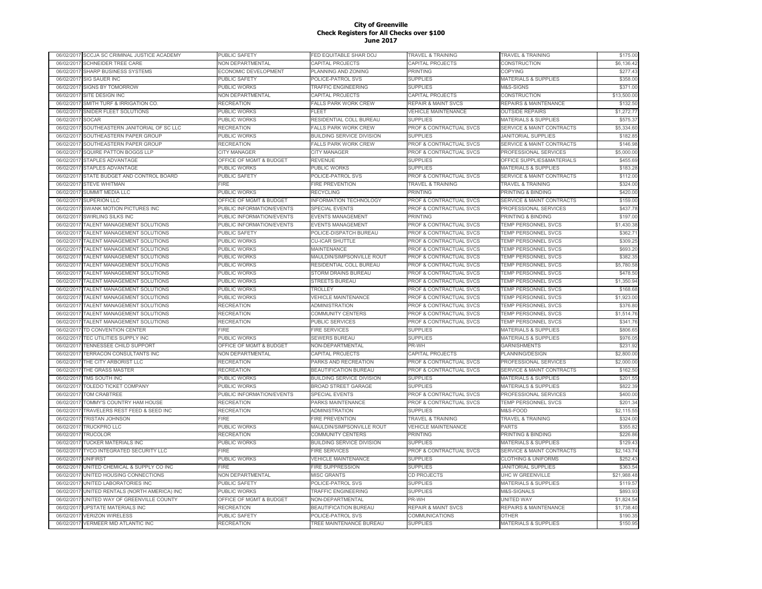# City of Greenville
## Check Registers for All Checks over $100
### June 2017

| | | | | | | |
|---|---|---|---|---|---|---|
| 06/02/2017 | SCCJA SC CRIMINAL JUSTICE ACADEMY | PUBLIC SAFETY | FED EQUITABLE SHAR DOJ | TRAVEL & TRAINING | TRAVEL & TRAINING | $175.00 |
| 06/02/2017 | SCHNEIDER TREE CARE | NON DEPARTMENTAL | CAPITAL PROJECTS | CAPITAL PROJECTS | CONSTRUCTION | $6,136.42 |
| 06/02/2017 | SHARP BUSINESS SYSTEMS | ECONOMIC DEVELOPMENT | PLANNING AND ZONING | PRINTING | COPYING | $277.43 |
| 06/02/2017 | SIG SAUER INC | PUBLIC SAFETY | POLICE-PATROL SVS | SUPPLIES | MATERIALS & SUPPLIES | $358.00 |
| 06/02/2017 | SIGNS BY TOMORROW | PUBLIC WORKS | TRAFFIC ENGINEERING | SUPPLIES | M&S-SIGNS | $371.00 |
| 06/02/2017 | SITE DESIGN INC | NON DEPARTMENTAL | CAPITAL PROJECTS | CAPITAL PROJECTS | CONSTRUCTION | $13,500.00 |
| 06/02/2017 | SMITH TURF & IRRIGATION CO. | RECREATION | FALLS PARK WORK CREW | REPAIR & MAINT SVCS | REPAIRS & MAINTENANCE | $132.50 |
| 06/02/2017 | SNIDER FLEET SOLUTIONS | PUBLIC WORKS | FLEET | VEHICLE MAINTENANCE | OUTSIDE REPAIRS | $1,272.77 |
| 06/02/2017 | SOCAR | PUBLIC WORKS | RESIDENTIAL COLL BUREAU | SUPPLIES | MATERIALS & SUPPLIES | $575.37 |
| 06/02/2017 | SOUTHEASTERN JANITORIAL OF SC LLC | RECREATION | FALLS PARK WORK CREW | PROF & CONTRACTUAL SVCS | SERVICE & MAINT CONTRACTS | $5,334.60 |
| 06/02/2017 | SOUTHEASTERN PAPER GROUP | PUBLIC WORKS | BUILDING SERVICE DIVISION | SUPPLIES | JANITORIAL SUPPLIES | $182.65 |
| 06/02/2017 | SOUTHEASTERN PAPER GROUP | RECREATION | FALLS PARK WORK CREW | PROF & CONTRACTUAL SVCS | SERVICE & MAINT CONTRACTS | $146.98 |
| 06/02/2017 | SQUIRE PATTON BOGGS LLP | CITY MANAGER | CITY MANAGER | PROF & CONTRACTUAL SVCS | PROFESSIONAL SERVICES | $5,000.00 |
| 06/02/2017 | STAPLES ADVANTAGE | OFFICE OF MGMT & BUDGET | REVENUE | SUPPLIES | OFFICE SUPPLIES&MATERIALS | $455.69 |
| 06/02/2017 | STAPLES ADVANTAGE | PUBLIC WORKS | PUBLIC WORKS | SUPPLIES | MATERIALS & SUPPLIES | $183.28 |
| 06/02/2017 | STATE BUDGET AND CONTROL BOARD | PUBLIC SAFETY | POLICE-PATROL SVS | PROF & CONTRACTUAL SVCS | SERVICE & MAINT CONTRACTS | $112.00 |
| 06/02/2017 | STEVE WHITMAN | FIRE | FIRE PREVENTION | TRAVEL & TRAINING | TRAVEL & TRAINING | $324.00 |
| 06/02/2017 | SUMMIT MEDIA LLC | PUBLIC WORKS | RECYCLING | PRINTING | PRINTING & BINDING | $420.00 |
| 06/02/2017 | SUPERION LLC | OFFICE OF MGMT & BUDGET | INFORMATION TECHNOLOGY | PROF & CONTRACTUAL SVCS | SERVICE & MAINT CONTRACTS | $159.00 |
| 06/02/2017 | SWANK MOTION PICTURES INC | PUBLIC INFORMATION/EVENTS | SPECIAL EVENTS | PROF & CONTRACTUAL SVCS | PROFESSIONAL SERVICES | $437.78 |
| 06/02/2017 | SWIRLING SILKS INC | PUBLIC INFORMATION/EVENTS | EVENTS MANAGEMENT | PRINTING | PRINTING & BINDING | $197.00 |
| 06/02/2017 | TALENT MANAGEMENT SOLUTIONS | PUBLIC INFORMATION/EVENTS | EVENTS MANAGEMENT | PROF & CONTRACTUAL SVCS | TEMP PERSONNEL SVCS | $1,430.38 |
| 06/02/2017 | TALENT MANAGEMENT SOLUTIONS | PUBLIC SAFETY | POLICE-DISPATCH BUREAU | PROF & CONTRACTUAL SVCS | TEMP PERSONNEL SVCS | $362.71 |
| 06/02/2017 | TALENT MANAGEMENT SOLUTIONS | PUBLIC WORKS | CU-ICAR SHUTTLE | PROF & CONTRACTUAL SVCS | TEMP PERSONNEL SVCS | $309.25 |
| 06/02/2017 | TALENT MANAGEMENT SOLUTIONS | PUBLIC WORKS | MAINTENANCE | PROF & CONTRACTUAL SVCS | TEMP PERSONNEL SVCS | $693.20 |
| 06/02/2017 | TALENT MANAGEMENT SOLUTIONS | PUBLIC WORKS | MAULDIN/SIMPSONVILLE ROUT | PROF & CONTRACTUAL SVCS | TEMP PERSONNEL SVCS | $382.35 |
| 06/02/2017 | TALENT MANAGEMENT SOLUTIONS | PUBLIC WORKS | RESIDENTIAL COLL BUREAU | PROF & CONTRACTUAL SVCS | TEMP PERSONNEL SVCS | $5,780.58 |
| 06/02/2017 | TALENT MANAGEMENT SOLUTIONS | PUBLIC WORKS | STORM DRAINS BUREAU | PROF & CONTRACTUAL SVCS | TEMP PERSONNEL SVCS | $478.50 |
| 06/02/2017 | TALENT MANAGEMENT SOLUTIONS | PUBLIC WORKS | STREETS BUREAU | PROF & CONTRACTUAL SVCS | TEMP PERSONNEL SVCS | $1,350.94 |
| 06/02/2017 | TALENT MANAGEMENT SOLUTIONS | PUBLIC WORKS | TROLLEY | PROF & CONTRACTUAL SVCS | TEMP PERSONNEL SVCS | $168.68 |
| 06/02/2017 | TALENT MANAGEMENT SOLUTIONS | PUBLIC WORKS | VEHICLE MAINTENANCE | PROF & CONTRACTUAL SVCS | TEMP PERSONNEL SVCS | $1,923.00 |
| 06/02/2017 | TALENT MANAGEMENT SOLUTIONS | RECREATION | ADMINISTRATION | PROF & CONTRACTUAL SVCS | TEMP PERSONNEL SVCS | $376.80 |
| 06/02/2017 | TALENT MANAGEMENT SOLUTIONS | RECREATION | COMMUNITY CENTERS | PROF & CONTRACTUAL SVCS | TEMP PERSONNEL SVCS | $1,514.76 |
| 06/02/2017 | TALENT MANAGEMENT SOLUTIONS | RECREATION | PUBLIC SERVICES | PROF & CONTRACTUAL SVCS | TEMP PERSONNEL SVCS | $341.76 |
| 06/02/2017 | TD CONVENTION CENTER | FIRE | FIRE SERVICES | SUPPLIES | MATERIALS & SUPPLIES | $806.65 |
| 06/02/2017 | TEC UTILITIES SUPPLY INC | PUBLIC WORKS | SEWERS BUREAU | SUPPLIES | MATERIALS & SUPPLIES | $976.05 |
| 06/02/2017 | TENNESSEE CHILD SUPPORT | OFFICE OF MGMT & BUDGET | NON-DEPARTMENTAL | PR-WH | GARNISHMENTS | $231.92 |
| 06/02/2017 | TERRACON CONSULTANTS INC | NON DEPARTMENTAL | CAPITAL PROJECTS | CAPITAL PROJECTS | PLANNING/DESIGN | $2,800.00 |
| 06/02/2017 | THE CITY ARBORIST LLC | RECREATION | PARKS AND RECREATION | PROF & CONTRACTUAL SVCS | PROFESSIONAL SERVICES | $2,000.00 |
| 06/02/2017 | THE GRASS MASTER | RECREATION | BEAUTIFICATION BUREAU | PROF & CONTRACTUAL SVCS | SERVICE & MAINT CONTRACTS | $162.50 |
| 06/02/2017 | TMS SOUTH INC | PUBLIC WORKS | BUILDING SERVICE DIVISION | SUPPLIES | MATERIALS & SUPPLIES | $201.55 |
| 06/02/2017 | TOLEDO TICKET COMPANY | PUBLIC WORKS | BROAD STREET GARAGE | SUPPLIES | MATERIALS & SUPPLIES | $822.39 |
| 06/02/2017 | TOM CRABTREE | PUBLIC INFORMATION/EVENTS | SPECIAL EVENTS | PROF & CONTRACTUAL SVCS | PROFESSIONAL SERVICES | $400.00 |
| 06/02/2017 | TOMMY'S COUNTRY HAM HOUSE | RECREATION | PARKS MAINTENANCE | PROF & CONTRACTUAL SVCS | TEMP PERSONNEL SVCS | $201.34 |
| 06/02/2017 | TRAVELERS REST FEED & SEED INC | RECREATION | ADMINISTRATION | SUPPLIES | M&S-FOOD | $2,115.55 |
| 06/02/2017 | TRISTAN JOHNSON | FIRE | FIRE PREVENTION | TRAVEL & TRAINING | TRAVEL & TRAINING | $324.00 |
| 06/02/2017 | TRUCKPRO LLC | PUBLIC WORKS | MAULDIN/SIMPSONVILLE ROUT | VEHICLE MAINTENANCE | PARTS | $355.82 |
| 06/02/2017 | TRUCOLOR | RECREATION | COMMUNITY CENTERS | PRINTING | PRINTING & BINDING | $226.66 |
| 06/02/2017 | TUCKER MATERIALS INC | PUBLIC WORKS | BUILDING SERVICE DIVISION | SUPPLIES | MATERIALS & SUPPLIES | $129.43 |
| 06/02/2017 | TYCO INTEGRATED SECURITY LLC | FIRE | FIRE SERVICES | PROF & CONTRACTUAL SVCS | SERVICE & MAINT CONTRACTS | $2,143.74 |
| 06/02/2017 | UNIFIRST | PUBLIC WORKS | VEHICLE MAINTENANCE | SUPPLIES | CLOTHING & UNIFORMS | $252.43 |
| 06/02/2017 | UNITED CHEMICAL & SUPPLY CO INC | FIRE | FIRE SUPPRESSION | SUPPLIES | JANITORIAL SUPPLIES | $363.54 |
| 06/02/2017 | UNITED HOUSING CONNECTIONS | NON DEPARTMENTAL | MISC GRANTS | CD PROJECTS | UHC W GREENVILLE | $21,988.48 |
| 06/02/2017 | UNITED LABORATORIES INC | PUBLIC SAFETY | POLICE-PATROL SVS | SUPPLIES | MATERIALS & SUPPLIES | $119.57 |
| 06/02/2017 | UNITED RENTALS (NORTH AMERICA) INC | PUBLIC WORKS | TRAFFIC ENGINEERING | SUPPLIES | M&S-SIGNALS | $893.93 |
| 06/02/2017 | UNITED WAY OF GREENVILLE COUNTY | OFFICE OF MGMT & BUDGET | NON-DEPARTMENTAL | PR-WH | UNITED WAY | $1,824.54 |
| 06/02/2017 | UPSTATE MATERIALS INC | RECREATION | BEAUTIFICATION BUREAU | REPAIR & MAINT SVCS | REPAIRS & MAINTENANCE | $1,738.40 |
| 06/02/2017 | VERIZON WIRELESS | PUBLIC SAFETY | POLICE-PATROL SVS | COMMUNICATIONS | OTHER | $190.35 |
| 06/02/2017 | VERMEER MID ATLANTIC INC | RECREATION | TREE MAINTENANCE BUREAU | SUPPLIES | MATERIALS & SUPPLIES | $150.95 |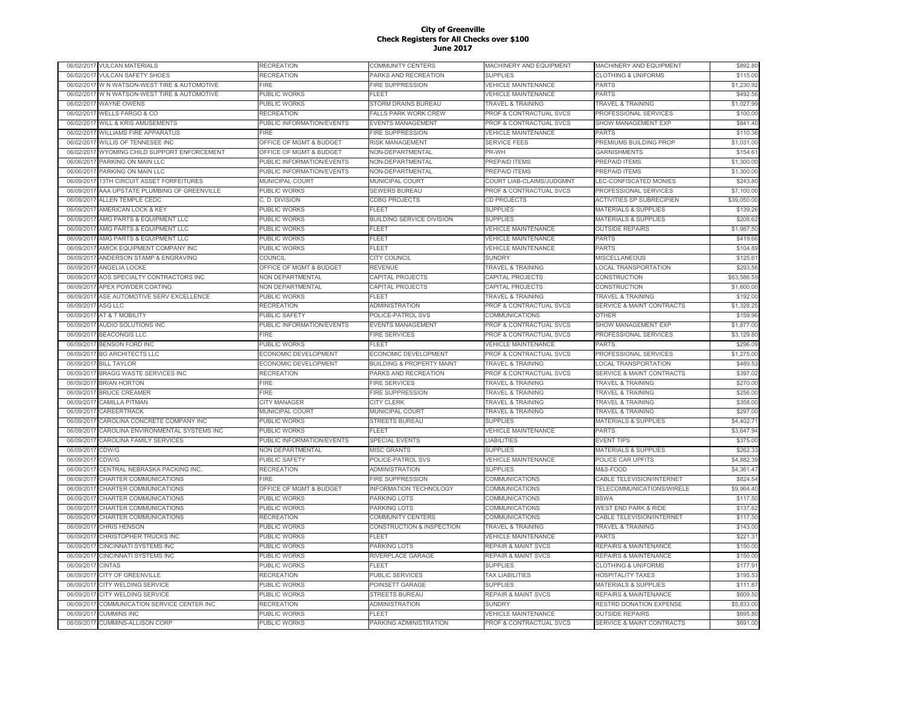# City of Greenville
## Check Registers for All Checks over $100
### June 2017

| | | | | | | |
|---|---|---|---|---|---|---|
| 06/02/2017 | VULCAN MATERIALS | RECREATION | COMMUNITY CENTERS | MACHINERY AND EQUIPMENT | MACHINERY AND EQUIPMENT | $892.80 |
| 06/02/2017 | VULCAN SAFETY SHOES | RECREATION | PARKS AND RECREATION | SUPPLIES | CLOTHING & UNIFORMS | $115.00 |
| 06/02/2017 | W N WATSON-WEST TIRE & AUTOMOTIVE | FIRE | FIRE SUPPRESSION | VEHICLE MAINTENANCE | PARTS | $1,230.92 |
| 06/02/2017 | W N WATSON-WEST TIRE & AUTOMOTIVE | PUBLIC WORKS | FLEET | VEHICLE MAINTENANCE | PARTS | $492.56 |
| 06/02/2017 | WAYNE OWENS | PUBLIC WORKS | STORM DRAINS BUREAU | TRAVEL & TRAINING | TRAVEL & TRAINING | $1,027.99 |
| 06/02/2017 | WELLS FARGO & CO | RECREATION | FALLS PARK WORK CREW | PROF & CONTRACTUAL SVCS | PROFESSIONAL SERVICES | $100.00 |
| 06/02/2017 | WILL & KRIS AMUSEMENTS | PUBLIC INFORMATION/EVENTS | EVENTS MANAGEMENT | PROF & CONTRACTUAL SVCS | SHOW MANAGEMENT EXP | $841.40 |
| 06/02/2017 | WILLIAMS FIRE APPARATUS | FIRE | FIRE SUPPRESSION | VEHICLE MAINTENANCE | PARTS | $110.36 |
| 06/02/2017 | WILLIS OF TENNESEE INC | OFFICE OF MGMT & BUDGET | RISK MANAGEMENT | SERVICE FEES | PREMIUMS BUILDING PROP | $1,031.00 |
| 06/02/2017 | WYOMING CHILD SUPPORT ENFORCEMENT | OFFICE OF MGMT & BUDGET | NON-DEPARTMENTAL | PR-WH | GARNISHMENTS | $154.61 |
| 06/06/2017 | PARKING ON MAIN LLC | PUBLIC INFORMATION/EVENTS | NON-DEPARTMENTAL | PREPAID ITEMS | PREPAID ITEMS | $1,300.00 |
| 06/06/2017 | PARKING ON MAIN LLC | PUBLIC INFORMATION/EVENTS | NON-DEPARTMENTAL | PREPAID ITEMS | PREPAID ITEMS | $1,300.00 |
| 06/09/2017 | 13TH CIRCUIT ASSET FORFEITURES | MUNICIPAL COURT | MUNICIPAL COURT | COURT LIAB-CLAIMS/JUDGMNT | LEC-CONFISCATED MONIES | $243.80 |
| 06/09/2017 | AAA UPSTATE PLUMBING OF GREENVILLE | PUBLIC WORKS | SEWERS BUREAU | PROF & CONTRACTUAL SVCS | PROFESSIONAL SERVICES | $7,100.00 |
| 06/09/2017 | ALLEN TEMPLE CEDC | C. D. DIVISION | CDBG PROJECTS | CD PROJECTS | ACTIVITIES SP SUBRECIPIEN | $39,050.00 |
| 06/09/2017 | AMERICAN LOCK & KEY | PUBLIC WORKS | FLEET | SUPPLIES | MATERIALS & SUPPLIES | $139.26 |
| 06/09/2017 | AMG PARTS & EQUIPMENT LLC | PUBLIC WORKS | BUILDING SERVICE DIVISION | SUPPLIES | MATERIALS & SUPPLIES | $208.62 |
| 06/09/2017 | AMG PARTS & EQUIPMENT LLC | PUBLIC WORKS | FLEET | VEHICLE MAINTENANCE | OUTSIDE REPAIRS | $1,987.50 |
| 06/09/2017 | AMG PARTS & EQUIPMENT LLC | PUBLIC WORKS | FLEET | VEHICLE MAINTENANCE | PARTS | $419.66 |
| 06/09/2017 | AMICK EQUIPMENT COMPANY INC | PUBLIC WORKS | FLEET | VEHICLE MAINTENANCE | PARTS | $104.89 |
| 06/09/2017 | ANDERSON STAMP & ENGRAVING | COUNCIL | CITY COUNCIL | SUNDRY | MISCELLANEOUS | $125.61 |
| 06/09/2017 | ANGELIA LOCKE | OFFICE OF MGMT & BUDGET | REVENUE | TRAVEL & TRAINING | LOCAL TRANSPORTATION | $293.56 |
| 06/09/2017 | AOS SPECIALTY CONTRACTORS INC | NON DEPARTMENTAL | CAPITAL PROJECTS | CAPITAL PROJECTS | CONSTRUCTION | $63,586.59 |
| 06/09/2017 | APEX POWDER COATING | NON DEPARTMENTAL | CAPITAL PROJECTS | CAPITAL PROJECTS | CONSTRUCTION | $1,600.00 |
| 06/09/2017 | ASE AUTOMOTIVE SERV EXCELLENCE | PUBLIC WORKS | FLEET | TRAVEL & TRAINING | TRAVEL & TRAINING | $192.00 |
| 06/09/2017 | ASG LLC | RECREATION | ADMINISTRATION | PROF & CONTRACTUAL SVCS | SERVICE & MAINT CONTRACTS | $1,328.25 |
| 06/09/2017 | AT & T MOBILITY | PUBLIC SAFETY | POLICE-PATROL SVS | COMMUNICATIONS | OTHER | $159.96 |
| 06/09/2017 | AUDIO SOLUTIONS INC | PUBLIC INFORMATION/EVENTS | EVENTS MANAGEMENT | PROF & CONTRACTUAL SVCS | SHOW MANAGEMENT EXP | $1,877.00 |
| 06/09/2017 | BEACONGIS LLC | FIRE | FIRE SERVICES | PROF & CONTRACTUAL SVCS | PROFESSIONAL SERVICES | $3,129.80 |
| 06/09/2017 | BENSON FORD INC | PUBLIC WORKS | FLEET | VEHICLE MAINTENANCE | PARTS | $296.09 |
| 06/09/2017 | BG ARCHITECTS LLC | ECONOMIC DEVELOPMENT | ECONOMIC DEVELOPMENT | PROF & CONTRACTUAL SVCS | PROFESSIONAL SERVICES | $1,275.00 |
| 06/09/2017 | BILL TAYLOR | ECONOMIC DEVELOPMENT | BUILDING & PROPERTY MAINT | TRAVEL & TRAINING | LOCAL TRANSPORTATION | $489.53 |
| 06/09/2017 | BRAGG WASTE SERVICES INC | RECREATION | PARKS AND RECREATION | PROF & CONTRACTUAL SVCS | SERVICE & MAINT CONTRACTS | $397.02 |
| 06/09/2017 | BRIAN HORTON | FIRE | FIRE SERVICES | TRAVEL & TRAINING | TRAVEL & TRAINING | $270.00 |
| 06/09/2017 | BRUCE CREAMER | FIRE | FIRE SUPPRESSION | TRAVEL & TRAINING | TRAVEL & TRAINING | $256.00 |
| 06/09/2017 | CAMILLA PITMAN | CITY MANAGER | CITY CLERK | TRAVEL & TRAINING | TRAVEL & TRAINING | $358.00 |
| 06/09/2017 | CAREERTRACK | MUNICIPAL COURT | MUNICIPAL COURT | TRAVEL & TRAINING | TRAVEL & TRAINING | $297.00 |
| 06/09/2017 | CAROLINA CONCRETE COMPANY INC | PUBLIC WORKS | STREETS BUREAU | SUPPLIES | MATERIALS & SUPPLIES | $4,402.71 |
| 06/09/2017 | CAROLINA ENVIRONMENTAL SYSTEMS INC | PUBLIC WORKS | FLEET | VEHICLE MAINTENANCE | PARTS | $3,647.94 |
| 06/09/2017 | CAROLINA FAMILY SERVICES | PUBLIC INFORMATION/EVENTS | SPECIAL EVENTS | LIABILITIES | EVENT TIPS | $375.00 |
| 06/09/2017 | CDW/G | NON DEPARTMENTAL | MISC GRANTS | SUPPLIES | MATERIALS & SUPPLIES | $262.33 |
| 06/09/2017 | CDW/G | PUBLIC SAFETY | POLICE-PATROL SVS | VEHICLE MAINTENANCE | POLICE CAR UPFITS | $4,882.39 |
| 06/09/2017 | CENTRAL NEBRASKA PACKING INC. | RECREATION | ADMINISTRATION | SUPPLIES | M&S-FOOD | $4,361.47 |
| 06/09/2017 | CHARTER COMMUNICATIONS | FIRE | FIRE SUPPRESSION | COMMUNICATIONS | CABLE TELEVISION/INTERNET | $824.54 |
| 06/09/2017 | CHARTER COMMUNICATIONS | OFFICE OF MGMT & BUDGET | INFORMATION TECHNOLOGY | COMMUNICATIONS | TELECOMMUNICATIONS/WIRELE | $9,964.40 |
| 06/09/2017 | CHARTER COMMUNICATIONS | PUBLIC WORKS | PARKING LOTS | COMMUNICATIONS | BSWA | $117.50 |
| 06/09/2017 | CHARTER COMMUNICATIONS | PUBLIC WORKS | PARKING LOTS | COMMUNICATIONS | WEST END PARK & RIDE | $137.62 |
| 06/09/2017 | CHARTER COMMUNICATIONS | RECREATION | COMMUNITY CENTERS | COMMUNICATIONS | CABLE TELEVISION/INTERNET | $117.50 |
| 06/09/2017 | CHRIS HENSON | PUBLIC WORKS | CONSTRUCTION & INSPECTION | TRAVEL & TRAINING | TRAVEL & TRAINING | $143.00 |
| 06/09/2017 | CHRISTOPHER TRUCKS INC | PUBLIC WORKS | FLEET | VEHICLE MAINTENANCE | PARTS | $221.31 |
| 06/09/2017 | CINCINNATI SYSTEMS INC | PUBLIC WORKS | PARKING LOTS | REPAIR & MAINT SVCS | REPAIRS & MAINTENANCE | $150.00 |
| 06/09/2017 | CINCINNATI SYSTEMS INC | PUBLIC WORKS | RIVERPLACE GARAGE | REPAIR & MAINT SVCS | REPAIRS & MAINTENANCE | $150.00 |
| 06/09/2017 | CINTAS | PUBLIC WORKS | FLEET | SUPPLIES | CLOTHING & UNIFORMS | $177.91 |
| 06/09/2017 | CITY OF GREENVILLE | RECREATION | PUBLIC SERVICES | TAX LIABILITIES | HOSPITALITY TAXES | $195.53 |
| 06/09/2017 | CITY WELDING SERVICE | PUBLIC WORKS | POINSETT GARAGE | SUPPLIES | MATERIALS & SUPPLIES | $111.87 |
| 06/09/2017 | CITY WELDING SERVICE | PUBLIC WORKS | STREETS BUREAU | REPAIR & MAINT SVCS | REPAIRS & MAINTENANCE | $609.50 |
| 06/09/2017 | COMMUNICATION SERVICE CENTER INC | RECREATION | ADMINISTRATION | SUNDRY | RESTRD DONATION EXPENSE | $5,833.00 |
| 06/09/2017 | CUMMINS INC | PUBLIC WORKS | FLEET | VEHICLE MAINTENANCE | OUTSIDE REPAIRS | $695.80 |
| 06/09/2017 | CUMMINS-ALLISON CORP | PUBLIC WORKS | PARKING ADMINISTRATION | PROF & CONTRACTUAL SVCS | SERVICE & MAINT CONTRACTS | $691.00 |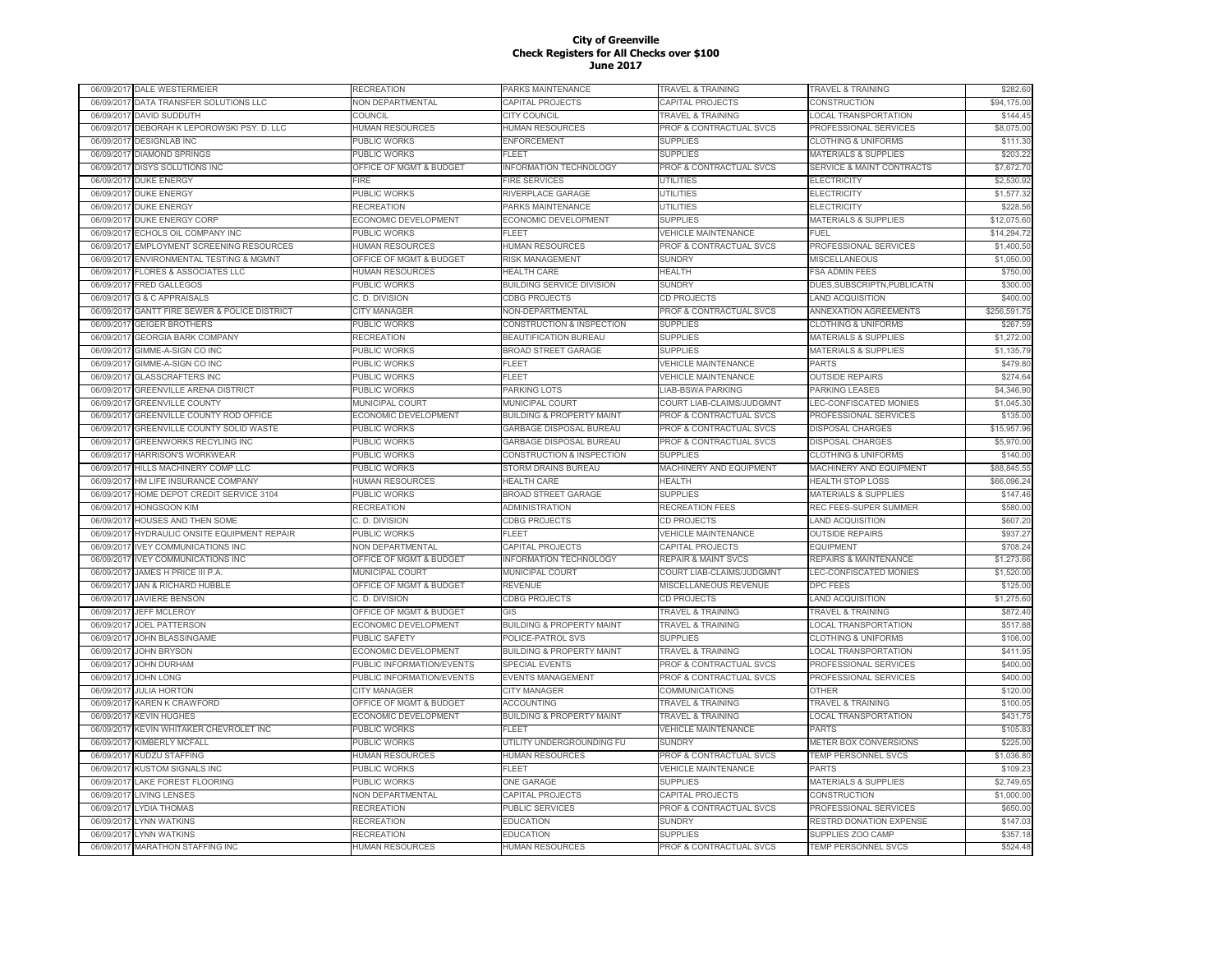# City of Greenville
## Check Registers for All Checks over $100
### June 2017

| | | | | | | |
|---|---|---|---|---|---|---|
| 06/09/2017 | DALE WESTERMEIER | RECREATION | PARKS MAINTENANCE | TRAVEL & TRAINING | TRAVEL & TRAINING | $282.60 |
| 06/09/2017 | DATA TRANSFER SOLUTIONS LLC | NON DEPARTMENTAL | CAPITAL PROJECTS | CAPITAL PROJECTS | CONSTRUCTION | $94,175.00 |
| 06/09/2017 | DAVID SUDDUTH | COUNCIL | CITY COUNCIL | TRAVEL & TRAINING | LOCAL TRANSPORTATION | $144.45 |
| 06/09/2017 | DEBORAH K LEPOROWSKI PSY. D. LLC | HUMAN RESOURCES | HUMAN RESOURCES | PROF & CONTRACTUAL SVCS | PROFESSIONAL SERVICES | $8,075.00 |
| 06/09/2017 | DESIGNLAB INC | PUBLIC WORKS | ENFORCEMENT | SUPPLIES | CLOTHING & UNIFORMS | $111.30 |
| 06/09/2017 | DIAMOND SPRINGS | PUBLIC WORKS | FLEET | SUPPLIES | MATERIALS & SUPPLIES | $203.22 |
| 06/09/2017 | DISYS SOLUTIONS INC | OFFICE OF MGMT & BUDGET | INFORMATION TECHNOLOGY | PROF & CONTRACTUAL SVCS | SERVICE & MAINT CONTRACTS | $7,672.70 |
| 06/09/2017 | DUKE ENERGY | FIRE | FIRE SERVICES | UTILITIES | ELECTRICITY | $2,530.92 |
| 06/09/2017 | DUKE ENERGY | PUBLIC WORKS | RIVERPLACE GARAGE | UTILITIES | ELECTRICITY | $1,577.32 |
| 06/09/2017 | DUKE ENERGY | RECREATION | PARKS MAINTENANCE | UTILITIES | ELECTRICITY | $228.56 |
| 06/09/2017 | DUKE ENERGY CORP | ECONOMIC DEVELOPMENT | ECONOMIC DEVELOPMENT | SUPPLIES | MATERIALS & SUPPLIES | $12,075.60 |
| 06/09/2017 | ECHOLS OIL COMPANY INC | PUBLIC WORKS | FLEET | VEHICLE MAINTENANCE | FUEL | $14,294.72 |
| 06/09/2017 | EMPLOYMENT SCREENING RESOURCES | HUMAN RESOURCES | HUMAN RESOURCES | PROF & CONTRACTUAL SVCS | PROFESSIONAL SERVICES | $1,400.50 |
| 06/09/2017 | ENVIRONMENTAL TESTING & MGMNT | OFFICE OF MGMT & BUDGET | RISK MANAGEMENT | SUNDRY | MISCELLANEOUS | $1,050.00 |
| 06/09/2017 | FLORES & ASSOCIATES LLC | HUMAN RESOURCES | HEALTH CARE | HEALTH | FSA ADMIN FEES | $750.00 |
| 06/09/2017 | FRED GALLEGOS | PUBLIC WORKS | BUILDING SERVICE DIVISION | SUNDRY | DUES,SUBSCRIPTN,PUBLICATN | $300.00 |
| 06/09/2017 | G & C APPRAISALS | C. D. DIVISION | CDBG PROJECTS | CD PROJECTS | LAND ACQUISITION | $400.00 |
| 06/09/2017 | GANTT FIRE SEWER & POLICE DISTRICT | CITY MANAGER | NON-DEPARTMENTAL | PROF & CONTRACTUAL SVCS | ANNEXATION AGREEMENTS | $256,591.75 |
| 06/09/2017 | GEIGER BROTHERS | PUBLIC WORKS | CONSTRUCTION & INSPECTION | SUPPLIES | CLOTHING & UNIFORMS | $267.59 |
| 06/09/2017 | GEORGIA BARK COMPANY | RECREATION | BEAUTIFICATION BUREAU | SUPPLIES | MATERIALS & SUPPLIES | $1,272.00 |
| 06/09/2017 | GIMME-A-SIGN CO INC | PUBLIC WORKS | BROAD STREET GARAGE | SUPPLIES | MATERIALS & SUPPLIES | $1,135.79 |
| 06/09/2017 | GIMME-A-SIGN CO INC | PUBLIC WORKS | FLEET | VEHICLE MAINTENANCE | PARTS | $479.80 |
| 06/09/2017 | GLASSCRAFTERS INC | PUBLIC WORKS | FLEET | VEHICLE MAINTENANCE | OUTSIDE REPAIRS | $274.64 |
| 06/09/2017 | GREENVILLE ARENA DISTRICT | PUBLIC WORKS | PARKING LOTS | LIAB-BSWA PARKING | PARKING LEASES | $4,346.90 |
| 06/09/2017 | GREENVILLE COUNTY | MUNICIPAL COURT | MUNICIPAL COURT | COURT LIAB-CLAIMS/JUDGMNT | LEC-CONFISCATED MONIES | $1,045.30 |
| 06/09/2017 | GREENVILLE COUNTY ROD OFFICE | ECONOMIC DEVELOPMENT | BUILDING & PROPERTY MAINT | PROF & CONTRACTUAL SVCS | PROFESSIONAL SERVICES | $135.00 |
| 06/09/2017 | GREENVILLE COUNTY SOLID WASTE | PUBLIC WORKS | GARBAGE DISPOSAL BUREAU | PROF & CONTRACTUAL SVCS | DISPOSAL CHARGES | $15,957.96 |
| 06/09/2017 | GREENWORKS RECYLING INC | PUBLIC WORKS | GARBAGE DISPOSAL BUREAU | PROF & CONTRACTUAL SVCS | DISPOSAL CHARGES | $5,970.00 |
| 06/09/2017 | HARRISON'S WORKWEAR | PUBLIC WORKS | CONSTRUCTION & INSPECTION | SUPPLIES | CLOTHING & UNIFORMS | $140.00 |
| 06/09/2017 | HILLS MACHINERY COMP LLC | PUBLIC WORKS | STORM DRAINS BUREAU | MACHINERY AND EQUIPMENT | MACHINERY AND EQUIPMENT | $88,845.55 |
| 06/09/2017 | HM LIFE INSURANCE COMPANY | HUMAN RESOURCES | HEALTH CARE | HEALTH | HEALTH STOP LOSS | $66,096.24 |
| 06/09/2017 | HOME DEPOT CREDIT SERVICE 3104 | PUBLIC WORKS | BROAD STREET GARAGE | SUPPLIES | MATERIALS & SUPPLIES | $147.46 |
| 06/09/2017 | HONGSOON KIM | RECREATION | ADMINISTRATION | RECREATION FEES | REC FEES-SUPER SUMMER | $580.00 |
| 06/09/2017 | HOUSES AND THEN SOME | C. D. DIVISION | CDBG PROJECTS | CD PROJECTS | LAND ACQUISITION | $607.20 |
| 06/09/2017 | HYDRAULIC ONSITE EQUIPMENT REPAIR | PUBLIC WORKS | FLEET | VEHICLE MAINTENANCE | OUTSIDE REPAIRS | $937.27 |
| 06/09/2017 | IVEY COMMUNICATIONS INC | NON DEPARTMENTAL | CAPITAL PROJECTS | CAPITAL PROJECTS | EQUIPMENT | $708.24 |
| 06/09/2017 | IVEY COMMUNICATIONS INC | OFFICE OF MGMT & BUDGET | INFORMATION TECHNOLOGY | REPAIR & MAINT SVCS | REPAIRS & MAINTENANCE | $1,273.66 |
| 06/09/2017 | JAMES H PRICE III P.A. | MUNICIPAL COURT | MUNICIPAL COURT | COURT LIAB-CLAIMS/JUDGMNT | LEC-CONFISCATED MONIES | $1,520.00 |
| 06/09/2017 | JAN & RICHARD HUBBLE | OFFICE OF MGMT & BUDGET | REVENUE | MISCELLANEOUS REVENUE | DPC FEES | $125.00 |
| 06/09/2017 | JAVIERE BENSON | C. D. DIVISION | CDBG PROJECTS | CD PROJECTS | LAND ACQUISITION | $1,275.60 |
| 06/09/2017 | JEFF MCLEROY | OFFICE OF MGMT & BUDGET | GIS | TRAVEL & TRAINING | TRAVEL & TRAINING | $872.40 |
| 06/09/2017 | JOEL PATTERSON | ECONOMIC DEVELOPMENT | BUILDING & PROPERTY MAINT | TRAVEL & TRAINING | LOCAL TRANSPORTATION | $517.88 |
| 06/09/2017 | JOHN BLASSINGAME | PUBLIC SAFETY | POLICE-PATROL SVS | SUPPLIES | CLOTHING & UNIFORMS | $106.00 |
| 06/09/2017 | JOHN BRYSON | ECONOMIC DEVELOPMENT | BUILDING & PROPERTY MAINT | TRAVEL & TRAINING | LOCAL TRANSPORTATION | $411.95 |
| 06/09/2017 | JOHN DURHAM | PUBLIC INFORMATION/EVENTS | SPECIAL EVENTS | PROF & CONTRACTUAL SVCS | PROFESSIONAL SERVICES | $400.00 |
| 06/09/2017 | JOHN LONG | PUBLIC INFORMATION/EVENTS | EVENTS MANAGEMENT | PROF & CONTRACTUAL SVCS | PROFESSIONAL SERVICES | $400.00 |
| 06/09/2017 | JULIA HORTON | CITY MANAGER | CITY MANAGER | COMMUNICATIONS | OTHER | $120.00 |
| 06/09/2017 | KAREN K CRAWFORD | OFFICE OF MGMT & BUDGET | ACCOUNTING | TRAVEL & TRAINING | TRAVEL & TRAINING | $100.05 |
| 06/09/2017 | KEVIN HUGHES | ECONOMIC DEVELOPMENT | BUILDING & PROPERTY MAINT | TRAVEL & TRAINING | LOCAL TRANSPORTATION | $431.75 |
| 06/09/2017 | KEVIN WHITAKER CHEVROLET INC | PUBLIC WORKS | FLEET | VEHICLE MAINTENANCE | PARTS | $105.83 |
| 06/09/2017 | KIMBERLY MCFALL | PUBLIC WORKS | UTILITY UNDERGROUNDING FU | SUNDRY | METER BOX CONVERSIONS | $225.00 |
| 06/09/2017 | KUDZU STAFFING | HUMAN RESOURCES | HUMAN RESOURCES | PROF & CONTRACTUAL SVCS | TEMP PERSONNEL SVCS | $1,036.80 |
| 06/09/2017 | KUSTOM SIGNALS INC | PUBLIC WORKS | FLEET | VEHICLE MAINTENANCE | PARTS | $109.23 |
| 06/09/2017 | LAKE FOREST FLOORING | PUBLIC WORKS | ONE GARAGE | SUPPLIES | MATERIALS & SUPPLIES | $2,749.65 |
| 06/09/2017 | LIVING LENSES | NON DEPARTMENTAL | CAPITAL PROJECTS | CAPITAL PROJECTS | CONSTRUCTION | $1,000.00 |
| 06/09/2017 | LYDIA THOMAS | RECREATION | PUBLIC SERVICES | PROF & CONTRACTUAL SVCS | PROFESSIONAL SERVICES | $650.00 |
| 06/09/2017 | LYNN WATKINS | RECREATION | EDUCATION | SUNDRY | RESTRD DONATION EXPENSE | $147.03 |
| 06/09/2017 | LYNN WATKINS | RECREATION | EDUCATION | SUPPLIES | SUPPLIES ZOO CAMP | $357.18 |
| 06/09/2017 | MARATHON STAFFING INC | HUMAN RESOURCES | HUMAN RESOURCES | PROF & CONTRACTUAL SVCS | TEMP PERSONNEL SVCS | $524.48 |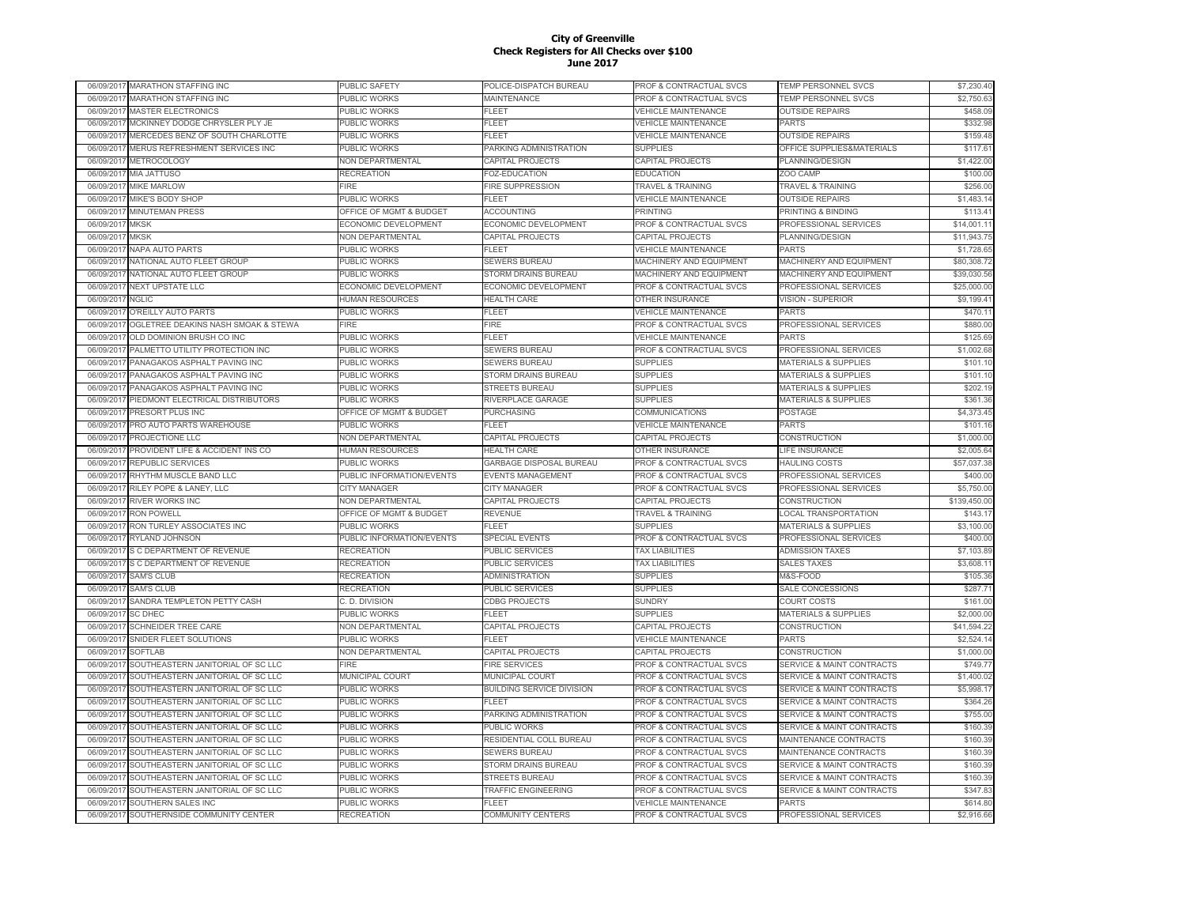# City of Greenville
## Check Registers for All Checks over $100
### June 2017

| | | | | | | |
|---|---|---|---|---|---|---|
| 06/09/2017 | MARATHON STAFFING INC | PUBLIC SAFETY | POLICE-DISPATCH BUREAU | PROF & CONTRACTUAL SVCS | TEMP PERSONNEL SVCS | $7,230.40 |
| 06/09/2017 | MARATHON STAFFING INC | PUBLIC WORKS | MAINTENANCE | PROF & CONTRACTUAL SVCS | TEMP PERSONNEL SVCS | $2,750.63 |
| 06/09/2017 | MASTER ELECTRONICS | PUBLIC WORKS | FLEET | VEHICLE MAINTENANCE | OUTSIDE REPAIRS | $458.09 |
| 06/09/2017 | MCKINNEY DODGE CHRYSLER PLY JE | PUBLIC WORKS | FLEET | VEHICLE MAINTENANCE | PARTS | $332.98 |
| 06/09/2017 | MERCEDES BENZ OF SOUTH CHARLOTTE | PUBLIC WORKS | FLEET | VEHICLE MAINTENANCE | OUTSIDE REPAIRS | $159.48 |
| 06/09/2017 | MERUS REFRESHMENT SERVICES INC | PUBLIC WORKS | PARKING ADMINISTRATION | SUPPLIES | OFFICE SUPPLIES&MATERIALS | $117.61 |
| 06/09/2017 | METROCOLOGY | NON DEPARTMENTAL | CAPITAL PROJECTS | CAPITAL PROJECTS | PLANNING/DESIGN | $1,422.00 |
| 06/09/2017 | MIA JATTUSO | RECREATION | FOZ-EDUCATION | EDUCATION | ZOO CAMP | $100.00 |
| 06/09/2017 | MIKE MARLOW | FIRE | FIRE SUPPRESSION | TRAVEL & TRAINING | TRAVEL & TRAINING | $256.00 |
| 06/09/2017 | MIKE'S BODY SHOP | PUBLIC WORKS | FLEET | VEHICLE MAINTENANCE | OUTSIDE REPAIRS | $1,483.14 |
| 06/09/2017 | MINUTEMAN PRESS | OFFICE OF MGMT & BUDGET | ACCOUNTING | PRINTING | PRINTING & BINDING | $113.41 |
| 06/09/2017 | MKSK | ECONOMIC DEVELOPMENT | ECONOMIC DEVELOPMENT | PROF & CONTRACTUAL SVCS | PROFESSIONAL SERVICES | $14,001.11 |
| 06/09/2017 | MKSK | NON DEPARTMENTAL | CAPITAL PROJECTS | CAPITAL PROJECTS | PLANNING/DESIGN | $11,943.75 |
| 06/09/2017 | NAPA AUTO PARTS | PUBLIC WORKS | FLEET | VEHICLE MAINTENANCE | PARTS | $1,728.65 |
| 06/09/2017 | NATIONAL AUTO FLEET GROUP | PUBLIC WORKS | SEWERS BUREAU | MACHINERY AND EQUIPMENT | MACHINERY AND EQUIPMENT | $80,308.72 |
| 06/09/2017 | NATIONAL AUTO FLEET GROUP | PUBLIC WORKS | STORM DRAINS BUREAU | MACHINERY AND EQUIPMENT | MACHINERY AND EQUIPMENT | $39,030.56 |
| 06/09/2017 | NEXT UPSTATE LLC | ECONOMIC DEVELOPMENT | ECONOMIC DEVELOPMENT | PROF & CONTRACTUAL SVCS | PROFESSIONAL SERVICES | $25,000.00 |
| 06/09/2017 | NGLIC | HUMAN RESOURCES | HEALTH CARE | OTHER INSURANCE | VISION - SUPERIOR | $9,199.41 |
| 06/09/2017 | O'REILLY AUTO PARTS | PUBLIC WORKS | FLEET | VEHICLE MAINTENANCE | PARTS | $470.11 |
| 06/09/2017 | OGLETREE DEAKINS NASH SMOAK & STEWA | FIRE | FIRE | PROF & CONTRACTUAL SVCS | PROFESSIONAL SERVICES | $880.00 |
| 06/09/2017 | OLD DOMINION BRUSH CO INC | PUBLIC WORKS | FLEET | VEHICLE MAINTENANCE | PARTS | $125.69 |
| 06/09/2017 | PALMETTO UTILITY PROTECTION INC | PUBLIC WORKS | SEWERS BUREAU | PROF & CONTRACTUAL SVCS | PROFESSIONAL SERVICES | $1,002.68 |
| 06/09/2017 | PANAGAKOS ASPHALT PAVING INC | PUBLIC WORKS | SEWERS BUREAU | SUPPLIES | MATERIALS & SUPPLIES | $101.10 |
| 06/09/2017 | PANAGAKOS ASPHALT PAVING INC | PUBLIC WORKS | STORM DRAINS BUREAU | SUPPLIES | MATERIALS & SUPPLIES | $101.10 |
| 06/09/2017 | PANAGAKOS ASPHALT PAVING INC | PUBLIC WORKS | STREETS BUREAU | SUPPLIES | MATERIALS & SUPPLIES | $202.19 |
| 06/09/2017 | PIEDMONT ELECTRICAL DISTRIBUTORS | PUBLIC WORKS | RIVERPLACE GARAGE | SUPPLIES | MATERIALS & SUPPLIES | $361.36 |
| 06/09/2017 | PRESORT PLUS INC | OFFICE OF MGMT & BUDGET | PURCHASING | COMMUNICATIONS | POSTAGE | $4,373.45 |
| 06/09/2017 | PRO AUTO PARTS WAREHOUSE | PUBLIC WORKS | FLEET | VEHICLE MAINTENANCE | PARTS | $101.16 |
| 06/09/2017 | PROJECTIONE LLC | NON DEPARTMENTAL | CAPITAL PROJECTS | CAPITAL PROJECTS | CONSTRUCTION | $1,000.00 |
| 06/09/2017 | PROVIDENT LIFE & ACCIDENT INS CO | HUMAN RESOURCES | HEALTH CARE | OTHER INSURANCE | LIFE INSURANCE | $2,005.64 |
| 06/09/2017 | REPUBLIC SERVICES | PUBLIC WORKS | GARBAGE DISPOSAL BUREAU | PROF & CONTRACTUAL SVCS | HAULING COSTS | $57,037.38 |
| 06/09/2017 | RHYTHM MUSCLE BAND LLC | PUBLIC INFORMATION/EVENTS | EVENTS MANAGEMENT | PROF & CONTRACTUAL SVCS | PROFESSIONAL SERVICES | $400.00 |
| 06/09/2017 | RILEY POPE & LANEY, LLC | CITY MANAGER | CITY MANAGER | PROF & CONTRACTUAL SVCS | PROFESSIONAL SERVICES | $5,750.00 |
| 06/09/2017 | RIVER WORKS INC | NON DEPARTMENTAL | CAPITAL PROJECTS | CAPITAL PROJECTS | CONSTRUCTION | $139,450.00 |
| 06/09/2017 | RON POWELL | OFFICE OF MGMT & BUDGET | REVENUE | TRAVEL & TRAINING | LOCAL TRANSPORTATION | $143.17 |
| 06/09/2017 | RON TURLEY ASSOCIATES INC | PUBLIC WORKS | FLEET | SUPPLIES | MATERIALS & SUPPLIES | $3,100.00 |
| 06/09/2017 | RYLAND JOHNSON | PUBLIC INFORMATION/EVENTS | SPECIAL EVENTS | PROF & CONTRACTUAL SVCS | PROFESSIONAL SERVICES | $400.00 |
| 06/09/2017 | S C DEPARTMENT OF REVENUE | RECREATION | PUBLIC SERVICES | TAX LIABILITIES | ADMISSION TAXES | $7,103.89 |
| 06/09/2017 | S C DEPARTMENT OF REVENUE | RECREATION | PUBLIC SERVICES | TAX LIABILITIES | SALES TAXES | $3,608.11 |
| 06/09/2017 | SAM'S CLUB | RECREATION | ADMINISTRATION | SUPPLIES | M&S-FOOD | $105.36 |
| 06/09/2017 | SAM'S CLUB | RECREATION | PUBLIC SERVICES | SUPPLIES | SALE CONCESSIONS | $287.71 |
| 06/09/2017 | SANDRA TEMPLETON PETTY CASH | C. D. DIVISION | CDBG PROJECTS | SUNDRY | COURT COSTS | $161.00 |
| 06/09/2017 | SC DHEC | PUBLIC WORKS | FLEET | SUPPLIES | MATERIALS & SUPPLIES | $2,000.00 |
| 06/09/2017 | SCHNEIDER TREE CARE | NON DEPARTMENTAL | CAPITAL PROJECTS | CAPITAL PROJECTS | CONSTRUCTION | $41,594.22 |
| 06/09/2017 | SNIDER FLEET SOLUTIONS | PUBLIC WORKS | FLEET | VEHICLE MAINTENANCE | PARTS | $2,524.14 |
| 06/09/2017 | SOFTLAB | NON DEPARTMENTAL | CAPITAL PROJECTS | CAPITAL PROJECTS | CONSTRUCTION | $1,000.00 |
| 06/09/2017 | SOUTHEASTERN JANITORIAL OF SC LLC | FIRE | FIRE SERVICES | PROF & CONTRACTUAL SVCS | SERVICE & MAINT CONTRACTS | $749.77 |
| 06/09/2017 | SOUTHEASTERN JANITORIAL OF SC LLC | MUNICIPAL COURT | MUNICIPAL COURT | PROF & CONTRACTUAL SVCS | SERVICE & MAINT CONTRACTS | $1,400.02 |
| 06/09/2017 | SOUTHEASTERN JANITORIAL OF SC LLC | PUBLIC WORKS | BUILDING SERVICE DIVISION | PROF & CONTRACTUAL SVCS | SERVICE & MAINT CONTRACTS | $5,998.17 |
| 06/09/2017 | SOUTHEASTERN JANITORIAL OF SC LLC | PUBLIC WORKS | FLEET | PROF & CONTRACTUAL SVCS | SERVICE & MAINT CONTRACTS | $364.26 |
| 06/09/2017 | SOUTHEASTERN JANITORIAL OF SC LLC | PUBLIC WORKS | PARKING ADMINISTRATION | PROF & CONTRACTUAL SVCS | SERVICE & MAINT CONTRACTS | $755.00 |
| 06/09/2017 | SOUTHEASTERN JANITORIAL OF SC LLC | PUBLIC WORKS | PUBLIC WORKS | PROF & CONTRACTUAL SVCS | SERVICE & MAINT CONTRACTS | $160.39 |
| 06/09/2017 | SOUTHEASTERN JANITORIAL OF SC LLC | PUBLIC WORKS | RESIDENTIAL COLL BUREAU | PROF & CONTRACTUAL SVCS | MAINTENANCE CONTRACTS | $160.39 |
| 06/09/2017 | SOUTHEASTERN JANITORIAL OF SC LLC | PUBLIC WORKS | SEWERS BUREAU | PROF & CONTRACTUAL SVCS | MAINTENANCE CONTRACTS | $160.39 |
| 06/09/2017 | SOUTHEASTERN JANITORIAL OF SC LLC | PUBLIC WORKS | STORM DRAINS BUREAU | PROF & CONTRACTUAL SVCS | SERVICE & MAINT CONTRACTS | $160.39 |
| 06/09/2017 | SOUTHEASTERN JANITORIAL OF SC LLC | PUBLIC WORKS | STREETS BUREAU | PROF & CONTRACTUAL SVCS | SERVICE & MAINT CONTRACTS | $160.39 |
| 06/09/2017 | SOUTHEASTERN JANITORIAL OF SC LLC | PUBLIC WORKS | TRAFFIC ENGINEERING | PROF & CONTRACTUAL SVCS | SERVICE & MAINT CONTRACTS | $347.83 |
| 06/09/2017 | SOUTHERN SALES INC | PUBLIC WORKS | FLEET | VEHICLE MAINTENANCE | PARTS | $614.80 |
| 06/09/2017 | SOUTHERNSIDE COMMUNITY CENTER | RECREATION | COMMUNITY CENTERS | PROF & CONTRACTUAL SVCS | PROFESSIONAL SERVICES | $2,916.66 |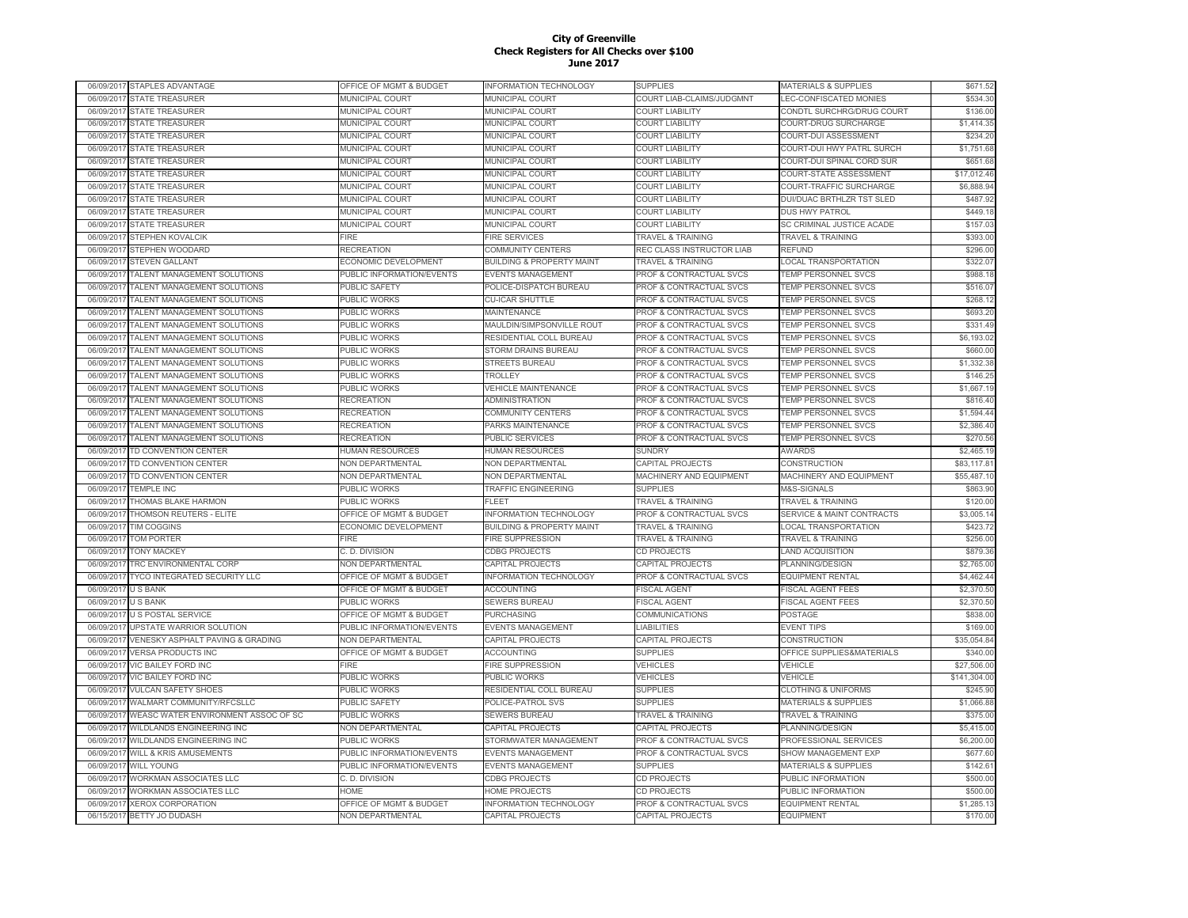# City of Greenville
## Check Registers for All Checks over $100
### June 2017

| | | | | | | |
|---|---|---|---|---|---|---|
| 06/09/2017 | STAPLES ADVANTAGE | OFFICE OF MGMT & BUDGET | INFORMATION TECHNOLOGY | SUPPLIES | MATERIALS & SUPPLIES | $671.52 |
| 06/09/2017 | STATE TREASURER | MUNICIPAL COURT | MUNICIPAL COURT | COURT LIAB-CLAIMS/JUDGMNT | LEC-CONFISCATED MONIES | $534.30 |
| 06/09/2017 | STATE TREASURER | MUNICIPAL COURT | MUNICIPAL COURT | COURT LIABILITY | CONDTL SURCHRG/DRUG COURT | $136.00 |
| 06/09/2017 | STATE TREASURER | MUNICIPAL COURT | MUNICIPAL COURT | COURT LIABILITY | COURT-DRUG SURCHARGE | $1,414.35 |
| 06/09/2017 | STATE TREASURER | MUNICIPAL COURT | MUNICIPAL COURT | COURT LIABILITY | COURT-DUI ASSESSMENT | $234.20 |
| 06/09/2017 | STATE TREASURER | MUNICIPAL COURT | MUNICIPAL COURT | COURT LIABILITY | COURT-DUI HWY PATRL SURCH | $1,751.68 |
| 06/09/2017 | STATE TREASURER | MUNICIPAL COURT | MUNICIPAL COURT | COURT LIABILITY | COURT-DUI SPINAL CORD SUR | $651.68 |
| 06/09/2017 | STATE TREASURER | MUNICIPAL COURT | MUNICIPAL COURT | COURT LIABILITY | COURT-STATE ASSESSMENT | $17,012.46 |
| 06/09/2017 | STATE TREASURER | MUNICIPAL COURT | MUNICIPAL COURT | COURT LIABILITY | COURT-TRAFFIC SURCHARGE | $6,888.94 |
| 06/09/2017 | STATE TREASURER | MUNICIPAL COURT | MUNICIPAL COURT | COURT LIABILITY | DUI/DUAC BRTHLZR TST SLED | $487.92 |
| 06/09/2017 | STATE TREASURER | MUNICIPAL COURT | MUNICIPAL COURT | COURT LIABILITY | DUS HWY PATROL | $449.18 |
| 06/09/2017 | STATE TREASURER | MUNICIPAL COURT | MUNICIPAL COURT | COURT LIABILITY | SC CRIMINAL JUSTICE ACADE | $157.03 |
| 06/09/2017 | STEPHEN KOVALCIK | FIRE | FIRE SERVICES | TRAVEL & TRAINING | TRAVEL & TRAINING | $393.00 |
| 06/09/2017 | STEPHEN WOODARD | RECREATION | COMMUNITY CENTERS | REC CLASS INSTRUCTOR LIAB | REFUND | $296.00 |
| 06/09/2017 | STEVEN GALLANT | ECONOMIC DEVELOPMENT | BUILDING & PROPERTY MAINT | TRAVEL & TRAINING | LOCAL TRANSPORTATION | $322.07 |
| 06/09/2017 | TALENT MANAGEMENT SOLUTIONS | PUBLIC INFORMATION/EVENTS | EVENTS MANAGEMENT | PROF & CONTRACTUAL SVCS | TEMP PERSONNEL SVCS | $988.18 |
| 06/09/2017 | TALENT MANAGEMENT SOLUTIONS | PUBLIC SAFETY | POLICE-DISPATCH BUREAU | PROF & CONTRACTUAL SVCS | TEMP PERSONNEL SVCS | $516.07 |
| 06/09/2017 | TALENT MANAGEMENT SOLUTIONS | PUBLIC WORKS | CU-ICAR SHUTTLE | PROF & CONTRACTUAL SVCS | TEMP PERSONNEL SVCS | $268.12 |
| 06/09/2017 | TALENT MANAGEMENT SOLUTIONS | PUBLIC WORKS | MAINTENANCE | PROF & CONTRACTUAL SVCS | TEMP PERSONNEL SVCS | $693.20 |
| 06/09/2017 | TALENT MANAGEMENT SOLUTIONS | PUBLIC WORKS | MAULDIN/SIMPSONVILLE ROUT | PROF & CONTRACTUAL SVCS | TEMP PERSONNEL SVCS | $331.49 |
| 06/09/2017 | TALENT MANAGEMENT SOLUTIONS | PUBLIC WORKS | RESIDENTIAL COLL BUREAU | PROF & CONTRACTUAL SVCS | TEMP PERSONNEL SVCS | $6,193.02 |
| 06/09/2017 | TALENT MANAGEMENT SOLUTIONS | PUBLIC WORKS | STORM DRAINS BUREAU | PROF & CONTRACTUAL SVCS | TEMP PERSONNEL SVCS | $660.00 |
| 06/09/2017 | TALENT MANAGEMENT SOLUTIONS | PUBLIC WORKS | STREETS BUREAU | PROF & CONTRACTUAL SVCS | TEMP PERSONNEL SVCS | $1,332.38 |
| 06/09/2017 | TALENT MANAGEMENT SOLUTIONS | PUBLIC WORKS | TROLLEY | PROF & CONTRACTUAL SVCS | TEMP PERSONNEL SVCS | $146.25 |
| 06/09/2017 | TALENT MANAGEMENT SOLUTIONS | PUBLIC WORKS | VEHICLE MAINTENANCE | PROF & CONTRACTUAL SVCS | TEMP PERSONNEL SVCS | $1,667.19 |
| 06/09/2017 | TALENT MANAGEMENT SOLUTIONS | RECREATION | ADMINISTRATION | PROF & CONTRACTUAL SVCS | TEMP PERSONNEL SVCS | $816.40 |
| 06/09/2017 | TALENT MANAGEMENT SOLUTIONS | RECREATION | COMMUNITY CENTERS | PROF & CONTRACTUAL SVCS | TEMP PERSONNEL SVCS | $1,594.44 |
| 06/09/2017 | TALENT MANAGEMENT SOLUTIONS | RECREATION | PARKS MAINTENANCE | PROF & CONTRACTUAL SVCS | TEMP PERSONNEL SVCS | $2,386.40 |
| 06/09/2017 | TALENT MANAGEMENT SOLUTIONS | RECREATION | PUBLIC SERVICES | PROF & CONTRACTUAL SVCS | TEMP PERSONNEL SVCS | $270.56 |
| 06/09/2017 | TD CONVENTION CENTER | HUMAN RESOURCES | HUMAN RESOURCES | SUNDRY | AWARDS | $2,465.19 |
| 06/09/2017 | TD CONVENTION CENTER | NON DEPARTMENTAL | NON DEPARTMENTAL | CAPITAL PROJECTS | CONSTRUCTION | $83,117.81 |
| 06/09/2017 | TD CONVENTION CENTER | NON DEPARTMENTAL | NON DEPARTMENTAL | MACHINERY AND EQUIPMENT | MACHINERY AND EQUIPMENT | $55,487.10 |
| 06/09/2017 | TEMPLE INC | PUBLIC WORKS | TRAFFIC ENGINEERING | SUPPLIES | M&S-SIGNALS | $863.90 |
| 06/09/2017 | THOMAS BLAKE HARMON | PUBLIC WORKS | FLEET | TRAVEL & TRAINING | TRAVEL & TRAINING | $120.00 |
| 06/09/2017 | THOMSON REUTERS - ELITE | OFFICE OF MGMT & BUDGET | INFORMATION TECHNOLOGY | PROF & CONTRACTUAL SVCS | SERVICE & MAINT CONTRACTS | $3,005.14 |
| 06/09/2017 | TIM COGGINS | ECONOMIC DEVELOPMENT | BUILDING & PROPERTY MAINT | TRAVEL & TRAINING | LOCAL TRANSPORTATION | $423.72 |
| 06/09/2017 | TOM PORTER | FIRE | FIRE SUPPRESSION | TRAVEL & TRAINING | TRAVEL & TRAINING | $256.00 |
| 06/09/2017 | TONY MACKEY | C. D. DIVISION | CDBG PROJECTS | CD PROJECTS | LAND ACQUISITION | $879.36 |
| 06/09/2017 | TRC ENVIRONMENTAL CORP | NON DEPARTMENTAL | CAPITAL PROJECTS | CAPITAL PROJECTS | PLANNING/DESIGN | $2,765.00 |
| 06/09/2017 | TYCO INTEGRATED SECURITY LLC | OFFICE OF MGMT & BUDGET | INFORMATION TECHNOLOGY | PROF & CONTRACTUAL SVCS | EQUIPMENT RENTAL | $4,462.44 |
| 06/09/2017 | U S BANK | OFFICE OF MGMT & BUDGET | ACCOUNTING | FISCAL AGENT | FISCAL AGENT FEES | $2,370.50 |
| 06/09/2017 | U S BANK | PUBLIC WORKS | SEWERS BUREAU | FISCAL AGENT | FISCAL AGENT FEES | $2,370.50 |
| 06/09/2017 | U S POSTAL SERVICE | OFFICE OF MGMT & BUDGET | PURCHASING | COMMUNICATIONS | POSTAGE | $838.00 |
| 06/09/2017 | UPSTATE WARRIOR SOLUTION | PUBLIC INFORMATION/EVENTS | EVENTS MANAGEMENT | LIABILITIES | EVENT TIPS | $169.00 |
| 06/09/2017 | VENESKY ASPHALT PAVING & GRADING | NON DEPARTMENTAL | CAPITAL PROJECTS | CAPITAL PROJECTS | CONSTRUCTION | $35,054.84 |
| 06/09/2017 | VERSA PRODUCTS INC | OFFICE OF MGMT & BUDGET | ACCOUNTING | SUPPLIES | OFFICE SUPPLIES&MATERIALS | $340.00 |
| 06/09/2017 | VIC BAILEY FORD INC | FIRE | FIRE SUPPRESSION | VEHICLES | VEHICLE | $27,506.00 |
| 06/09/2017 | VIC BAILEY FORD INC | PUBLIC WORKS | PUBLIC WORKS | VEHICLES | VEHICLE | $141,304.00 |
| 06/09/2017 | VULCAN SAFETY SHOES | PUBLIC WORKS | RESIDENTIAL COLL BUREAU | SUPPLIES | CLOTHING & UNIFORMS | $245.90 |
| 06/09/2017 | WALMART COMMUNITY/RFCSLLC | PUBLIC SAFETY | POLICE-PATROL SVS | SUPPLIES | MATERIALS & SUPPLIES | $1,066.88 |
| 06/09/2017 | WEASC WATER ENVIRONMENT ASSOC OF SC | PUBLIC WORKS | SEWERS BUREAU | TRAVEL & TRAINING | TRAVEL & TRAINING | $375.00 |
| 06/09/2017 | WILDLANDS ENGINEERING INC | NON DEPARTMENTAL | CAPITAL PROJECTS | CAPITAL PROJECTS | PLANNING/DESIGN | $5,415.00 |
| 06/09/2017 | WILDLANDS ENGINEERING INC | PUBLIC WORKS | STORMWATER MANAGEMENT | PROF & CONTRACTUAL SVCS | PROFESSIONAL SERVICES | $6,200.00 |
| 06/09/2017 | WILL & KRIS AMUSEMENTS | PUBLIC INFORMATION/EVENTS | EVENTS MANAGEMENT | PROF & CONTRACTUAL SVCS | SHOW MANAGEMENT EXP | $677.60 |
| 06/09/2017 | WILL YOUNG | PUBLIC INFORMATION/EVENTS | EVENTS MANAGEMENT | SUPPLIES | MATERIALS & SUPPLIES | $142.61 |
| 06/09/2017 | WORKMAN ASSOCIATES LLC | C. D. DIVISION | CDBG PROJECTS | CD PROJECTS | PUBLIC INFORMATION | $500.00 |
| 06/09/2017 | WORKMAN ASSOCIATES LLC | HOME | HOME PROJECTS | CD PROJECTS | PUBLIC INFORMATION | $500.00 |
| 06/09/2017 | XEROX CORPORATION | OFFICE OF MGMT & BUDGET | INFORMATION TECHNOLOGY | PROF & CONTRACTUAL SVCS | EQUIPMENT RENTAL | $1,285.13 |
| 06/15/2017 | BETTY JO DUDASH | NON DEPARTMENTAL | CAPITAL PROJECTS | CAPITAL PROJECTS | EQUIPMENT | $170.00 |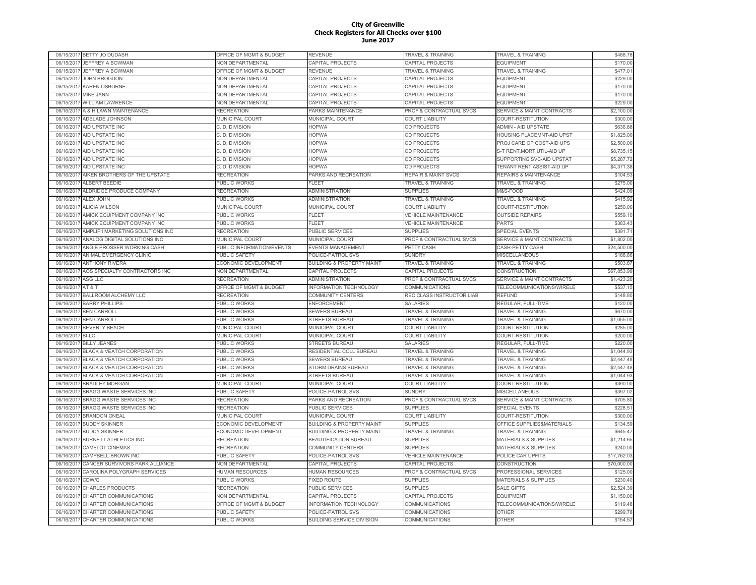**City of Greenville**
**Check Registers for All Checks over $100**
**June 2017**

| | | | | | | |
|---|---|---|---|---|---|---|
| 06/15/2017 | BETTY JO DUDASH | OFFICE OF MGMT & BUDGET | REVENUE | TRAVEL & TRAINING | TRAVEL & TRAINING | $488.78 |
| 06/15/2017 | JEFFREY A BOWMAN | NON DEPARTMENTAL | CAPITAL PROJECTS | CAPITAL PROJECTS | EQUIPMENT | $170.00 |
| 06/15/2017 | JEFFREY A BOWMAN | OFFICE OF MGMT & BUDGET | REVENUE | TRAVEL & TRAINING | TRAVEL & TRAINING | $477.01 |
| 06/15/2017 | JOHN BROGDON | NON DEPARTMENTAL | CAPITAL PROJECTS | CAPITAL PROJECTS | EQUIPMENT | $229.00 |
| 06/15/2017 | KAREN OSBORNE | NON DEPARTMENTAL | CAPITAL PROJECTS | CAPITAL PROJECTS | EQUIPMENT | $170.00 |
| 06/15/2017 | MIKE JANN | NON DEPARTMENTAL | CAPITAL PROJECTS | CAPITAL PROJECTS | EQUIPMENT | $170.00 |
| 06/15/2017 | WILLIAM LAWRENCE | NON DEPARTMENTAL | CAPITAL PROJECTS | CAPITAL PROJECTS | EQUIPMENT | $229.00 |
| 06/16/2017 | A & H LAWN MAINTENANCE | RECREATION | PARKS MAINTENANCE | PROF & CONTRACTUAL SVCS | SERVICE & MAINT CONTRACTS | $2,100.00 |
| 06/16/2017 | ADELADE JOHNSON | MUNICIPAL COURT | MUNICIPAL COURT | COURT LIABILITY | COURT-RESTITUTION | $300.00 |
| 06/16/2017 | AID UPSTATE INC | C. D. DIVISION | HOPWA | CD PROJECTS | ADMIN - AID UPSTATE | $636.88 |
| 06/16/2017 | AID UPSTATE INC | C. D. DIVISION | HOPWA | CD PROJECTS | HOUSING PLACEMNT-AID UPST | $1,825.00 |
| 06/16/2017 | AID UPSTATE INC | C. D. DIVISION | HOPWA | CD PROJECTS | PROJ CARE OP COST-AID UPS | $2,500.00 |
| 06/16/2017 | AID UPSTATE INC | C. D. DIVISION | HOPWA | CD PROJECTS | S-T RENT,MORT,UTIL-AID UP | $8,735.15 |
| 06/16/2017 | AID UPSTATE INC | C. D. DIVISION | HOPWA | CD PROJECTS | SUPPORTING SVC-AID UPSTAT | $5,287.72 |
| 06/16/2017 | AID UPSTATE INC | C. D. DIVISION | HOPWA | CD PROJECTS | TENANT RENT ASSIST-AID UP | $4,371.38 |
| 06/16/2017 | AIKEN BROTHERS OF THE UPSTATE | RECREATION | PARKS AND RECREATION | REPAIR & MAINT SVCS | REPAIRS & MAINTENANCE | $104.53 |
| 06/16/2017 | ALBERT BEEDIE | PUBLIC WORKS | FLEET | TRAVEL & TRAINING | TRAVEL & TRAINING | $275.00 |
| 06/16/2017 | ALDRIDGE PRODUCE COMPANY | RECREATION | ADMINISTRATION | SUPPLIES | M&S-FOOD | $424.09 |
| 06/16/2017 | ALEX JOHN | PUBLIC WORKS | ADMINISTRATION | TRAVEL & TRAINING | TRAVEL & TRAINING | $415.92 |
| 06/16/2017 | ALICIA WILSON | MUNICIPAL COURT | MUNICIPAL COURT | COURT LIABILITY | COURT-RESTITUTION | $250.00 |
| 06/16/2017 | AMICK EQUIPMENT COMPANY INC | PUBLIC WORKS | FLEET | VEHICLE MAINTENANCE | OUTSIDE REPAIRS | $559.10 |
| 06/16/2017 | AMICK EQUIPMENT COMPANY INC | PUBLIC WORKS | FLEET | VEHICLE MAINTENANCE | PARTS | $383.43 |
| 06/16/2017 | AMPLIFII MARKETING SOLUTIONS INC | RECREATION | PUBLIC SERVICES | SUPPLIES | SPECIAL EVENTS | $391.71 |
| 06/16/2017 | ANALOG DIGITAL SOLUTIONS INC | MUNICIPAL COURT | MUNICIPAL COURT | PROF & CONTRACTUAL SVCS | SERVICE & MAINT CONTRACTS | $1,802.00 |
| 06/16/2017 | ANGIE PROSSER WORKING CASH | PUBLIC INFORMATION/EVENTS | EVENTS MANAGEMENT | PETTY CASH | CASH-PETTY CASH | $24,500.00 |
| 06/16/2017 | ANIMAL EMERGENCY CLINIC | PUBLIC SAFETY | POLICE-PATROL SVS | SUNDRY | MISCELLANEOUS | $188.86 |
| 06/16/2017 | ANTHONY RIVERA | ECONOMIC DEVELOPMENT | BUILDING & PROPERTY MAINT | TRAVEL & TRAINING | TRAVEL & TRAINING | $503.87 |
| 06/16/2017 | AOS SPECIALTY CONTRACTORS INC | NON DEPARTMENTAL | CAPITAL PROJECTS | CAPITAL PROJECTS | CONSTRUCTION | $67,853.99 |
| 06/16/2017 | ASG LLC | RECREATION | ADMINISTRATION | PROF & CONTRACTUAL SVCS | SERVICE & MAINT CONTRACTS | $1,423.20 |
| 06/16/2017 | AT & T | OFFICE OF MGMT & BUDGET | INFORMATION TECHNOLOGY | COMMUNICATIONS | TELECOMMUNICATIONS/WIRELE | $537.15 |
| 06/16/2017 | BALLROOM ALCHEMY LLC | RECREATION | COMMUNITY CENTERS | REC CLASS INSTRUCTOR LIAB | REFUND | $148.80 |
| 06/16/2017 | BARRY PHILLIPS | PUBLIC WORKS | ENFORCEMENT | SALARIES | REGULAR, FULL-TIME | $120.00 |
| 06/16/2017 | BEN CARROLL | PUBLIC WORKS | SEWERS BUREAU | TRAVEL & TRAINING | TRAVEL & TRAINING | $670.00 |
| 06/16/2017 | BEN CARROLL | PUBLIC WORKS | STREETS BUREAU | TRAVEL & TRAINING | TRAVEL & TRAINING | $1,055.00 |
| 06/16/2017 | BEVERLY BEACH | MUNICIPAL COURT | MUNICIPAL COURT | COURT LIABILITY | COURT-RESTITUTION | $285.00 |
| 06/16/2017 | BI-LO | MUNICIPAL COURT | MUNICIPAL COURT | COURT LIABILITY | COURT-RESTITUTION | $200.00 |
| 06/16/2017 | BILLY JEANES | PUBLIC WORKS | STREETS BUREAU | SALARIES | REGULAR, FULL-TIME | $220.00 |
| 06/16/2017 | BLACK & VEATCH CORPORATION | PUBLIC WORKS | RESIDENTIAL COLL BUREAU | TRAVEL & TRAINING | TRAVEL & TRAINING | $1,044.93 |
| 06/16/2017 | BLACK & VEATCH CORPORATION | PUBLIC WORKS | SEWERS BUREAU | TRAVEL & TRAINING | TRAVEL & TRAINING | $2,447.48 |
| 06/16/2017 | BLACK & VEATCH CORPORATION | PUBLIC WORKS | STORM DRAINS BUREAU | TRAVEL & TRAINING | TRAVEL & TRAINING | $2,447.48 |
| 06/16/2017 | BLACK & VEATCH CORPORATION | PUBLIC WORKS | STREETS BUREAU | TRAVEL & TRAINING | TRAVEL & TRAINING | $1,044.93 |
| 06/16/2017 | BRADLEY MORGAN | MUNICIPAL COURT | MUNICIPAL COURT | COURT LIABILITY | COURT-RESTITUTION | $390.00 |
| 06/16/2017 | BRAGG WASTE SERVICES INC | PUBLIC SAFETY | POLICE-PATROL SVS | SUNDRY | MISCELLANEOUS | $397.02 |
| 06/16/2017 | BRAGG WASTE SERVICES INC | RECREATION | PARKS AND RECREATION | PROF & CONTRACTUAL SVCS | SERVICE & MAINT CONTRACTS | $705.80 |
| 06/16/2017 | BRAGG WASTE SERVICES INC | RECREATION | PUBLIC SERVICES | SUPPLIES | SPECIAL EVENTS | $228.51 |
| 06/16/2017 | BRANDON ONEAL | MUNICIPAL COURT | MUNICIPAL COURT | COURT LIABILITY | COURT-RESTITUTION | $300.00 |
| 06/16/2017 | BUDDY SKINNER | ECONOMIC DEVELOPMENT | BUILDING & PROPERTY MAINT | SUPPLIES | OFFICE SUPPLIES&MATERIALS | $134.59 |
| 06/16/2017 | BUDDY SKINNER | ECONOMIC DEVELOPMENT | BUILDING & PROPERTY MAINT | TRAVEL & TRAINING | TRAVEL & TRAINING | $645.47 |
| 06/16/2017 | BURNETT ATHLETICS INC | RECREATION | BEAUTIFICATION BUREAU | SUPPLIES | MATERIALS & SUPPLIES | $1,214.65 |
| 06/16/2017 | CAMELOT CINEMAS | RECREATION | COMMUNITY CENTERS | SUPPLIES | MATERIALS & SUPPLIES | $240.00 |
| 06/16/2017 | CAMPBELL-BROWN INC | PUBLIC SAFETY | POLICE-PATROL SVS | VEHICLE MAINTENANCE | POLICE CAR UPFITS | $17,762.03 |
| 06/16/2017 | CANCER SURVIVORS PARK ALLIANCE | NON DEPARTMENTAL | CAPITAL PROJECTS | CAPITAL PROJECTS | CONSTRUCTION | $70,000.00 |
| 06/16/2017 | CAROLINA POLYGRAPH SERVICES | HUMAN RESOURCES | HUMAN RESOURCES | PROF & CONTRACTUAL SVCS | PROFESSIONAL SERVICES | $125.00 |
| 06/16/2017 | CDW/G | PUBLIC WORKS | FIXED ROUTE | SUPPLIES | MATERIALS & SUPPLIES | $230.40 |
| 06/16/2017 | CHARLES PRODUCTS | RECREATION | PUBLIC SERVICES | SUPPLIES | SALE GIFTS | $2,524.39 |
| 06/16/2017 | CHARTER COMMUNICATIONS | NON DEPARTMENTAL | CAPITAL PROJECTS | CAPITAL PROJECTS | EQUIPMENT | $1,150.00 |
| 06/16/2017 | CHARTER COMMUNICATIONS | OFFICE OF MGMT & BUDGET | INFORMATION TECHNOLOGY | COMMUNICATIONS | TELECOMMUNICATIONS/WIRELE | $119.48 |
| 06/16/2017 | CHARTER COMMUNICATIONS | PUBLIC SAFETY | POLICE-PATROL SVS | COMMUNICATIONS | OTHER | $299.78 |
| 06/16/2017 | CHARTER COMMUNICATIONS | PUBLIC WORKS | BUILDING SERVICE DIVISION | COMMUNICATIONS | OTHER | $154.57 |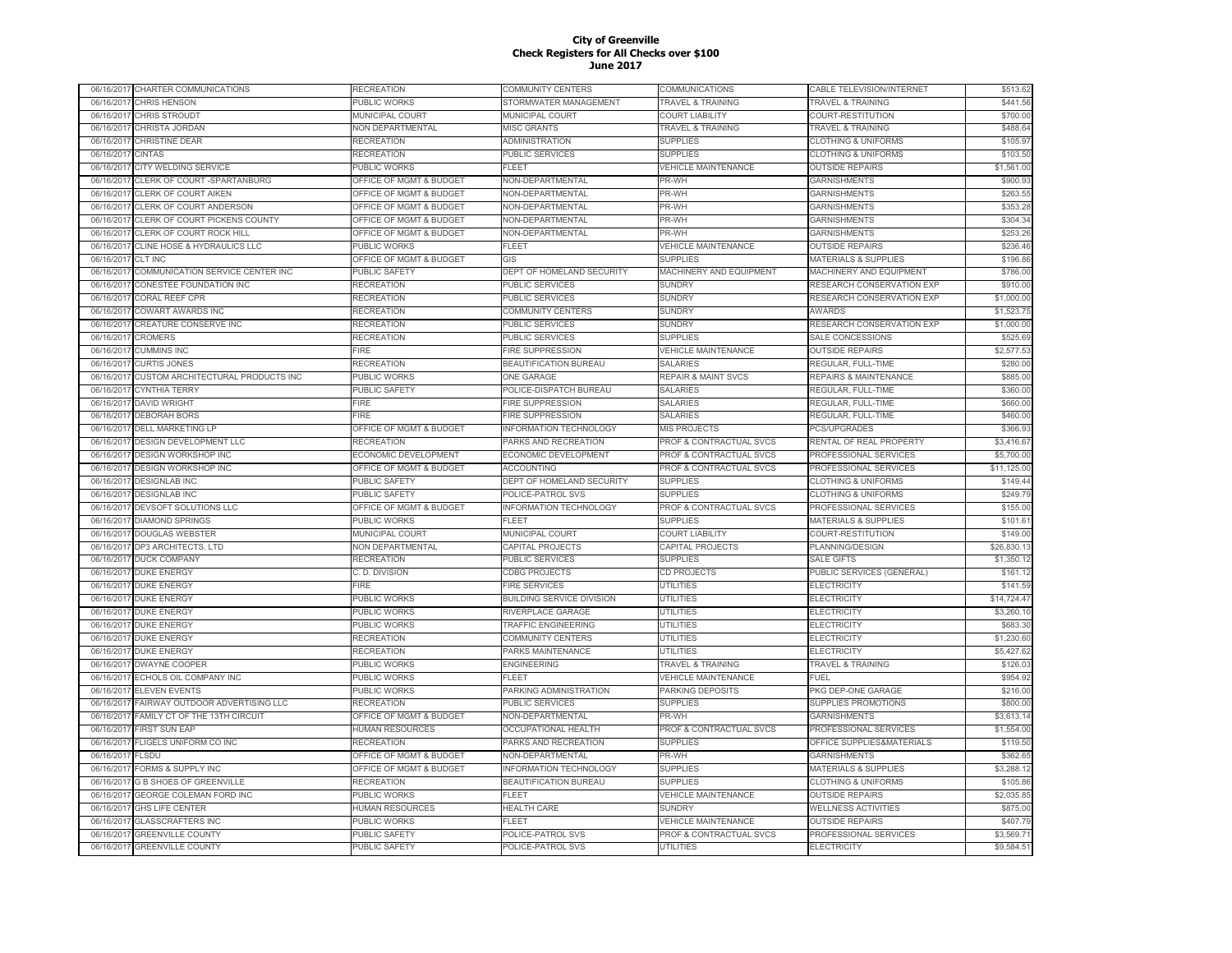# City of Greenville
## Check Registers for All Checks over $100
### June 2017

| | | | | | | |
|---|---|---|---|---|---|---|
| 06/16/2017 | CHARTER COMMUNICATIONS | RECREATION | COMMUNITY CENTERS | COMMUNICATIONS | CABLE TELEVISION/INTERNET | $513.62 |
| 06/16/2017 | CHRIS HENSON | PUBLIC WORKS | STORMWATER MANAGEMENT | TRAVEL & TRAINING | TRAVEL & TRAINING | $441.56 |
| 06/16/2017 | CHRIS STROUDT | MUNICIPAL COURT | MUNICIPAL COURT | COURT LIABILITY | COURT-RESTITUTION | $700.00 |
| 06/16/2017 | CHRISTA JORDAN | NON DEPARTMENTAL | MISC GRANTS | TRAVEL & TRAINING | TRAVEL & TRAINING | $488.64 |
| 06/16/2017 | CHRISTINE DEAR | RECREATION | ADMINISTRATION | SUPPLIES | CLOTHING & UNIFORMS | $105.97 |
| 06/16/2017 | CINTAS | RECREATION | PUBLIC SERVICES | SUPPLIES | CLOTHING & UNIFORMS | $103.50 |
| 06/16/2017 | CITY WELDING SERVICE | PUBLIC WORKS | FLEET | VEHICLE MAINTENANCE | OUTSIDE REPAIRS | $1,561.00 |
| 06/16/2017 | CLERK OF COURT -SPARTANBURG | OFFICE OF MGMT & BUDGET | NON-DEPARTMENTAL | PR-WH | GARNISHMENTS | $900.93 |
| 06/16/2017 | CLERK OF COURT AIKEN | OFFICE OF MGMT & BUDGET | NON-DEPARTMENTAL | PR-WH | GARNISHMENTS | $263.55 |
| 06/16/2017 | CLERK OF COURT ANDERSON | OFFICE OF MGMT & BUDGET | NON-DEPARTMENTAL | PR-WH | GARNISHMENTS | $353.28 |
| 06/16/2017 | CLERK OF COURT PICKENS COUNTY | OFFICE OF MGMT & BUDGET | NON-DEPARTMENTAL | PR-WH | GARNISHMENTS | $304.34 |
| 06/16/2017 | CLERK OF COURT ROCK HILL | OFFICE OF MGMT & BUDGET | NON-DEPARTMENTAL | PR-WH | GARNISHMENTS | $253.26 |
| 06/16/2017 | CLINE HOSE & HYDRAULICS LLC | PUBLIC WORKS | FLEET | VEHICLE MAINTENANCE | OUTSIDE REPAIRS | $236.46 |
| 06/16/2017 | CLT INC | OFFICE OF MGMT & BUDGET | GIS | SUPPLIES | MATERIALS & SUPPLIES | $196.86 |
| 06/16/2017 | COMMUNICATION SERVICE CENTER INC | PUBLIC SAFETY | DEPT OF HOMELAND SECURITY | MACHINERY AND EQUIPMENT | MACHINERY AND EQUIPMENT | $786.00 |
| 06/16/2017 | CONESTEE FOUNDATION INC | RECREATION | PUBLIC SERVICES | SUNDRY | RESEARCH CONSERVATION EXP | $910.00 |
| 06/16/2017 | CORAL REEF CPR | RECREATION | PUBLIC SERVICES | SUNDRY | RESEARCH CONSERVATION EXP | $1,000.00 |
| 06/16/2017 | COWART AWARDS INC | RECREATION | COMMUNITY CENTERS | SUNDRY | AWARDS | $1,523.75 |
| 06/16/2017 | CREATURE CONSERVE INC | RECREATION | PUBLIC SERVICES | SUNDRY | RESEARCH CONSERVATION EXP | $1,000.00 |
| 06/16/2017 | CROMERS | RECREATION | PUBLIC SERVICES | SUPPLIES | SALE CONCESSIONS | $525.69 |
| 06/16/2017 | CUMMINS INC | FIRE | FIRE SUPPRESSION | VEHICLE MAINTENANCE | OUTSIDE REPAIRS | $2,577.53 |
| 06/16/2017 | CURTIS JONES | RECREATION | BEAUTIFICATION BUREAU | SALARIES | REGULAR, FULL-TIME | $280.00 |
| 06/16/2017 | CUSTOM ARCHITECTURAL PRODUCTS INC | PUBLIC WORKS | ONE GARAGE | REPAIR & MAINT SVCS | REPAIRS & MAINTENANCE | $885.00 |
| 06/16/2017 | CYNTHIA TERRY | PUBLIC SAFETY | POLICE-DISPATCH BUREAU | SALARIES | REGULAR, FULL-TIME | $360.00 |
| 06/16/2017 | DAVID WRIGHT | FIRE | FIRE SUPPRESSION | SALARIES | REGULAR, FULL-TIME | $660.00 |
| 06/16/2017 | DEBORAH BORS | FIRE | FIRE SUPPRESSION | SALARIES | REGULAR, FULL-TIME | $460.00 |
| 06/16/2017 | DELL MARKETING LP | OFFICE OF MGMT & BUDGET | INFORMATION TECHNOLOGY | MIS PROJECTS | PCS/UPGRADES | $366.93 |
| 06/16/2017 | DESIGN DEVELOPMENT LLC | RECREATION | PARKS AND RECREATION | PROF & CONTRACTUAL SVCS | RENTAL OF REAL PROPERTY | $3,416.67 |
| 06/16/2017 | DESIGN WORKSHOP INC | ECONOMIC DEVELOPMENT | ECONOMIC DEVELOPMENT | PROF & CONTRACTUAL SVCS | PROFESSIONAL SERVICES | $5,700.00 |
| 06/16/2017 | DESIGN WORKSHOP INC | OFFICE OF MGMT & BUDGET | ACCOUNTING | PROF & CONTRACTUAL SVCS | PROFESSIONAL SERVICES | $11,125.00 |
| 06/16/2017 | DESIGNLAB INC | PUBLIC SAFETY | DEPT OF HOMELAND SECURITY | SUPPLIES | CLOTHING & UNIFORMS | $149.44 |
| 06/16/2017 | DESIGNLAB INC | PUBLIC SAFETY | POLICE-PATROL SVS | SUPPLIES | CLOTHING & UNIFORMS | $249.79 |
| 06/16/2017 | DEVSOFT SOLUTIONS LLC | OFFICE OF MGMT & BUDGET | INFORMATION TECHNOLOGY | PROF & CONTRACTUAL SVCS | PROFESSIONAL SERVICES | $155.00 |
| 06/16/2017 | DIAMOND SPRINGS | PUBLIC WORKS | FLEET | SUPPLIES | MATERIALS & SUPPLIES | $101.61 |
| 06/16/2017 | DOUGLAS WEBSTER | MUNICIPAL COURT | MUNICIPAL COURT | COURT LIABILITY | COURT-RESTITUTION | $149.00 |
| 06/16/2017 | DP3 ARCHITECTS, LTD | NON DEPARTMENTAL | CAPITAL PROJECTS | CAPITAL PROJECTS | PLANNING/DESIGN | $26,830.13 |
| 06/16/2017 | DUCK COMPANY | RECREATION | PUBLIC SERVICES | SUPPLIES | SALE GIFTS | $1,350.12 |
| 06/16/2017 | DUKE ENERGY | C. D. DIVISION | CDBG PROJECTS | CD PROJECTS | PUBLIC SERVICES (GENERAL) | $161.12 |
| 06/16/2017 | DUKE ENERGY | FIRE | FIRE SERVICES | UTILITIES | ELECTRICITY | $141.59 |
| 06/16/2017 | DUKE ENERGY | PUBLIC WORKS | BUILDING SERVICE DIVISION | UTILITIES | ELECTRICITY | $14,724.47 |
| 06/16/2017 | DUKE ENERGY | PUBLIC WORKS | RIVERPLACE GARAGE | UTILITIES | ELECTRICITY | $3,260.10 |
| 06/16/2017 | DUKE ENERGY | PUBLIC WORKS | TRAFFIC ENGINEERING | UTILITIES | ELECTRICITY | $683.30 |
| 06/16/2017 | DUKE ENERGY | RECREATION | COMMUNITY CENTERS | UTILITIES | ELECTRICITY | $1,230.60 |
| 06/16/2017 | DUKE ENERGY | RECREATION | PARKS MAINTENANCE | UTILITIES | ELECTRICITY | $5,427.62 |
| 06/16/2017 | DWAYNE COOPER | PUBLIC WORKS | ENGINEERING | TRAVEL & TRAINING | TRAVEL & TRAINING | $126.03 |
| 06/16/2017 | ECHOLS OIL COMPANY INC | PUBLIC WORKS | FLEET | VEHICLE MAINTENANCE | FUEL | $954.92 |
| 06/16/2017 | ELEVEN EVENTS | PUBLIC WORKS | PARKING ADMINISTRATION | PARKING DEPOSITS | PKG DEP-ONE GARAGE | $216.00 |
| 06/16/2017 | FAIRWAY OUTDOOR ADVERTISING LLC | RECREATION | PUBLIC SERVICES | SUPPLIES | SUPPLIES PROMOTIONS | $800.00 |
| 06/16/2017 | FAMILY CT OF THE 13TH CIRCUIT | OFFICE OF MGMT & BUDGET | NON-DEPARTMENTAL | PR-WH | GARNISHMENTS | $3,613.14 |
| 06/16/2017 | FIRST SUN EAP | HUMAN RESOURCES | OCCUPATIONAL HEALTH | PROF & CONTRACTUAL SVCS | PROFESSIONAL SERVICES | $1,554.00 |
| 06/16/2017 | FLIGELS UNIFORM CO INC | RECREATION | PARKS AND RECREATION | SUPPLIES | OFFICE SUPPLIES&MATERIALS | $119.50 |
| 06/16/2017 | FLSDU | OFFICE OF MGMT & BUDGET | NON-DEPARTMENTAL | PR-WH | GARNISHMENTS | $362.65 |
| 06/16/2017 | FORMS & SUPPLY INC | OFFICE OF MGMT & BUDGET | INFORMATION TECHNOLOGY | SUPPLIES | MATERIALS & SUPPLIES | $3,288.12 |
| 06/16/2017 | G B SHOES OF GREENVILLE | RECREATION | BEAUTIFICATION BUREAU | SUPPLIES | CLOTHING & UNIFORMS | $105.86 |
| 06/16/2017 | GEORGE COLEMAN FORD INC | PUBLIC WORKS | FLEET | VEHICLE MAINTENANCE | OUTSIDE REPAIRS | $2,035.85 |
| 06/16/2017 | GHS LIFE CENTER | HUMAN RESOURCES | HEALTH CARE | SUNDRY | WELLNESS ACTIVITIES | $875.00 |
| 06/16/2017 | GLASSCRAFTERS INC | PUBLIC WORKS | FLEET | VEHICLE MAINTENANCE | OUTSIDE REPAIRS | $407.79 |
| 06/16/2017 | GREENVILLE COUNTY | PUBLIC SAFETY | POLICE-PATROL SVS | PROF & CONTRACTUAL SVCS | PROFESSIONAL SERVICES | $3,569.71 |
| 06/16/2017 | GREENVILLE COUNTY | PUBLIC SAFETY | POLICE-PATROL SVS | UTILITIES | ELECTRICITY | $9,584.51 |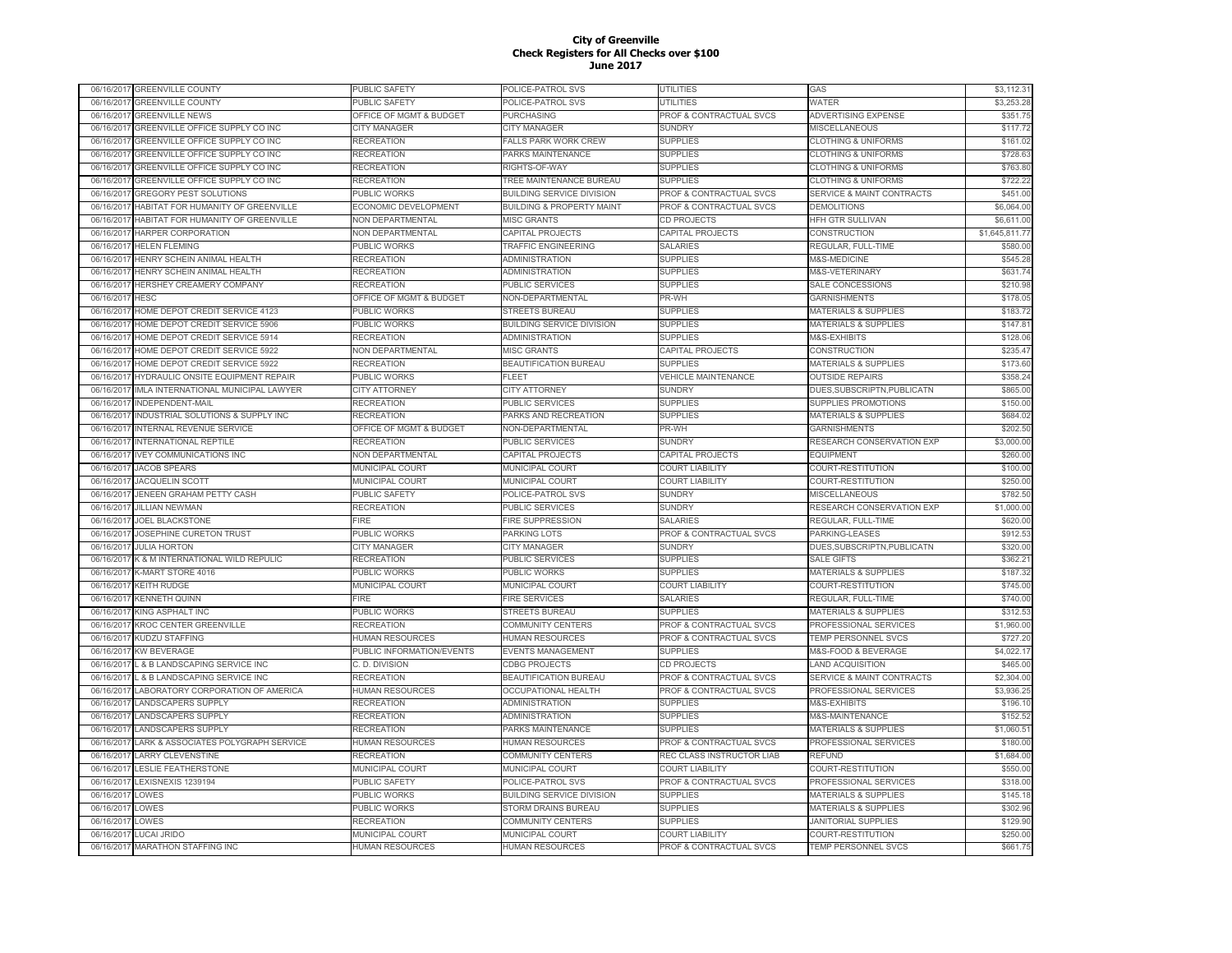# City of Greenville
## Check Registers for All Checks over $100
## June 2017

| | | | | | | |
|---|---|---|---|---|---|---|
| 06/16/2017 | GREENVILLE COUNTY | PUBLIC SAFETY | POLICE-PATROL SVS | UTILITIES | GAS | $3,112.31 |
| 06/16/2017 | GREENVILLE COUNTY | PUBLIC SAFETY | POLICE-PATROL SVS | UTILITIES | WATER | $3,253.28 |
| 06/16/2017 | GREENVILLE NEWS | OFFICE OF MGMT & BUDGET | PURCHASING | PROF & CONTRACTUAL SVCS | ADVERTISING EXPENSE | $351.75 |
| 06/16/2017 | GREENVILLE OFFICE SUPPLY CO INC | CITY MANAGER | CITY MANAGER | SUNDRY | MISCELLANEOUS | $117.72 |
| 06/16/2017 | GREENVILLE OFFICE SUPPLY CO INC | RECREATION | FALLS PARK WORK CREW | SUPPLIES | CLOTHING & UNIFORMS | $161.02 |
| 06/16/2017 | GREENVILLE OFFICE SUPPLY CO INC | RECREATION | PARKS MAINTENANCE | SUPPLIES | CLOTHING & UNIFORMS | $728.63 |
| 06/16/2017 | GREENVILLE OFFICE SUPPLY CO INC | RECREATION | RIGHTS-OF-WAY | SUPPLIES | CLOTHING & UNIFORMS | $763.80 |
| 06/16/2017 | GREENVILLE OFFICE SUPPLY CO INC | RECREATION | TREE MAINTENANCE BUREAU | SUPPLIES | CLOTHING & UNIFORMS | $722.22 |
| 06/16/2017 | GREGORY PEST SOLUTIONS | PUBLIC WORKS | BUILDING SERVICE DIVISION | PROF & CONTRACTUAL SVCS | SERVICE & MAINT CONTRACTS | $451.00 |
| 06/16/2017 | HABITAT FOR HUMANITY OF GREENVILLE | ECONOMIC DEVELOPMENT | BUILDING & PROPERTY MAINT | PROF & CONTRACTUAL SVCS | DEMOLITIONS | $6,064.00 |
| 06/16/2017 | HABITAT FOR HUMANITY OF GREENVILLE | NON DEPARTMENTAL | MISC GRANTS | CD PROJECTS | HFH GTR SULLIVAN | $6,611.00 |
| 06/16/2017 | HARPER CORPORATION | NON DEPARTMENTAL | CAPITAL PROJECTS | CAPITAL PROJECTS | CONSTRUCTION | $1,645,811.77 |
| 06/16/2017 | HELEN FLEMING | PUBLIC WORKS | TRAFFIC ENGINEERING | SALARIES | REGULAR, FULL-TIME | $580.00 |
| 06/16/2017 | HENRY SCHEIN ANIMAL HEALTH | RECREATION | ADMINISTRATION | SUPPLIES | M&S-MEDICINE | $545.28 |
| 06/16/2017 | HENRY SCHEIN ANIMAL HEALTH | RECREATION | ADMINISTRATION | SUPPLIES | M&S-VETERINARY | $631.74 |
| 06/16/2017 | HERSHEY CREAMERY COMPANY | RECREATION | PUBLIC SERVICES | SUPPLIES | SALE CONCESSIONS | $210.98 |
| 06/16/2017 | HESC | OFFICE OF MGMT & BUDGET | NON-DEPARTMENTAL | PR-WH | GARNISHMENTS | $178.05 |
| 06/16/2017 | HOME DEPOT CREDIT SERVICE 4123 | PUBLIC WORKS | STREETS BUREAU | SUPPLIES | MATERIALS & SUPPLIES | $183.72 |
| 06/16/2017 | HOME DEPOT CREDIT SERVICE 5906 | PUBLIC WORKS | BUILDING SERVICE DIVISION | SUPPLIES | MATERIALS & SUPPLIES | $147.81 |
| 06/16/2017 | HOME DEPOT CREDIT SERVICE 5914 | RECREATION | ADMINISTRATION | SUPPLIES | M&S-EXHIBITS | $128.06 |
| 06/16/2017 | HOME DEPOT CREDIT SERVICE 5922 | NON DEPARTMENTAL | MISC GRANTS | CAPITAL PROJECTS | CONSTRUCTION | $235.47 |
| 06/16/2017 | HOME DEPOT CREDIT SERVICE 5922 | RECREATION | BEAUTIFICATION BUREAU | SUPPLIES | MATERIALS & SUPPLIES | $173.60 |
| 06/16/2017 | HYDRAULIC ONSITE EQUIPMENT REPAIR | PUBLIC WORKS | FLEET | VEHICLE MAINTENANCE | OUTSIDE REPAIRS | $358.24 |
| 06/16/2017 | IMLA INTERNATIONAL MUNICIPAL LAWYER | CITY ATTORNEY | CITY ATTORNEY | SUNDRY | DUES,SUBSCRIPTN,PUBLICATN | $865.00 |
| 06/16/2017 | INDEPENDENT-MAIL | RECREATION | PUBLIC SERVICES | SUPPLIES | SUPPLIES PROMOTIONS | $150.00 |
| 06/16/2017 | INDUSTRIAL SOLUTIONS & SUPPLY INC | RECREATION | PARKS AND RECREATION | SUPPLIES | MATERIALS & SUPPLIES | $684.02 |
| 06/16/2017 | INTERNAL REVENUE SERVICE | OFFICE OF MGMT & BUDGET | NON-DEPARTMENTAL | PR-WH | GARNISHMENTS | $202.50 |
| 06/16/2017 | INTERNATIONAL REPTILE | RECREATION | PUBLIC SERVICES | SUNDRY | RESEARCH CONSERVATION EXP | $3,000.00 |
| 06/16/2017 | IVEY COMMUNICATIONS INC | NON DEPARTMENTAL | CAPITAL PROJECTS | CAPITAL PROJECTS | EQUIPMENT | $260.00 |
| 06/16/2017 | JACOB SPEARS | MUNICIPAL COURT | MUNICIPAL COURT | COURT LIABILITY | COURT-RESTITUTION | $100.00 |
| 06/16/2017 | JACQUELIN SCOTT | MUNICIPAL COURT | MUNICIPAL COURT | COURT LIABILITY | COURT-RESTITUTION | $250.00 |
| 06/16/2017 | JENEEN GRAHAM PETTY CASH | PUBLIC SAFETY | POLICE-PATROL SVS | SUNDRY | MISCELLANEOUS | $782.50 |
| 06/16/2017 | JILLIAN NEWMAN | RECREATION | PUBLIC SERVICES | SUNDRY | RESEARCH CONSERVATION EXP | $1,000.00 |
| 06/16/2017 | JOEL BLACKSTONE | FIRE | FIRE SUPPRESSION | SALARIES | REGULAR, FULL-TIME | $620.00 |
| 06/16/2017 | JOSEPHINE CURETON TRUST | PUBLIC WORKS | PARKING LOTS | PROF & CONTRACTUAL SVCS | PARKING-LEASES | $912.53 |
| 06/16/2017 | JULIA HORTON | CITY MANAGER | CITY MANAGER | SUNDRY | DUES,SUBSCRIPTN,PUBLICATN | $320.00 |
| 06/16/2017 | K & M INTERNATIONAL WILD REPULIC | RECREATION | PUBLIC SERVICES | SUPPLIES | SALE GIFTS | $362.21 |
| 06/16/2017 | K-MART STORE 4016 | PUBLIC WORKS | PUBLIC WORKS | SUPPLIES | MATERIALS & SUPPLIES | $187.32 |
| 06/16/2017 | KEITH RUDGE | MUNICIPAL COURT | MUNICIPAL COURT | COURT LIABILITY | COURT-RESTITUTION | $745.00 |
| 06/16/2017 | KENNETH QUINN | FIRE | FIRE SERVICES | SALARIES | REGULAR, FULL-TIME | $740.00 |
| 06/16/2017 | KING ASPHALT INC | PUBLIC WORKS | STREETS BUREAU | SUPPLIES | MATERIALS & SUPPLIES | $312.53 |
| 06/16/2017 | KROC CENTER GREENVILLE | RECREATION | COMMUNITY CENTERS | PROF & CONTRACTUAL SVCS | PROFESSIONAL SERVICES | $1,960.00 |
| 06/16/2017 | KUDZU STAFFING | HUMAN RESOURCES | HUMAN RESOURCES | PROF & CONTRACTUAL SVCS | TEMP PERSONNEL SVCS | $727.20 |
| 06/16/2017 | KW BEVERAGE | PUBLIC INFORMATION/EVENTS | EVENTS MANAGEMENT | SUPPLIES | M&S-FOOD & BEVERAGE | $4,022.17 |
| 06/16/2017 | L & B LANDSCAPING SERVICE INC | C. D. DIVISION | CDBG PROJECTS | CD PROJECTS | LAND ACQUISITION | $465.00 |
| 06/16/2017 | L & B LANDSCAPING SERVICE INC | RECREATION | BEAUTIFICATION BUREAU | PROF & CONTRACTUAL SVCS | SERVICE & MAINT CONTRACTS | $2,304.00 |
| 06/16/2017 | LABORATORY CORPORATION OF AMERICA | HUMAN RESOURCES | OCCUPATIONAL HEALTH | PROF & CONTRACTUAL SVCS | PROFESSIONAL SERVICES | $3,936.25 |
| 06/16/2017 | LANDSCAPERS SUPPLY | RECREATION | ADMINISTRATION | SUPPLIES | M&S-EXHIBITS | $196.10 |
| 06/16/2017 | LANDSCAPERS SUPPLY | RECREATION | ADMINISTRATION | SUPPLIES | M&S-MAINTENANCE | $152.52 |
| 06/16/2017 | LANDSCAPERS SUPPLY | RECREATION | PARKS MAINTENANCE | SUPPLIES | MATERIALS & SUPPLIES | $1,060.51 |
| 06/16/2017 | LARK & ASSOCIATES POLYGRAPH SERVICE | HUMAN RESOURCES | HUMAN RESOURCES | PROF & CONTRACTUAL SVCS | PROFESSIONAL SERVICES | $180.00 |
| 06/16/2017 | LARRY CLEVENSTINE | RECREATION | COMMUNITY CENTERS | REC CLASS INSTRUCTOR LIAB | REFUND | $1,684.00 |
| 06/16/2017 | LESLIE FEATHERSTONE | MUNICIPAL COURT | MUNICIPAL COURT | COURT LIABILITY | COURT-RESTITUTION | $550.00 |
| 06/16/2017 | LEXISNEXIS 1239194 | PUBLIC SAFETY | POLICE-PATROL SVS | PROF & CONTRACTUAL SVCS | PROFESSIONAL SERVICES | $318.00 |
| 06/16/2017 | LOWES | PUBLIC WORKS | BUILDING SERVICE DIVISION | SUPPLIES | MATERIALS & SUPPLIES | $145.18 |
| 06/16/2017 | LOWES | PUBLIC WORKS | STORM DRAINS BUREAU | SUPPLIES | MATERIALS & SUPPLIES | $302.96 |
| 06/16/2017 | LOWES | RECREATION | COMMUNITY CENTERS | SUPPLIES | JANITORIAL SUPPLIES | $129.90 |
| 06/16/2017 | LUCAI JRIDO | MUNICIPAL COURT | MUNICIPAL COURT | COURT LIABILITY | COURT-RESTITUTION | $250.00 |
| 06/16/2017 | MARATHON STAFFING INC | HUMAN RESOURCES | HUMAN RESOURCES | PROF & CONTRACTUAL SVCS | TEMP PERSONNEL SVCS | $661.75 |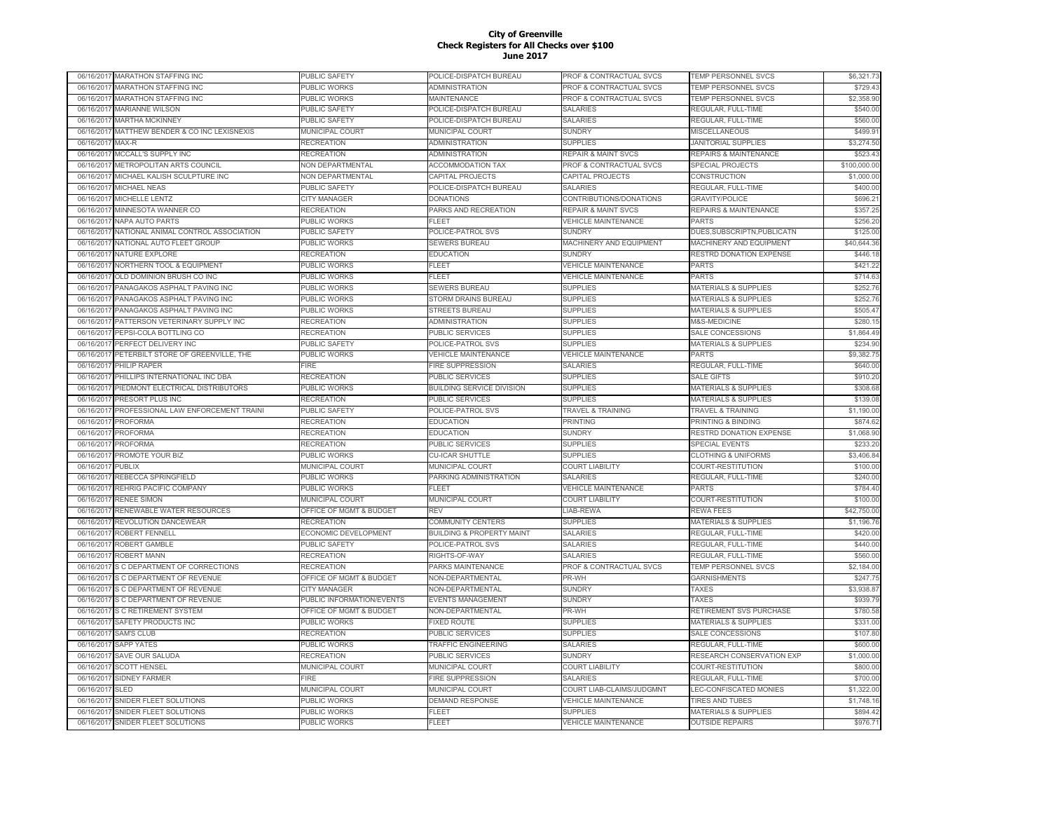**City of Greenville**
**Check Registers for All Checks over $100**
**June 2017**

| | | | | | | |
|---|---|---|---|---|---|---|
| 06/16/2017 | MARATHON STAFFING INC | PUBLIC SAFETY | POLICE-DISPATCH BUREAU | PROF & CONTRACTUAL SVCS | TEMP PERSONNEL SVCS | $6,321.73 |
| 06/16/2017 | MARATHON STAFFING INC | PUBLIC WORKS | ADMINISTRATION | PROF & CONTRACTUAL SVCS | TEMP PERSONNEL SVCS | $729.43 |
| 06/16/2017 | MARATHON STAFFING INC | PUBLIC WORKS | MAINTENANCE | PROF & CONTRACTUAL SVCS | TEMP PERSONNEL SVCS | $2,358.90 |
| 06/16/2017 | MARIANNE WILSON | PUBLIC SAFETY | POLICE-DISPATCH BUREAU | SALARIES | REGULAR, FULL-TIME | $540.00 |
| 06/16/2017 | MARTHA MCKINNEY | PUBLIC SAFETY | POLICE-DISPATCH BUREAU | SALARIES | REGULAR, FULL-TIME | $560.00 |
| 06/16/2017 | MATTHEW BENDER & CO INC LEXISNEXIS | MUNICIPAL COURT | MUNICIPAL COURT | SUNDRY | MISCELLANEOUS | $499.91 |
| 06/16/2017 | MAX-R | RECREATION | ADMINISTRATION | SUPPLIES | JANITORIAL SUPPLIES | $3,274.50 |
| 06/16/2017 | MCCALL'S SUPPLY INC | RECREATION | ADMINISTRATION | REPAIR & MAINT SVCS | REPAIRS & MAINTENANCE | $523.43 |
| 06/16/2017 | METROPOLITAN ARTS COUNCIL | NON DEPARTMENTAL | ACCOMMODATION TAX | PROF & CONTRACTUAL SVCS | SPECIAL PROJECTS | $100,000.00 |
| 06/16/2017 | MICHAEL KALISH SCULPTURE INC | NON DEPARTMENTAL | CAPITAL PROJECTS | CAPITAL PROJECTS | CONSTRUCTION | $1,000.00 |
| 06/16/2017 | MICHAEL NEAS | PUBLIC SAFETY | POLICE-DISPATCH BUREAU | SALARIES | REGULAR, FULL-TIME | $400.00 |
| 06/16/2017 | MICHELLE LENTZ | CITY MANAGER | DONATIONS | CONTRIBUTIONS/DONATIONS | GRAVITY/POLICE | $696.21 |
| 06/16/2017 | MINNESOTA WANNER CO | RECREATION | PARKS AND RECREATION | REPAIR & MAINT SVCS | REPAIRS & MAINTENANCE | $357.25 |
| 06/16/2017 | NAPA AUTO PARTS | PUBLIC WORKS | FLEET | VEHICLE MAINTENANCE | PARTS | $256.20 |
| 06/16/2017 | NATIONAL ANIMAL CONTROL ASSOCIATION | PUBLIC SAFETY | POLICE-PATROL SVS | SUNDRY | DUES,SUBSCRIPTN,PUBLICATN | $125.00 |
| 06/16/2017 | NATIONAL AUTO FLEET GROUP | PUBLIC WORKS | SEWERS BUREAU | MACHINERY AND EQUIPMENT | MACHINERY AND EQUIPMENT | $40,644.36 |
| 06/16/2017 | NATURE EXPLORE | RECREATION | EDUCATION | SUNDRY | RESTRD DONATION EXPENSE | $446.18 |
| 06/16/2017 | NORTHERN TOOL & EQUIPMENT | PUBLIC WORKS | FLEET | VEHICLE MAINTENANCE | PARTS | $421.22 |
| 06/16/2017 | OLD DOMINION BRUSH CO INC | PUBLIC WORKS | FLEET | VEHICLE MAINTENANCE | PARTS | $714.63 |
| 06/16/2017 | PANAGAKOS ASPHALT PAVING INC | PUBLIC WORKS | SEWERS BUREAU | SUPPLIES | MATERIALS & SUPPLIES | $252.76 |
| 06/16/2017 | PANAGAKOS ASPHALT PAVING INC | PUBLIC WORKS | STORM DRAINS BUREAU | SUPPLIES | MATERIALS & SUPPLIES | $252.76 |
| 06/16/2017 | PANAGAKOS ASPHALT PAVING INC | PUBLIC WORKS | STREETS BUREAU | SUPPLIES | MATERIALS & SUPPLIES | $505.47 |
| 06/16/2017 | PATTERSON VETERINARY SUPPLY INC | RECREATION | ADMINISTRATION | SUPPLIES | M&S-MEDICINE | $280.15 |
| 06/16/2017 | PEPSI-COLA BOTTLING CO | RECREATION | PUBLIC SERVICES | SUPPLIES | SALE CONCESSIONS | $1,864.49 |
| 06/16/2017 | PERFECT DELIVERY INC | PUBLIC SAFETY | POLICE-PATROL SVS | SUPPLIES | MATERIALS & SUPPLIES | $234.90 |
| 06/16/2017 | PETERBILT STORE OF GREENVILLE, THE | PUBLIC WORKS | VEHICLE MAINTENANCE | VEHICLE MAINTENANCE | PARTS | $9,382.75 |
| 06/16/2017 | PHILIP RAPER | FIRE | FIRE SUPPRESSION | SALARIES | REGULAR, FULL-TIME | $640.00 |
| 06/16/2017 | PHILLIPS INTERNATIONAL INC DBA | RECREATION | PUBLIC SERVICES | SUPPLIES | SALE GIFTS | $910.20 |
| 06/16/2017 | PIEDMONT ELECTRICAL DISTRIBUTORS | PUBLIC WORKS | BUILDING SERVICE DIVISION | SUPPLIES | MATERIALS & SUPPLIES | $308.68 |
| 06/16/2017 | PRESORT PLUS INC | RECREATION | PUBLIC SERVICES | SUPPLIES | MATERIALS & SUPPLIES | $139.08 |
| 06/16/2017 | PROFESSIONAL LAW ENFORCEMENT TRAINI | PUBLIC SAFETY | POLICE-PATROL SVS | TRAVEL & TRAINING | TRAVEL & TRAINING | $1,190.00 |
| 06/16/2017 | PROFORMA | RECREATION | EDUCATION | PRINTING | PRINTING & BINDING | $874.62 |
| 06/16/2017 | PROFORMA | RECREATION | EDUCATION | SUNDRY | RESTRD DONATION EXPENSE | $1,068.90 |
| 06/16/2017 | PROFORMA | RECREATION | PUBLIC SERVICES | SUPPLIES | SPECIAL EVENTS | $233.20 |
| 06/16/2017 | PROMOTE YOUR BIZ | PUBLIC WORKS | CU-ICAR SHUTTLE | SUPPLIES | CLOTHING & UNIFORMS | $3,406.84 |
| 06/16/2017 | PUBLIX | MUNICIPAL COURT | MUNICIPAL COURT | COURT LIABILITY | COURT-RESTITUTION | $100.00 |
| 06/16/2017 | REBECCA SPRINGFIELD | PUBLIC WORKS | PARKING ADMINISTRATION | SALARIES | REGULAR, FULL-TIME | $240.00 |
| 06/16/2017 | REHRIG PACIFIC COMPANY | PUBLIC WORKS | FLEET | VEHICLE MAINTENANCE | PARTS | $784.40 |
| 06/16/2017 | RENEE SIMON | MUNICIPAL COURT | MUNICIPAL COURT | COURT LIABILITY | COURT-RESTITUTION | $100.00 |
| 06/16/2017 | RENEWABLE WATER RESOURCES | OFFICE OF MGMT & BUDGET | REV | LIAB-REWA | REWA FEES | $42,750.00 |
| 06/16/2017 | REVOLUTION DANCEWEAR | RECREATION | COMMUNITY CENTERS | SUPPLIES | MATERIALS & SUPPLIES | $1,196.76 |
| 06/16/2017 | ROBERT FENNELL | ECONOMIC DEVELOPMENT | BUILDING & PROPERTY MAINT | SALARIES | REGULAR, FULL-TIME | $420.00 |
| 06/16/2017 | ROBERT GAMBLE | PUBLIC SAFETY | POLICE-PATROL SVS | SALARIES | REGULAR, FULL-TIME | $440.00 |
| 06/16/2017 | ROBERT MANN | RECREATION | RIGHTS-OF-WAY | SALARIES | REGULAR, FULL-TIME | $560.00 |
| 06/16/2017 | S C DEPARTMENT OF CORRECTIONS | RECREATION | PARKS MAINTENANCE | PROF & CONTRACTUAL SVCS | TEMP PERSONNEL SVCS | $2,184.00 |
| 06/16/2017 | S C DEPARTMENT OF REVENUE | OFFICE OF MGMT & BUDGET | NON-DEPARTMENTAL | PR-WH | GARNISHMENTS | $247.75 |
| 06/16/2017 | S C DEPARTMENT OF REVENUE | CITY MANAGER | NON-DEPARTMENTAL | SUNDRY | TAXES | $3,938.67 |
| 06/16/2017 | S C DEPARTMENT OF REVENUE | PUBLIC INFORMATION/EVENTS | EVENTS MANAGEMENT | SUNDRY | TAXES | $939.79 |
| 06/16/2017 | S C RETIREMENT SYSTEM | OFFICE OF MGMT & BUDGET | NON-DEPARTMENTAL | PR-WH | RETIREMENT SVS PURCHASE | $780.58 |
| 06/16/2017 | SAFETY PRODUCTS INC | PUBLIC WORKS | FIXED ROUTE | SUPPLIES | MATERIALS & SUPPLIES | $331.00 |
| 06/16/2017 | SAM'S CLUB | RECREATION | PUBLIC SERVICES | SUPPLIES | SALE CONCESSIONS | $107.80 |
| 06/16/2017 | SAPP YATES | PUBLIC WORKS | TRAFFIC ENGINEERING | SALARIES | REGULAR, FULL-TIME | $600.00 |
| 06/16/2017 | SAVE OUR SALUDA | RECREATION | PUBLIC SERVICES | SUNDRY | RESEARCH CONSERVATION EXP | $1,000.00 |
| 06/16/2017 | SCOTT HENSEL | MUNICIPAL COURT | MUNICIPAL COURT | COURT LIABILITY | COURT-RESTITUTION | $800.00 |
| 06/16/2017 | SIDNEY FARMER | FIRE | FIRE SUPPRESSION | SALARIES | REGULAR, FULL-TIME | $700.00 |
| 06/16/2017 | SLED | MUNICIPAL COURT | MUNICIPAL COURT | COURT LIAB-CLAIMS/JUDGMNT | LEC-CONFISCATED MONIES | $1,322.00 |
| 06/16/2017 | SNIDER FLEET SOLUTIONS | PUBLIC WORKS | DEMAND RESPONSE | VEHICLE MAINTENANCE | TIRES AND TUBES | $1,748.16 |
| 06/16/2017 | SNIDER FLEET SOLUTIONS | PUBLIC WORKS | FLEET | SUPPLIES | MATERIALS & SUPPLIES | $894.42 |
| 06/16/2017 | SNIDER FLEET SOLUTIONS | PUBLIC WORKS | FLEET | VEHICLE MAINTENANCE | OUTSIDE REPAIRS | $976.71 |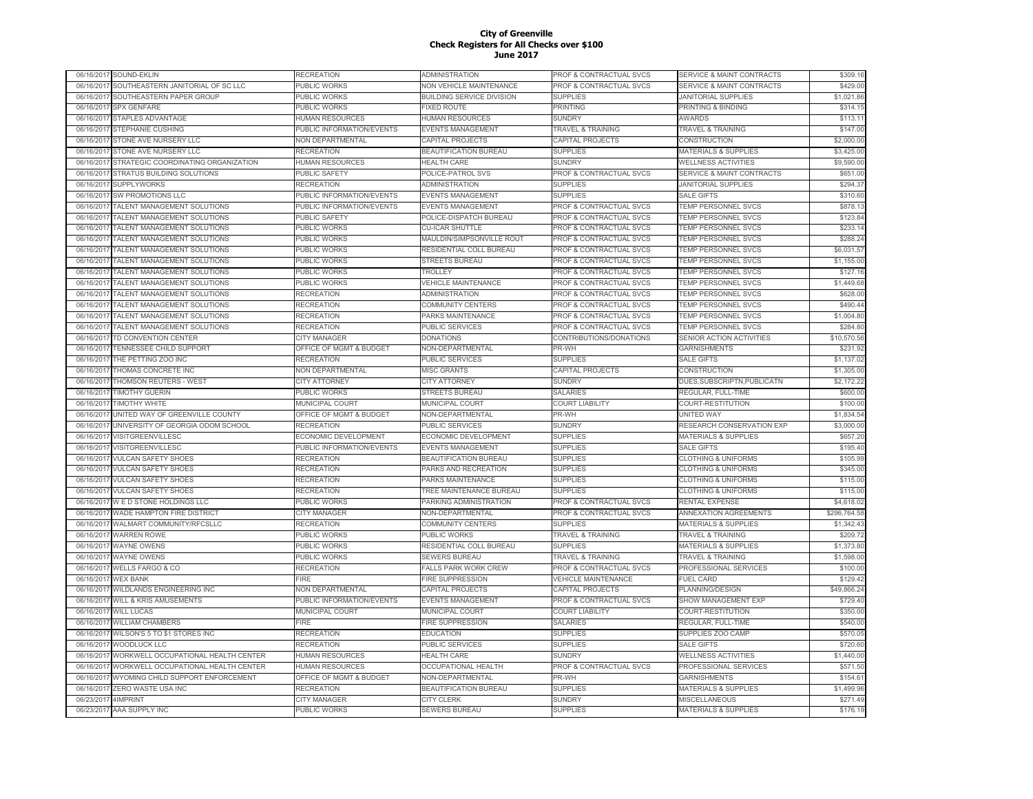# City of Greenville
## Check Registers for All Checks over $100
### June 2017

| | | | | | | |
|---|---|---|---|---|---|---|
| 06/16/2017 | SOUND-EKLIN | RECREATION | ADMINISTRATION | PROF & CONTRACTUAL SVCS | SERVICE & MAINT CONTRACTS | $309.16 |
| 06/16/2017 | SOUTHEASTERN JANITORIAL OF SC LLC | PUBLIC WORKS | NON VEHICLE MAINTENANCE | PROF & CONTRACTUAL SVCS | SERVICE & MAINT CONTRACTS | $429.00 |
| 06/16/2017 | SOUTHEASTERN PAPER GROUP | PUBLIC WORKS | BUILDING SERVICE DIVISION | SUPPLIES | JANITORIAL SUPPLIES | $1,021.86 |
| 06/16/2017 | SPX GENFARE | PUBLIC WORKS | FIXED ROUTE | PRINTING | PRINTING & BINDING | $314.15 |
| 06/16/2017 | STAPLES ADVANTAGE | HUMAN RESOURCES | HUMAN RESOURCES | SUNDRY | AWARDS | $113.11 |
| 06/16/2017 | STEPHANIE CUSHING | PUBLIC INFORMATION/EVENTS | EVENTS MANAGEMENT | TRAVEL & TRAINING | TRAVEL & TRAINING | $147.00 |
| 06/16/2017 | STONE AVE NURSERY LLC | NON DEPARTMENTAL | CAPITAL PROJECTS | CAPITAL PROJECTS | CONSTRUCTION | $2,000.00 |
| 06/16/2017 | STONE AVE NURSERY LLC | RECREATION | BEAUTIFICATION BUREAU | SUPPLIES | MATERIALS & SUPPLIES | $3,425.00 |
| 06/16/2017 | STRATEGIC COORDINATING ORGANIZATION | HUMAN RESOURCES | HEALTH CARE | SUNDRY | WELLNESS ACTIVITIES | $9,590.00 |
| 06/16/2017 | STRATUS BUILDING SOLUTIONS | PUBLIC SAFETY | POLICE-PATROL SVS | PROF & CONTRACTUAL SVCS | SERVICE & MAINT CONTRACTS | $651.00 |
| 06/16/2017 | SUPPLYWORKS | RECREATION | ADMINISTRATION | SUPPLIES | JANITORIAL SUPPLIES | $294.37 |
| 06/16/2017 | SW PROMOTIONS LLC | PUBLIC INFORMATION/EVENTS | EVENTS MANAGEMENT | SUPPLIES | SALE GIFTS | $310.60 |
| 06/16/2017 | TALENT MANAGEMENT SOLUTIONS | PUBLIC INFORMATION/EVENTS | EVENTS MANAGEMENT | PROF & CONTRACTUAL SVCS | TEMP PERSONNEL SVCS | $878.13 |
| 06/16/2017 | TALENT MANAGEMENT SOLUTIONS | PUBLIC SAFETY | POLICE-DISPATCH BUREAU | PROF & CONTRACTUAL SVCS | TEMP PERSONNEL SVCS | $123.84 |
| 06/16/2017 | TALENT MANAGEMENT SOLUTIONS | PUBLIC WORKS | CU-ICAR SHUTTLE | PROF & CONTRACTUAL SVCS | TEMP PERSONNEL SVCS | $233.14 |
| 06/16/2017 | TALENT MANAGEMENT SOLUTIONS | PUBLIC WORKS | MAULDIN/SIMPSONVILLE ROUT | PROF & CONTRACTUAL SVCS | TEMP PERSONNEL SVCS | $288.24 |
| 06/16/2017 | TALENT MANAGEMENT SOLUTIONS | PUBLIC WORKS | RESIDENTIAL COLL BUREAU | PROF & CONTRACTUAL SVCS | TEMP PERSONNEL SVCS | $6,031.57 |
| 06/16/2017 | TALENT MANAGEMENT SOLUTIONS | PUBLIC WORKS | STREETS BUREAU | PROF & CONTRACTUAL SVCS | TEMP PERSONNEL SVCS | $1,155.00 |
| 06/16/2017 | TALENT MANAGEMENT SOLUTIONS | PUBLIC WORKS | TROLLEY | PROF & CONTRACTUAL SVCS | TEMP PERSONNEL SVCS | $127.16 |
| 06/16/2017 | TALENT MANAGEMENT SOLUTIONS | PUBLIC WORKS | VEHICLE MAINTENANCE | PROF & CONTRACTUAL SVCS | TEMP PERSONNEL SVCS | $1,449.68 |
| 06/16/2017 | TALENT MANAGEMENT SOLUTIONS | RECREATION | ADMINISTRATION | PROF & CONTRACTUAL SVCS | TEMP PERSONNEL SVCS | $628.00 |
| 06/16/2017 | TALENT MANAGEMENT SOLUTIONS | RECREATION | COMMUNITY CENTERS | PROF & CONTRACTUAL SVCS | TEMP PERSONNEL SVCS | $490.44 |
| 06/16/2017 | TALENT MANAGEMENT SOLUTIONS | RECREATION | PARKS MAINTENANCE | PROF & CONTRACTUAL SVCS | TEMP PERSONNEL SVCS | $1,004.80 |
| 06/16/2017 | TALENT MANAGEMENT SOLUTIONS | RECREATION | PUBLIC SERVICES | PROF & CONTRACTUAL SVCS | TEMP PERSONNEL SVCS | $284.80 |
| 06/16/2017 | TD CONVENTION CENTER | CITY MANAGER | DONATIONS | CONTRIBUTIONS/DONATIONS | SENIOR ACTION ACTIVITIES | $10,570.56 |
| 06/16/2017 | TENNESSEE CHILD SUPPORT | OFFICE OF MGMT & BUDGET | NON-DEPARTMENTAL | PR-WH | GARNISHMENTS | $231.92 |
| 06/16/2017 | THE PETTING ZOO INC | RECREATION | PUBLIC SERVICES | SUPPLIES | SALE GIFTS | $1,137.02 |
| 06/16/2017 | THOMAS CONCRETE INC | NON DEPARTMENTAL | MISC GRANTS | CAPITAL PROJECTS | CONSTRUCTION | $1,305.00 |
| 06/16/2017 | THOMSON REUTERS - WEST | CITY ATTORNEY | CITY ATTORNEY | SUNDRY | DUES,SUBSCRIPTN,PUBLICATN | $2,172.22 |
| 06/16/2017 | TIMOTHY GUERIN | PUBLIC WORKS | STREETS BUREAU | SALARIES | REGULAR, FULL-TIME | $600.00 |
| 06/16/2017 | TIMOTHY WHITE | MUNICIPAL COURT | MUNICIPAL COURT | COURT LIABILITY | COURT-RESTITUTION | $100.00 |
| 06/16/2017 | UNITED WAY OF GREENVILLE COUNTY | OFFICE OF MGMT & BUDGET | NON-DEPARTMENTAL | PR-WH | UNITED WAY | $1,834.54 |
| 06/16/2017 | UNIVERSITY OF GEORGIA ODOM SCHOOL | RECREATION | PUBLIC SERVICES | SUNDRY | RESEARCH CONSERVATION EXP | $3,000.00 |
| 06/16/2017 | VISITGREENVILLESC | ECONOMIC DEVELOPMENT | ECONOMIC DEVELOPMENT | SUPPLIES | MATERIALS & SUPPLIES | $657.20 |
| 06/16/2017 | VISITGREENVILLESC | PUBLIC INFORMATION/EVENTS | EVENTS MANAGEMENT | SUPPLIES | SALE GIFTS | $195.40 |
| 06/16/2017 | VULCAN SAFETY SHOES | RECREATION | BEAUTIFICATION BUREAU | SUPPLIES | CLOTHING & UNIFORMS | $105.99 |
| 06/16/2017 | VULCAN SAFETY SHOES | RECREATION | PARKS AND RECREATION | SUPPLIES | CLOTHING & UNIFORMS | $345.00 |
| 06/16/2017 | VULCAN SAFETY SHOES | RECREATION | PARKS MAINTENANCE | SUPPLIES | CLOTHING & UNIFORMS | $115.00 |
| 06/16/2017 | VULCAN SAFETY SHOES | RECREATION | TREE MAINTENANCE BUREAU | SUPPLIES | CLOTHING & UNIFORMS | $115.00 |
| 06/16/2017 | W E D STONE HOLDINGS LLC | PUBLIC WORKS | PARKING ADMINISTRATION | PROF & CONTRACTUAL SVCS | RENTAL EXPENSE | $4,618.02 |
| 06/16/2017 | WADE HAMPTON FIRE DISTRICT | CITY MANAGER | NON-DEPARTMENTAL | PROF & CONTRACTUAL SVCS | ANNEXATION AGREEMENTS | $296,764.58 |
| 06/16/2017 | WALMART COMMUNITY/RFCSLLC | RECREATION | COMMUNITY CENTERS | SUPPLIES | MATERIALS & SUPPLIES | $1,342.43 |
| 06/16/2017 | WARREN ROWE | PUBLIC WORKS | PUBLIC WORKS | TRAVEL & TRAINING | TRAVEL & TRAINING | $209.72 |
| 06/16/2017 | WAYNE OWENS | PUBLIC WORKS | RESIDENTIAL COLL BUREAU | SUPPLIES | MATERIALS & SUPPLIES | $1,373.80 |
| 06/16/2017 | WAYNE OWENS | PUBLIC WORKS | SEWERS BUREAU | TRAVEL & TRAINING | TRAVEL & TRAINING | $1,598.00 |
| 06/16/2017 | WELLS FARGO & CO | RECREATION | FALLS PARK WORK CREW | PROF & CONTRACTUAL SVCS | PROFESSIONAL SERVICES | $100.00 |
| 06/16/2017 | WEX BANK | FIRE | FIRE SUPPRESSION | VEHICLE MAINTENANCE | FUEL CARD | $129.42 |
| 06/16/2017 | WILDLANDS ENGINEERING INC | NON DEPARTMENTAL | CAPITAL PROJECTS | CAPITAL PROJECTS | PLANNING/DESIGN | $49,866.24 |
| 06/16/2017 | WILL & KRIS AMUSEMENTS | PUBLIC INFORMATION/EVENTS | EVENTS MANAGEMENT | PROF & CONTRACTUAL SVCS | SHOW MANAGEMENT EXP | $729.40 |
| 06/16/2017 | WILL LUCAS | MUNICIPAL COURT | MUNICIPAL COURT | COURT LIABILITY | COURT-RESTITUTION | $350.00 |
| 06/16/2017 | WILLIAM CHAMBERS | FIRE | FIRE SUPPRESSION | SALARIES | REGULAR, FULL-TIME | $540.00 |
| 06/16/2017 | WILSON'S 5 TO $1 STORES INC | RECREATION | EDUCATION | SUPPLIES | SUPPLIES ZOO CAMP | $570.05 |
| 06/16/2017 | WOODLUCK LLC | RECREATION | PUBLIC SERVICES | SUPPLIES | SALE GIFTS | $720.60 |
| 06/16/2017 | WORKWELL OCCUPATIONAL HEALTH CENTER | HUMAN RESOURCES | HEALTH CARE | SUNDRY | WELLNESS ACTIVITIES | $1,440.00 |
| 06/16/2017 | WORKWELL OCCUPATIONAL HEALTH CENTER | HUMAN RESOURCES | OCCUPATIONAL HEALTH | PROF & CONTRACTUAL SVCS | PROFESSIONAL SERVICES | $571.50 |
| 06/16/2017 | WYOMING CHILD SUPPORT ENFORCEMENT | OFFICE OF MGMT & BUDGET | NON-DEPARTMENTAL | PR-WH | GARNISHMENTS | $154.61 |
| 06/16/2017 | ZERO WASTE USA INC | RECREATION | BEAUTIFICATION BUREAU | SUPPLIES | MATERIALS & SUPPLIES | $1,499.96 |
| 06/23/2017 | 4IMPRINT | CITY MANAGER | CITY CLERK | SUNDRY | MISCELLANEOUS | $271.49 |
| 06/23/2017 | AAA SUPPLY INC | PUBLIC WORKS | SEWERS BUREAU | SUPPLIES | MATERIALS & SUPPLIES | $176.19 |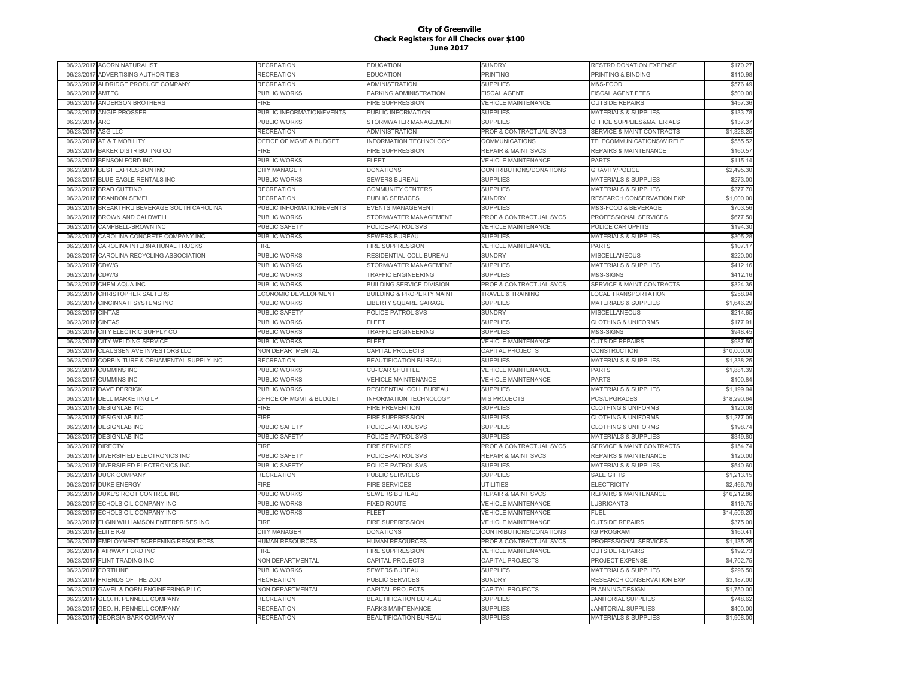# City of Greenville
## Check Registers for All Checks over $100
## June 2017

| | | | | | | |
|---|---|---|---|---|---|---|
| 06/23/2017 | ACORN NATURALIST | RECREATION | EDUCATION | SUNDRY | RESTRD DONATION EXPENSE | $170.27 |
| 06/23/2017 | ADVERTISING AUTHORITIES | RECREATION | EDUCATION | PRINTING | PRINTING & BINDING | $110.98 |
| 06/23/2017 | ALDRIDGE PRODUCE COMPANY | RECREATION | ADMINISTRATION | SUPPLIES | M&S-FOOD | $576.49 |
| 06/23/2017 | AMTEC | PUBLIC WORKS | PARKING ADMINISTRATION | FISCAL AGENT | FISCAL AGENT FEES | $500.00 |
| 06/23/2017 | ANDERSON BROTHERS | FIRE | FIRE SUPPRESSION | VEHICLE MAINTENANCE | OUTSIDE REPAIRS | $457.36 |
| 06/23/2017 | ANGIE PROSSER | PUBLIC INFORMATION/EVENTS | PUBLIC INFORMATION | SUPPLIES | MATERIALS & SUPPLIES | $133.78 |
| 06/23/2017 | ARC | PUBLIC WORKS | STORMWATER MANAGEMENT | SUPPLIES | OFFICE SUPPLIES&MATERIALS | $137.37 |
| 06/23/2017 | ASG LLC | RECREATION | ADMINISTRATION | PROF & CONTRACTUAL SVCS | SERVICE & MAINT CONTRACTS | $1,328.25 |
| 06/23/2017 | AT & T MOBILITY | OFFICE OF MGMT & BUDGET | INFORMATION TECHNOLOGY | COMMUNICATIONS | TELECOMMUNICATIONS/WIRELE | $555.52 |
| 06/23/2017 | BAKER DISTRIBUTING CO | FIRE | FIRE SUPPRESSION | REPAIR & MAINT SVCS | REPAIRS & MAINTENANCE | $160.57 |
| 06/23/2017 | BENSON FORD INC | PUBLIC WORKS | FLEET | VEHICLE MAINTENANCE | PARTS | $115.14 |
| 06/23/2017 | BEST EXPRESSION INC | CITY MANAGER | DONATIONS | CONTRIBUTIONS/DONATIONS | GRAVITY/POLICE | $2,495.30 |
| 06/23/2017 | BLUE EAGLE RENTALS INC | PUBLIC WORKS | SEWERS BUREAU | SUPPLIES | MATERIALS & SUPPLIES | $273.00 |
| 06/23/2017 | BRAD CUTTINO | RECREATION | COMMUNITY CENTERS | SUPPLIES | MATERIALS & SUPPLIES | $377.70 |
| 06/23/2017 | BRANDON SEMEL | RECREATION | PUBLIC SERVICES | SUNDRY | RESEARCH CONSERVATION EXP | $1,000.00 |
| 06/23/2017 | BREAKTHRU BEVERAGE SOUTH CAROLINA | PUBLIC INFORMATION/EVENTS | EVENTS MANAGEMENT | SUPPLIES | M&S-FOOD & BEVERAGE | $703.56 |
| 06/23/2017 | BROWN AND CALDWELL | PUBLIC WORKS | STORMWATER MANAGEMENT | PROF & CONTRACTUAL SVCS | PROFESSIONAL SERVICES | $677.50 |
| 06/23/2017 | CAMPBELL-BROWN INC | PUBLIC SAFETY | POLICE-PATROL SVS | VEHICLE MAINTENANCE | POLICE CAR UPFITS | $194.30 |
| 06/23/2017 | CAROLINA CONCRETE COMPANY INC | PUBLIC WORKS | SEWERS BUREAU | SUPPLIES | MATERIALS & SUPPLIES | $305.28 |
| 06/23/2017 | CAROLINA INTERNATIONAL TRUCKS | FIRE | FIRE SUPPRESSION | VEHICLE MAINTENANCE | PARTS | $107.17 |
| 06/23/2017 | CAROLINA RECYCLING ASSOCIATION | PUBLIC WORKS | RESIDENTIAL COLL BUREAU | SUNDRY | MISCELLANEOUS | $220.00 |
| 06/23/2017 | CDW/G | PUBLIC WORKS | STORMWATER MANAGEMENT | SUPPLIES | MATERIALS & SUPPLIES | $412.16 |
| 06/23/2017 | CDW/G | PUBLIC WORKS | TRAFFIC ENGINEERING | SUPPLIES | M&S-SIGNS | $412.16 |
| 06/23/2017 | CHEM-AQUA INC | PUBLIC WORKS | BUILDING SERVICE DIVISION | PROF & CONTRACTUAL SVCS | SERVICE & MAINT CONTRACTS | $324.36 |
| 06/23/2017 | CHRISTOPHER SALTERS | ECONOMIC DEVELOPMENT | BUILDING & PROPERTY MAINT | TRAVEL & TRAINING | LOCAL TRANSPORTATION | $258.94 |
| 06/23/2017 | CINCINNATI SYSTEMS INC | PUBLIC WORKS | LIBERTY SQUARE GARAGE | SUPPLIES | MATERIALS & SUPPLIES | $1,646.29 |
| 06/23/2017 | CINTAS | PUBLIC SAFETY | POLICE-PATROL SVS | SUNDRY | MISCELLANEOUS | $214.65 |
| 06/23/2017 | CINTAS | PUBLIC WORKS | FLEET | SUPPLIES | CLOTHING & UNIFORMS | $177.91 |
| 06/23/2017 | CITY ELECTRIC SUPPLY CO | PUBLIC WORKS | TRAFFIC ENGINEERING | SUPPLIES | M&S-SIGNS | $948.45 |
| 06/23/2017 | CITY WELDING SERVICE | PUBLIC WORKS | FLEET | VEHICLE MAINTENANCE | OUTSIDE REPAIRS | $987.50 |
| 06/23/2017 | CLAUSSEN AVE INVESTORS LLC | NON DEPARTMENTAL | CAPITAL PROJECTS | CAPITAL PROJECTS | CONSTRUCTION | $10,000.00 |
| 06/23/2017 | CORBIN TURF & ORNAMENTAL SUPPLY INC | RECREATION | BEAUTIFICATION BUREAU | SUPPLIES | MATERIALS & SUPPLIES | $1,338.25 |
| 06/23/2017 | CUMMINS INC | PUBLIC WORKS | CU-ICAR SHUTTLE | VEHICLE MAINTENANCE | PARTS | $1,881.39 |
| 06/23/2017 | CUMMINS INC | PUBLIC WORKS | VEHICLE MAINTENANCE | VEHICLE MAINTENANCE | PARTS | $100.84 |
| 06/23/2017 | DAVE DERRICK | PUBLIC WORKS | RESIDENTIAL COLL BUREAU | SUPPLIES | MATERIALS & SUPPLIES | $1,199.94 |
| 06/23/2017 | DELL MARKETING LP | OFFICE OF MGMT & BUDGET | INFORMATION TECHNOLOGY | MIS PROJECTS | PCS/UPGRADES | $18,290.64 |
| 06/23/2017 | DESIGNLAB INC | FIRE | FIRE PREVENTION | SUPPLIES | CLOTHING & UNIFORMS | $120.08 |
| 06/23/2017 | DESIGNLAB INC | FIRE | FIRE SUPPRESSION | SUPPLIES | CLOTHING & UNIFORMS | $1,277.09 |
| 06/23/2017 | DESIGNLAB INC | PUBLIC SAFETY | POLICE-PATROL SVS | SUPPLIES | CLOTHING & UNIFORMS | $198.74 |
| 06/23/2017 | DESIGNLAB INC | PUBLIC SAFETY | POLICE-PATROL SVS | SUPPLIES | MATERIALS & SUPPLIES | $349.80 |
| 06/23/2017 | DIRECTV | FIRE | FIRE SERVICES | PROF & CONTRACTUAL SVCS | SERVICE & MAINT CONTRACTS | $154.74 |
| 06/23/2017 | DIVERSIFIED ELECTRONICS INC | PUBLIC SAFETY | POLICE-PATROL SVS | REPAIR & MAINT SVCS | REPAIRS & MAINTENANCE | $120.00 |
| 06/23/2017 | DIVERSIFIED ELECTRONICS INC | PUBLIC SAFETY | POLICE-PATROL SVS | SUPPLIES | MATERIALS & SUPPLIES | $540.60 |
| 06/23/2017 | DUCK COMPANY | RECREATION | PUBLIC SERVICES | SUPPLIES | SALE GIFTS | $1,213.15 |
| 06/23/2017 | DUKE ENERGY | FIRE | FIRE SERVICES | UTILITIES | ELECTRICITY | $2,466.79 |
| 06/23/2017 | DUKE'S ROOT CONTROL INC | PUBLIC WORKS | SEWERS BUREAU | REPAIR & MAINT SVCS | REPAIRS & MAINTENANCE | $16,212.86 |
| 06/23/2017 | ECHOLS OIL COMPANY INC | PUBLIC WORKS | FIXED ROUTE | VEHICLE MAINTENANCE | LUBRICANTS | $119.75 |
| 06/23/2017 | ECHOLS OIL COMPANY INC | PUBLIC WORKS | FLEET | VEHICLE MAINTENANCE | FUEL | $14,506.20 |
| 06/23/2017 | ELGIN WILLIAMSON ENTERPRISES INC | FIRE | FIRE SUPPRESSION | VEHICLE MAINTENANCE | OUTSIDE REPAIRS | $375.00 |
| 06/23/2017 | ELITE K-9 | CITY MANAGER | DONATIONS | CONTRIBUTIONS/DONATIONS | K9 PROGRAM | $160.41 |
| 06/23/2017 | EMPLOYMENT SCREENING RESOURCES | HUMAN RESOURCES | HUMAN RESOURCES | PROF & CONTRACTUAL SVCS | PROFESSIONAL SERVICES | $1,135.25 |
| 06/23/2017 | FAIRWAY FORD INC | FIRE | FIRE SUPPRESSION | VEHICLE MAINTENANCE | OUTSIDE REPAIRS | $192.73 |
| 06/23/2017 | FLINT TRADING INC | NON DEPARTMENTAL | CAPITAL PROJECTS | CAPITAL PROJECTS | PROJECT EXPENSE | $4,702.75 |
| 06/23/2017 | FORTILINE | PUBLIC WORKS | SEWERS BUREAU | SUPPLIES | MATERIALS & SUPPLIES | $296.50 |
| 06/23/2017 | FRIENDS OF THE ZOO | RECREATION | PUBLIC SERVICES | SUNDRY | RESEARCH CONSERVATION EXP | $3,187.00 |
| 06/23/2017 | GAVEL & DORN ENGINEERING PLLC | NON DEPARTMENTAL | CAPITAL PROJECTS | CAPITAL PROJECTS | PLANNING/DESIGN | $1,750.00 |
| 06/23/2017 | GEO. H. PENNELL COMPANY | RECREATION | BEAUTIFICATION BUREAU | SUPPLIES | JANITORIAL SUPPLIES | $748.62 |
| 06/23/2017 | GEO. H. PENNELL COMPANY | RECREATION | PARKS MAINTENANCE | SUPPLIES | JANITORIAL SUPPLIES | $400.00 |
| 06/23/2017 | GEORGIA BARK COMPANY | RECREATION | BEAUTIFICATION BUREAU | SUPPLIES | MATERIALS & SUPPLIES | $1,908.00 |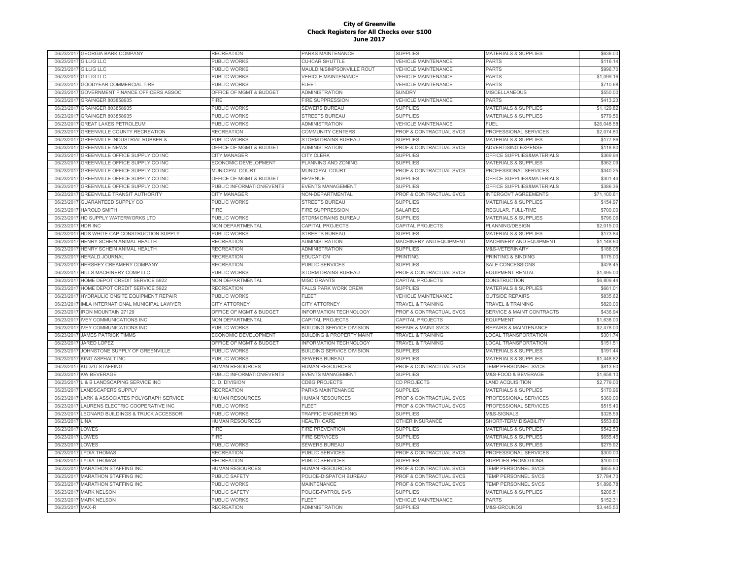# City of Greenville
## Check Registers for All Checks over $100
### June 2017

| | | | | | | |
|---|---|---|---|---|---|---|
| 06/23/2017 | GEORGIA BARK COMPANY | RECREATION | PARKS MAINTENANCE | SUPPLIES | MATERIALS & SUPPLIES | $636.00 |
| 06/23/2017 | GILLIG LLC | PUBLIC WORKS | CU-ICAR SHUTTLE | VEHICLE MAINTENANCE | PARTS | $116.14 |
| 06/23/2017 | GILLIG LLC | PUBLIC WORKS | MAULDIN/SIMPSONVILLE ROUT | VEHICLE MAINTENANCE | PARTS | $996.70 |
| 06/23/2017 | GILLIG LLC | PUBLIC WORKS | VEHICLE MAINTENANCE | VEHICLE MAINTENANCE | PARTS | $1,099.16 |
| 06/23/2017 | GOODYEAR COMMERCIAL TIRE | PUBLIC WORKS | FLEET | VEHICLE MAINTENANCE | PARTS | $710.68 |
| 06/23/2017 | GOVERNMENT FINANCE OFFICERS ASSOC | OFFICE OF MGMT & BUDGET | ADMINISTRATION | SUNDRY | MISCELLANEOUS | $550.00 |
| 06/23/2017 | GRAINGER 803858935 | FIRE | FIRE SUPPRESSION | VEHICLE MAINTENANCE | PARTS | $413.23 |
| 06/23/2017 | GRAINGER 803858935 | PUBLIC WORKS | SEWERS BUREAU | SUPPLIES | MATERIALS & SUPPLIES | $1,129.82 |
| 06/23/2017 | GRAINGER 803858935 | PUBLIC WORKS | STREETS BUREAU | SUPPLIES | MATERIALS & SUPPLIES | $779.56 |
| 06/23/2017 | GREAT LAKES PETROLEUM | PUBLIC WORKS | ADMINISTRATION | VEHICLE MAINTENANCE | FUEL | $26,048.58 |
| 06/23/2017 | GREENVILLE COUNTY RECREATION | RECREATION | COMMUNITY CENTERS | PROF & CONTRACTUAL SVCS | PROFESSIONAL SERVICES | $2,074.80 |
| 06/23/2017 | GREENVILLE INDUSTRIAL RUBBER & | PUBLIC WORKS | STORM DRAINS BUREAU | SUPPLIES | MATERIALS & SUPPLIES | $177.86 |
| 06/23/2017 | GREENVILLE NEWS | OFFICE OF MGMT & BUDGET | ADMINISTRATION | PROF & CONTRACTUAL SVCS | ADVERTISING EXPENSE | $118.80 |
| 06/23/2017 | GREENVILLE OFFICE SUPPLY CO INC | CITY MANAGER | CITY CLERK | SUPPLIES | OFFICE SUPPLIES&MATERIALS | $369.94 |
| 06/23/2017 | GREENVILLE OFFICE SUPPLY CO INC | ECONOMIC DEVELOPMENT | PLANNING AND ZONING | SUPPLIES | MATERIALS & SUPPLIES | $362.09 |
| 06/23/2017 | GREENVILLE OFFICE SUPPLY CO INC | MUNICIPAL COURT | MUNICIPAL COURT | PROF & CONTRACTUAL SVCS | PROFESSIONAL SERVICES | $340.25 |
| 06/23/2017 | GREENVILLE OFFICE SUPPLY CO INC | OFFICE OF MGMT & BUDGET | REVENUE | SUPPLIES | OFFICE SUPPLIES&MATERIALS | $301.44 |
| 06/23/2017 | GREENVILLE OFFICE SUPPLY CO INC | PUBLIC INFORMATION/EVENTS | EVENTS MANAGEMENT | SUPPLIES | OFFICE SUPPLIES&MATERIALS | $386.36 |
| 06/23/2017 | GREENVILLE TRANSIT AUTHORITY | CITY MANAGER | NON-DEPARTMENTAL | PROF & CONTRACTUAL SVCS | INTERGOVT AGREEMENTS | $71,100.61 |
| 06/23/2017 | GUARANTEED SUPPLY CO | PUBLIC WORKS | STREETS BUREAU | SUPPLIES | MATERIALS & SUPPLIES | $154.97 |
| 06/23/2017 | HAROLD SMITH | FIRE | FIRE SUPPRESSION | SALARIES | REGULAR, FULL-TIME | $700.00 |
| 06/23/2017 | HD SUPPLY WATERWORKS LTD | PUBLIC WORKS | STORM DRAINS BUREAU | SUPPLIES | MATERIALS & SUPPLIES | $796.06 |
| 06/23/2017 | HDR INC | NON DEPARTMENTAL | CAPITAL PROJECTS | CAPITAL PROJECTS | PLANNING/DESIGN | $2,015.00 |
| 06/23/2017 | HDS WHITE CAP CONSTRUCTION SUPPLY | PUBLIC WORKS | STREETS BUREAU | SUPPLIES | MATERIALS & SUPPLIES | $173.84 |
| 06/23/2017 | HENRY SCHEIN ANIMAL HEALTH | RECREATION | ADMINISTRATION | MACHINERY AND EQUIPMENT | MACHINERY AND EQUIPMENT | $1,148.60 |
| 06/23/2017 | HENRY SCHEIN ANIMAL HEALTH | RECREATION | ADMINISTRATION | SUPPLIES | M&S-VETERINARY | $188.05 |
| 06/23/2017 | HERALD JOURNAL | RECREATION | EDUCATION | PRINTING | PRINTING & BINDING | $175.00 |
| 06/23/2017 | HERSHEY CREAMERY COMPANY | RECREATION | PUBLIC SERVICES | SUPPLIES | SALE CONCESSIONS | $428.45 |
| 06/23/2017 | HILLS MACHINERY COMP LLC | PUBLIC WORKS | STORM DRAINS BUREAU | PROF & CONTRACTUAL SVCS | EQUIPMENT RENTAL | $1,495.00 |
| 06/23/2017 | HOME DEPOT CREDIT SERVICE 5922 | NON DEPARTMENTAL | MISC GRANTS | CAPITAL PROJECTS | CONSTRUCTION | $6,809.44 |
| 06/23/2017 | HOME DEPOT CREDIT SERVICE 5922 | RECREATION | FALLS PARK WORK CREW | SUPPLIES | MATERIALS & SUPPLIES | $661.01 |
| 06/23/2017 | HYDRAULIC ONSITE EQUIPMENT REPAIR | PUBLIC WORKS | FLEET | VEHICLE MAINTENANCE | OUTSIDE REPAIRS | $835.62 |
| 06/23/2017 | IMLA INTERNATIONAL MUNICIPAL LAWYER | CITY ATTORNEY | CITY ATTORNEY | TRAVEL & TRAINING | TRAVEL & TRAINING | $820.00 |
| 06/23/2017 | IRON MOUNTAIN 27129 | OFFICE OF MGMT & BUDGET | INFORMATION TECHNOLOGY | PROF & CONTRACTUAL SVCS | SERVICE & MAINT CONTRACTS | $436.94 |
| 06/23/2017 | IVEY COMMUNICATIONS INC | NON DEPARTMENTAL | CAPITAL PROJECTS | CAPITAL PROJECTS | EQUIPMENT | $1,638.00 |
| 06/23/2017 | IVEY COMMUNICATIONS INC | PUBLIC WORKS | BUILDING SERVICE DIVISION | REPAIR & MAINT SVCS | REPAIRS & MAINTENANCE | $2,478.00 |
| 06/23/2017 | JAMES PATRICK TIMMS | ECONOMIC DEVELOPMENT | BUILDING & PROPERTY MAINT | TRAVEL & TRAINING | LOCAL TRANSPORTATION | $301.74 |
| 06/23/2017 | JARED LOPEZ | OFFICE OF MGMT & BUDGET | INFORMATION TECHNOLOGY | TRAVEL & TRAINING | LOCAL TRANSPORTATION | $151.51 |
| 06/23/2017 | JOHNSTONE SUPPLY OF GREENVILLE | PUBLIC WORKS | BUILDING SERVICE DIVISION | SUPPLIES | MATERIALS & SUPPLIES | $191.44 |
| 06/23/2017 | KING ASPHALT INC | PUBLIC WORKS | SEWERS BUREAU | SUPPLIES | MATERIALS & SUPPLIES | $1,448.82 |
| 06/23/2017 | KUDZU STAFFING | HUMAN RESOURCES | HUMAN RESOURCES | PROF & CONTRACTUAL SVCS | TEMP PERSONNEL SVCS | $813.60 |
| 06/23/2017 | KW BEVERAGE | PUBLIC INFORMATION/EVENTS | EVENTS MANAGEMENT | SUPPLIES | M&S-FOOD & BEVERAGE | $1,658.10 |
| 06/23/2017 | L & B LANDSCAPING SERVICE INC | C. D. DIVISION | CDBG PROJECTS | CD PROJECTS | LAND ACQUISITION | $2,779.00 |
| 06/23/2017 | LANDSCAPERS SUPPLY | RECREATION | PARKS MAINTENANCE | SUPPLIES | MATERIALS & SUPPLIES | $170.96 |
| 06/23/2017 | LARK & ASSOCIATES POLYGRAPH SERVICE | HUMAN RESOURCES | HUMAN RESOURCES | PROF & CONTRACTUAL SVCS | PROFESSIONAL SERVICES | $360.00 |
| 06/23/2017 | LAURENS ELECTRIC COOPERATIVE INC | PUBLIC WORKS | FLEET | PROF & CONTRACTUAL SVCS | PROFESSIONAL SERVICES | $515.40 |
| 06/23/2017 | LEONARD BUILDINGS & TRUCK ACCESSORI | PUBLIC WORKS | TRAFFIC ENGINEERING | SUPPLIES | M&S-SIGNALS | $328.59 |
| 06/23/2017 | LINA | HUMAN RESOURCES | HEALTH CARE | OTHER INSURANCE | SHORT-TERM DISABILITY | $553.80 |
| 06/23/2017 | LOWES | FIRE | FIRE PREVENTION | SUPPLIES | MATERIALS & SUPPLIES | $542.53 |
| 06/23/2017 | LOWES | FIRE | FIRE SERVICES | SUPPLIES | MATERIALS & SUPPLIES | $655.45 |
| 06/23/2017 | LOWES | PUBLIC WORKS | SEWERS BUREAU | SUPPLIES | MATERIALS & SUPPLIES | $275.92 |
| 06/23/2017 | LYDIA THOMAS | RECREATION | PUBLIC SERVICES | PROF & CONTRACTUAL SVCS | PROFESSIONAL SERVICES | $300.00 |
| 06/23/2017 | LYDIA THOMAS | RECREATION | PUBLIC SERVICES | SUPPLIES | SUPPLIES PROMOTIONS | $100.00 |
| 06/23/2017 | MARATHON STAFFING INC | HUMAN RESOURCES | HUMAN RESOURCES | PROF & CONTRACTUAL SVCS | TEMP PERSONNEL SVCS | $655.60 |
| 06/23/2017 | MARATHON STAFFING INC | PUBLIC SAFETY | POLICE-DISPATCH BUREAU | PROF & CONTRACTUAL SVCS | TEMP PERSONNEL SVCS | $7,784.70 |
| 06/23/2017 | MARATHON STAFFING INC | PUBLIC WORKS | MAINTENANCE | PROF & CONTRACTUAL SVCS | TEMP PERSONNEL SVCS | $1,896.78 |
| 06/23/2017 | MARK NELSON | PUBLIC SAFETY | POLICE-PATROL SVS | SUPPLIES | MATERIALS & SUPPLIES | $206.51 |
| 06/23/2017 | MARK NELSON | PUBLIC WORKS | FLEET | VEHICLE MAINTENANCE | PARTS | $152.31 |
| 06/23/2017 | MAX-R | RECREATION | ADMINISTRATION | SUPPLIES | M&S-GROUNDS | $3,445.50 |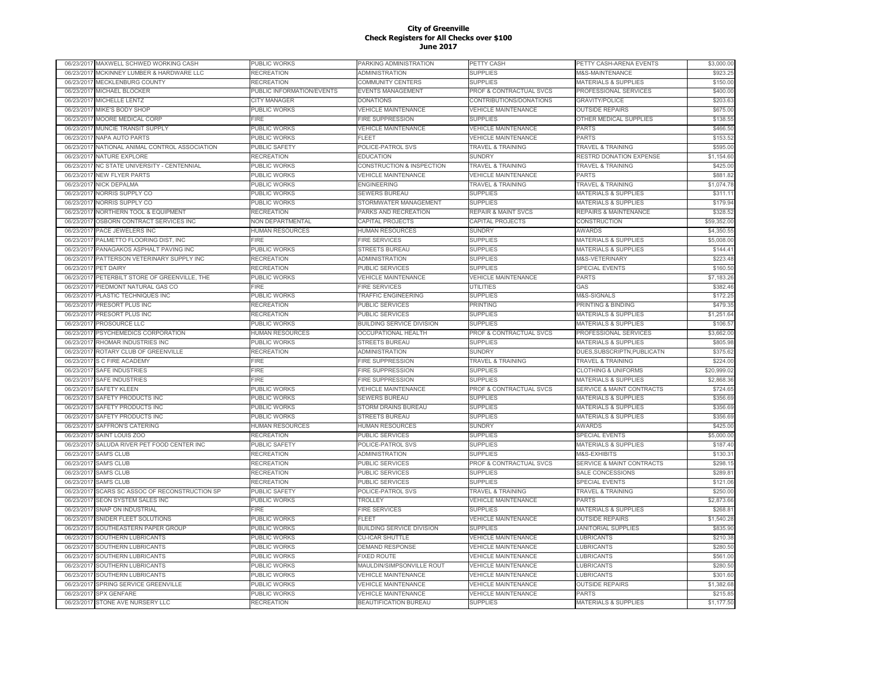# City of Greenville
## Check Registers for All Checks over $100
### June 2017

| | | | | | | |
|---|---|---|---|---|---|---|
| 06/23/2017 | MAXWELL SCHWED WORKING CASH | PUBLIC WORKS | PARKING ADMINISTRATION | PETTY CASH | PETTY CASH-ARENA EVENTS | $3,000.00 |
| 06/23/2017 | MCKINNEY LUMBER & HARDWARE LLC | RECREATION | ADMINISTRATION | SUPPLIES | M&S-MAINTENANCE | $923.25 |
| 06/23/2017 | MECKLENBURG COUNTY | RECREATION | COMMUNITY CENTERS | SUPPLIES | MATERIALS & SUPPLIES | $150.00 |
| 06/23/2017 | MICHAEL BLOCKER | PUBLIC INFORMATION/EVENTS | EVENTS MANAGEMENT | PROF & CONTRACTUAL SVCS | PROFESSIONAL SERVICES | $400.00 |
| 06/23/2017 | MICHELLE LENTZ | CITY MANAGER | DONATIONS | CONTRIBUTIONS/DONATIONS | GRAVITY/POLICE | $203.63 |
| 06/23/2017 | MIKE'S BODY SHOP | PUBLIC WORKS | VEHICLE MAINTENANCE | VEHICLE MAINTENANCE | OUTSIDE REPAIRS | $675.00 |
| 06/23/2017 | MOORE MEDICAL CORP | FIRE | FIRE SUPPRESSION | SUPPLIES | OTHER MEDICAL SUPPLIES | $138.55 |
| 06/23/2017 | MUNCIE TRANSIT SUPPLY | PUBLIC WORKS | VEHICLE MAINTENANCE | VEHICLE MAINTENANCE | PARTS | $466.50 |
| 06/23/2017 | NAPA AUTO PARTS | PUBLIC WORKS | FLEET | VEHICLE MAINTENANCE | PARTS | $153.52 |
| 06/23/2017 | NATIONAL ANIMAL CONTROL ASSOCIATION | PUBLIC SAFETY | POLICE-PATROL SVS | TRAVEL & TRAINING | TRAVEL & TRAINING | $595.00 |
| 06/23/2017 | NATURE EXPLORE | RECREATION | EDUCATION | SUNDRY | RESTRD DONATION EXPENSE | $1,154.60 |
| 06/23/2017 | NC STATE UNIVERSITY - CENTENNIAL | PUBLIC WORKS | CONSTRUCTION & INSPECTION | TRAVEL & TRAINING | TRAVEL & TRAINING | $425.00 |
| 06/23/2017 | NEW FLYER PARTS | PUBLIC WORKS | VEHICLE MAINTENANCE | VEHICLE MAINTENANCE | PARTS | $881.82 |
| 06/23/2017 | NICK DEPALMA | PUBLIC WORKS | ENGINEERING | TRAVEL & TRAINING | TRAVEL & TRAINING | $1,074.78 |
| 06/23/2017 | NORRIS SUPPLY CO | PUBLIC WORKS | SEWERS BUREAU | SUPPLIES | MATERIALS & SUPPLIES | $311.11 |
| 06/23/2017 | NORRIS SUPPLY CO | PUBLIC WORKS | STORMWATER MANAGEMENT | SUPPLIES | MATERIALS & SUPPLIES | $179.94 |
| 06/23/2017 | NORTHERN TOOL & EQUIPMENT | RECREATION | PARKS AND RECREATION | REPAIR & MAINT SVCS | REPAIRS & MAINTENANCE | $328.52 |
| 06/23/2017 | OSBORN CONTRACT SERVICES INC | NON DEPARTMENTAL | CAPITAL PROJECTS | CAPITAL PROJECTS | CONSTRUCTION | $59,352.00 |
| 06/23/2017 | PACE JEWELERS INC | HUMAN RESOURCES | HUMAN RESOURCES | SUNDRY | AWARDS | $4,350.55 |
| 06/23/2017 | PALMETTO FLOORING DIST, INC | FIRE | FIRE SERVICES | SUPPLIES | MATERIALS & SUPPLIES | $5,008.00 |
| 06/23/2017 | PANAGAKOS ASPHALT PAVING INC | PUBLIC WORKS | STREETS BUREAU | SUPPLIES | MATERIALS & SUPPLIES | $144.41 |
| 06/23/2017 | PATTERSON VETERINARY SUPPLY INC | RECREATION | ADMINISTRATION | SUPPLIES | M&S-VETERINARY | $223.48 |
| 06/23/2017 | PET DAIRY | RECREATION | PUBLIC SERVICES | SUPPLIES | SPECIAL EVENTS | $160.50 |
| 06/23/2017 | PETERBILT STORE OF GREENVILLE, THE | PUBLIC WORKS | VEHICLE MAINTENANCE | VEHICLE MAINTENANCE | PARTS | $7,183.26 |
| 06/23/2017 | PIEDMONT NATURAL GAS CO | FIRE | FIRE SERVICES | UTILITIES | GAS | $382.46 |
| 06/23/2017 | PLASTIC TECHNIQUES INC | PUBLIC WORKS | TRAFFIC ENGINEERING | SUPPLIES | M&S-SIGNALS | $172.25 |
| 06/23/2017 | PRESORT PLUS INC | RECREATION | PUBLIC SERVICES | PRINTING | PRINTING & BINDING | $479.35 |
| 06/23/2017 | PRESORT PLUS INC | RECREATION | PUBLIC SERVICES | SUPPLIES | MATERIALS & SUPPLIES | $1,251.64 |
| 06/23/2017 | PROSOURCE LLC | PUBLIC WORKS | BUILDING SERVICE DIVISION | SUPPLIES | MATERIALS & SUPPLIES | $106.57 |
| 06/23/2017 | PSYCHEMEDICS CORPORATION | HUMAN RESOURCES | OCCUPATIONAL HEALTH | PROF & CONTRACTUAL SVCS | PROFESSIONAL SERVICES | $3,662.00 |
| 06/23/2017 | RHOMAR INDUSTRIES INC | PUBLIC WORKS | STREETS BUREAU | SUPPLIES | MATERIALS & SUPPLIES | $805.98 |
| 06/23/2017 | ROTARY CLUB OF GREENVILLE | RECREATION | ADMINISTRATION | SUNDRY | DUES,SUBSCRIPTN,PUBLICATN | $375.62 |
| 06/23/2017 | S C FIRE ACADEMY | FIRE | FIRE SUPPRESSION | TRAVEL & TRAINING | TRAVEL & TRAINING | $224.00 |
| 06/23/2017 | SAFE INDUSTRIES | FIRE | FIRE SUPPRESSION | SUPPLIES | CLOTHING & UNIFORMS | $20,999.02 |
| 06/23/2017 | SAFE INDUSTRIES | FIRE | FIRE SUPPRESSION | SUPPLIES | MATERIALS & SUPPLIES | $2,868.36 |
| 06/23/2017 | SAFETY KLEEN | PUBLIC WORKS | VEHICLE MAINTENANCE | PROF & CONTRACTUAL SVCS | SERVICE & MAINT CONTRACTS | $724.65 |
| 06/23/2017 | SAFETY PRODUCTS INC | PUBLIC WORKS | SEWERS BUREAU | SUPPLIES | MATERIALS & SUPPLIES | $356.69 |
| 06/23/2017 | SAFETY PRODUCTS INC | PUBLIC WORKS | STORM DRAINS BUREAU | SUPPLIES | MATERIALS & SUPPLIES | $356.69 |
| 06/23/2017 | SAFETY PRODUCTS INC | PUBLIC WORKS | STREETS BUREAU | SUPPLIES | MATERIALS & SUPPLIES | $356.69 |
| 06/23/2017 | SAFFRON'S CATERING | HUMAN RESOURCES | HUMAN RESOURCES | SUNDRY | AWARDS | $425.00 |
| 06/23/2017 | SAINT LOUIS ZOO | RECREATION | PUBLIC SERVICES | SUPPLIES | SPECIAL EVENTS | $5,000.00 |
| 06/23/2017 | SALUDA RIVER PET FOOD CENTER INC | PUBLIC SAFETY | POLICE-PATROL SVS | SUPPLIES | MATERIALS & SUPPLIES | $187.40 |
| 06/23/2017 | SAM'S CLUB | RECREATION | ADMINISTRATION | SUPPLIES | M&S-EXHIBITS | $130.31 |
| 06/23/2017 | SAM'S CLUB | RECREATION | PUBLIC SERVICES | PROF & CONTRACTUAL SVCS | SERVICE & MAINT CONTRACTS | $298.15 |
| 06/23/2017 | SAM'S CLUB | RECREATION | PUBLIC SERVICES | SUPPLIES | SALE CONCESSIONS | $289.81 |
| 06/23/2017 | SAM'S CLUB | RECREATION | PUBLIC SERVICES | SUPPLIES | SPECIAL EVENTS | $121.06 |
| 06/23/2017 | SCARS SC ASSOC OF RECONSTRUCTION SP | PUBLIC SAFETY | POLICE-PATROL SVS | TRAVEL & TRAINING | TRAVEL & TRAINING | $250.00 |
| 06/23/2017 | SEON SYSTEM SALES INC | PUBLIC WORKS | TROLLEY | VEHICLE MAINTENANCE | PARTS | $2,873.66 |
| 06/23/2017 | SNAP ON INDUSTRIAL | FIRE | FIRE SERVICES | SUPPLIES | MATERIALS & SUPPLIES | $268.81 |
| 06/23/2017 | SNIDER FLEET SOLUTIONS | PUBLIC WORKS | FLEET | VEHICLE MAINTENANCE | OUTSIDE REPAIRS | $1,540.28 |
| 06/23/2017 | SOUTHEASTERN PAPER GROUP | PUBLIC WORKS | BUILDING SERVICE DIVISION | SUPPLIES | JANITORIAL SUPPLIES | $835.90 |
| 06/23/2017 | SOUTHERN LUBRICANTS | PUBLIC WORKS | CU-ICAR SHUTTLE | VEHICLE MAINTENANCE | LUBRICANTS | $210.38 |
| 06/23/2017 | SOUTHERN LUBRICANTS | PUBLIC WORKS | DEMAND RESPONSE | VEHICLE MAINTENANCE | LUBRICANTS | $280.50 |
| 06/23/2017 | SOUTHERN LUBRICANTS | PUBLIC WORKS | FIXED ROUTE | VEHICLE MAINTENANCE | LUBRICANTS | $561.00 |
| 06/23/2017 | SOUTHERN LUBRICANTS | PUBLIC WORKS | MAULDIN/SIMPSONVILLE ROUT | VEHICLE MAINTENANCE | LUBRICANTS | $280.50 |
| 06/23/2017 | SOUTHERN LUBRICANTS | PUBLIC WORKS | VEHICLE MAINTENANCE | VEHICLE MAINTENANCE | LUBRICANTS | $301.60 |
| 06/23/2017 | SPRING SERVICE GREENVILLE | PUBLIC WORKS | VEHICLE MAINTENANCE | VEHICLE MAINTENANCE | OUTSIDE REPAIRS | $1,382.68 |
| 06/23/2017 | SPX GENFARE | PUBLIC WORKS | VEHICLE MAINTENANCE | VEHICLE MAINTENANCE | PARTS | $215.85 |
| 06/23/2017 | STONE AVE NURSERY LLC | RECREATION | BEAUTIFICATION BUREAU | SUPPLIES | MATERIALS & SUPPLIES | $1,177.50 |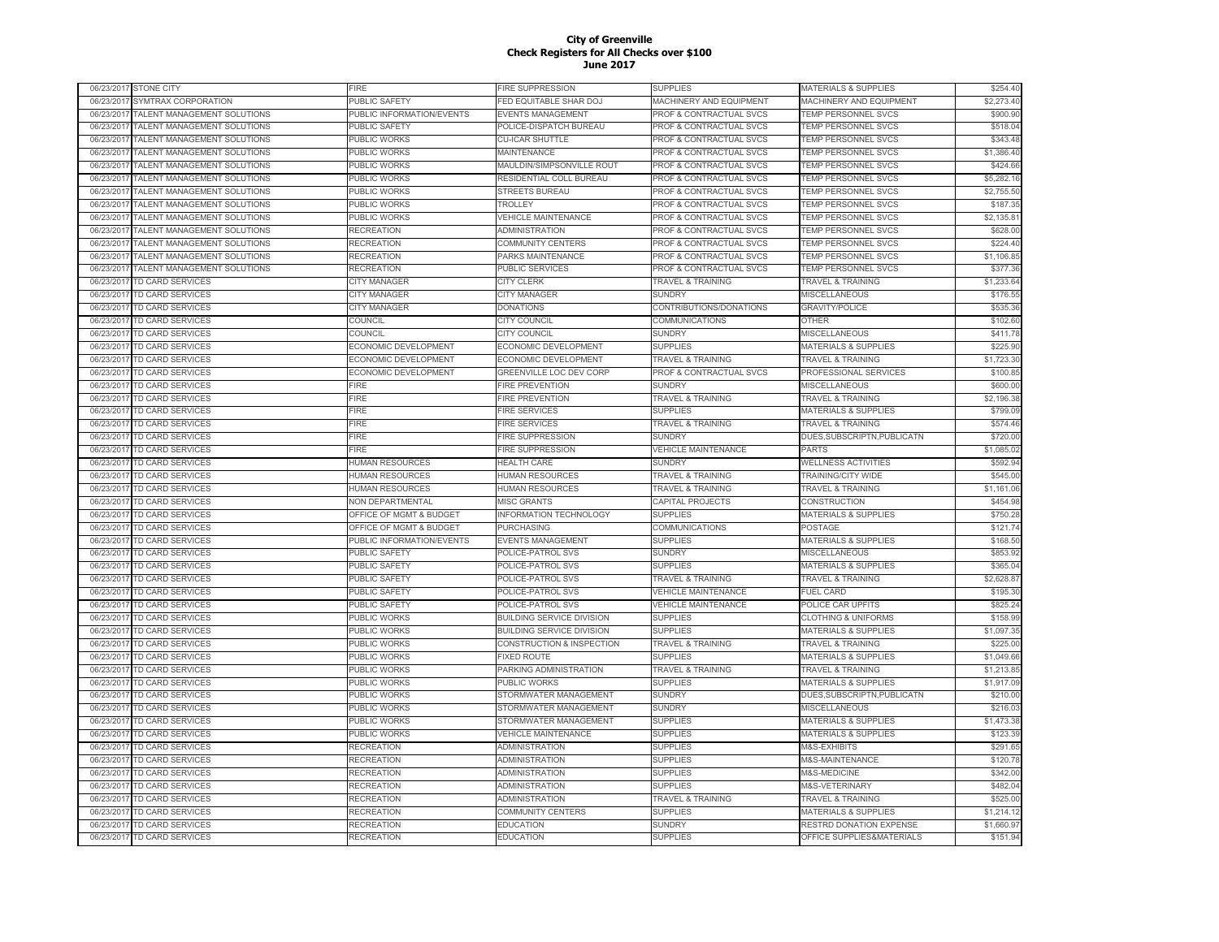# City of Greenville
## Check Registers for All Checks over $100
## June 2017

| | | | | | | |
|---|---|---|---|---|---|---|
| 06/23/2017 | STONE CITY | FIRE | FIRE SUPPRESSION | SUPPLIES | MATERIALS & SUPPLIES | $254.40 |
| 06/23/2017 | SYMTRAX CORPORATION | PUBLIC SAFETY | FED EQUITABLE SHAR DOJ | MACHINERY AND EQUIPMENT | MACHINERY AND EQUIPMENT | $2,273.40 |
| 06/23/2017 | TALENT MANAGEMENT SOLUTIONS | PUBLIC INFORMATION/EVENTS | EVENTS MANAGEMENT | PROF & CONTRACTUAL SVCS | TEMP PERSONNEL SVCS | $900.90 |
| 06/23/2017 | TALENT MANAGEMENT SOLUTIONS | PUBLIC SAFETY | POLICE-DISPATCH BUREAU | PROF & CONTRACTUAL SVCS | TEMP PERSONNEL SVCS | $518.04 |
| 06/23/2017 | TALENT MANAGEMENT SOLUTIONS | PUBLIC WORKS | CU-ICAR SHUTTLE | PROF & CONTRACTUAL SVCS | TEMP PERSONNEL SVCS | $343.48 |
| 06/23/2017 | TALENT MANAGEMENT SOLUTIONS | PUBLIC WORKS | MAINTENANCE | PROF & CONTRACTUAL SVCS | TEMP PERSONNEL SVCS | $1,386.40 |
| 06/23/2017 | TALENT MANAGEMENT SOLUTIONS | PUBLIC WORKS | MAULDIN/SIMPSONVILLE ROUT | PROF & CONTRACTUAL SVCS | TEMP PERSONNEL SVCS | $424.66 |
| 06/23/2017 | TALENT MANAGEMENT SOLUTIONS | PUBLIC WORKS | RESIDENTIAL COLL BUREAU | PROF & CONTRACTUAL SVCS | TEMP PERSONNEL SVCS | $5,282.16 |
| 06/23/2017 | TALENT MANAGEMENT SOLUTIONS | PUBLIC WORKS | STREETS BUREAU | PROF & CONTRACTUAL SVCS | TEMP PERSONNEL SVCS | $2,755.50 |
| 06/23/2017 | TALENT MANAGEMENT SOLUTIONS | PUBLIC WORKS | TROLLEY | PROF & CONTRACTUAL SVCS | TEMP PERSONNEL SVCS | $187.35 |
| 06/23/2017 | TALENT MANAGEMENT SOLUTIONS | PUBLIC WORKS | VEHICLE MAINTENANCE | PROF & CONTRACTUAL SVCS | TEMP PERSONNEL SVCS | $2,135.61 |
| 06/23/2017 | TALENT MANAGEMENT SOLUTIONS | RECREATION | ADMINISTRATION | PROF & CONTRACTUAL SVCS | TEMP PERSONNEL SVCS | $628.00 |
| 06/23/2017 | TALENT MANAGEMENT SOLUTIONS | RECREATION | COMMUNITY CENTERS | PROF & CONTRACTUAL SVCS | TEMP PERSONNEL SVCS | $224.40 |
| 06/23/2017 | TALENT MANAGEMENT SOLUTIONS | RECREATION | PARKS MAINTENANCE | PROF & CONTRACTUAL SVCS | TEMP PERSONNEL SVCS | $1,106.85 |
| 06/23/2017 | TALENT MANAGEMENT SOLUTIONS | RECREATION | PUBLIC SERVICES | PROF & CONTRACTUAL SVCS | TEMP PERSONNEL SVCS | $377.36 |
| 06/23/2017 | TD CARD SERVICES | CITY MANAGER | CITY CLERK | TRAVEL & TRAINING | TRAVEL & TRAINING | $1,233.64 |
| 06/23/2017 | TD CARD SERVICES | CITY MANAGER | CITY MANAGER | SUNDRY | MISCELLANEOUS | $176.55 |
| 06/23/2017 | TD CARD SERVICES | CITY MANAGER | DONATIONS | CONTRIBUTIONS/DONATIONS | GRAVITY/POLICE | $535.36 |
| 06/23/2017 | TD CARD SERVICES | COUNCIL | CITY COUNCIL | COMMUNICATIONS | OTHER | $102.60 |
| 06/23/2017 | TD CARD SERVICES | COUNCIL | CITY COUNCIL | SUNDRY | MISCELLANEOUS | $411.78 |
| 06/23/2017 | TD CARD SERVICES | ECONOMIC DEVELOPMENT | ECONOMIC DEVELOPMENT | SUPPLIES | MATERIALS & SUPPLIES | $225.90 |
| 06/23/2017 | TD CARD SERVICES | ECONOMIC DEVELOPMENT | ECONOMIC DEVELOPMENT | TRAVEL & TRAINING | TRAVEL & TRAINING | $1,723.30 |
| 06/23/2017 | TD CARD SERVICES | ECONOMIC DEVELOPMENT | GREENVILLE LOC DEV CORP | PROF & CONTRACTUAL SVCS | PROFESSIONAL SERVICES | $100.85 |
| 06/23/2017 | TD CARD SERVICES | FIRE | FIRE PREVENTION | SUNDRY | MISCELLANEOUS | $600.00 |
| 06/23/2017 | TD CARD SERVICES | FIRE | FIRE PREVENTION | TRAVEL & TRAINING | TRAVEL & TRAINING | $2,196.38 |
| 06/23/2017 | TD CARD SERVICES | FIRE | FIRE SERVICES | SUPPLIES | MATERIALS & SUPPLIES | $799.09 |
| 06/23/2017 | TD CARD SERVICES | FIRE | FIRE SERVICES | TRAVEL & TRAINING | TRAVEL & TRAINING | $574.46 |
| 06/23/2017 | TD CARD SERVICES | FIRE | FIRE SUPPRESSION | SUNDRY | DUES,SUBSCRIPTN,PUBLICATN | $720.00 |
| 06/23/2017 | TD CARD SERVICES | FIRE | FIRE SUPPRESSION | VEHICLE MAINTENANCE | PARTS | $1,085.02 |
| 06/23/2017 | TD CARD SERVICES | HUMAN RESOURCES | HEALTH CARE | SUNDRY | WELLNESS ACTIVITIES | $592.94 |
| 06/23/2017 | TD CARD SERVICES | HUMAN RESOURCES | HUMAN RESOURCES | TRAVEL & TRAINING | TRAINING/CITY WIDE | $545.00 |
| 06/23/2017 | TD CARD SERVICES | HUMAN RESOURCES | HUMAN RESOURCES | TRAVEL & TRAINING | TRAVEL & TRAINING | $1,161.06 |
| 06/23/2017 | TD CARD SERVICES | NON DEPARTMENTAL | MISC GRANTS | CAPITAL PROJECTS | CONSTRUCTION | $454.98 |
| 06/23/2017 | TD CARD SERVICES | OFFICE OF MGMT & BUDGET | INFORMATION TECHNOLOGY | SUPPLIES | MATERIALS & SUPPLIES | $750.28 |
| 06/23/2017 | TD CARD SERVICES | OFFICE OF MGMT & BUDGET | PURCHASING | COMMUNICATIONS | POSTAGE | $121.74 |
| 06/23/2017 | TD CARD SERVICES | PUBLIC INFORMATION/EVENTS | EVENTS MANAGEMENT | SUPPLIES | MATERIALS & SUPPLIES | $168.50 |
| 06/23/2017 | TD CARD SERVICES | PUBLIC SAFETY | POLICE-PATROL SVS | SUNDRY | MISCELLANEOUS | $853.92 |
| 06/23/2017 | TD CARD SERVICES | PUBLIC SAFETY | POLICE-PATROL SVS | SUPPLIES | MATERIALS & SUPPLIES | $365.04 |
| 06/23/2017 | TD CARD SERVICES | PUBLIC SAFETY | POLICE-PATROL SVS | TRAVEL & TRAINING | TRAVEL & TRAINING | $2,628.87 |
| 06/23/2017 | TD CARD SERVICES | PUBLIC SAFETY | POLICE-PATROL SVS | VEHICLE MAINTENANCE | FUEL CARD | $195.30 |
| 06/23/2017 | TD CARD SERVICES | PUBLIC SAFETY | POLICE-PATROL SVS | VEHICLE MAINTENANCE | POLICE CAR UPFITS | $825.24 |
| 06/23/2017 | TD CARD SERVICES | PUBLIC WORKS | BUILDING SERVICE DIVISION | SUPPLIES | CLOTHING & UNIFORMS | $158.99 |
| 06/23/2017 | TD CARD SERVICES | PUBLIC WORKS | BUILDING SERVICE DIVISION | SUPPLIES | MATERIALS & SUPPLIES | $1,097.35 |
| 06/23/2017 | TD CARD SERVICES | PUBLIC WORKS | CONSTRUCTION & INSPECTION | TRAVEL & TRAINING | TRAVEL & TRAINING | $225.00 |
| 06/23/2017 | TD CARD SERVICES | PUBLIC WORKS | FIXED ROUTE | SUPPLIES | MATERIALS & SUPPLIES | $1,049.66 |
| 06/23/2017 | TD CARD SERVICES | PUBLIC WORKS | PARKING ADMINISTRATION | TRAVEL & TRAINING | TRAVEL & TRAINING | $1,213.85 |
| 06/23/2017 | TD CARD SERVICES | PUBLIC WORKS | PUBLIC WORKS | SUPPLIES | MATERIALS & SUPPLIES | $1,917.09 |
| 06/23/2017 | TD CARD SERVICES | PUBLIC WORKS | STORMWATER MANAGEMENT | SUNDRY | DUES,SUBSCRIPTN,PUBLICATN | $210.00 |
| 06/23/2017 | TD CARD SERVICES | PUBLIC WORKS | STORMWATER MANAGEMENT | SUNDRY | MISCELLANEOUS | $216.03 |
| 06/23/2017 | TD CARD SERVICES | PUBLIC WORKS | STORMWATER MANAGEMENT | SUPPLIES | MATERIALS & SUPPLIES | $1,473.38 |
| 06/23/2017 | TD CARD SERVICES | PUBLIC WORKS | VEHICLE MAINTENANCE | SUPPLIES | MATERIALS & SUPPLIES | $123.39 |
| 06/23/2017 | TD CARD SERVICES | RECREATION | ADMINISTRATION | SUPPLIES | M&S-EXHIBITS | $291.65 |
| 06/23/2017 | TD CARD SERVICES | RECREATION | ADMINISTRATION | SUPPLIES | M&S-MAINTENANCE | $120.78 |
| 06/23/2017 | TD CARD SERVICES | RECREATION | ADMINISTRATION | SUPPLIES | M&S-MEDICINE | $342.00 |
| 06/23/2017 | TD CARD SERVICES | RECREATION | ADMINISTRATION | SUPPLIES | M&S-VETERINARY | $482.04 |
| 06/23/2017 | TD CARD SERVICES | RECREATION | ADMINISTRATION | TRAVEL & TRAINING | TRAVEL & TRAINING | $525.00 |
| 06/23/2017 | TD CARD SERVICES | RECREATION | COMMUNITY CENTERS | SUPPLIES | MATERIALS & SUPPLIES | $1,214.12 |
| 06/23/2017 | TD CARD SERVICES | RECREATION | EDUCATION | SUNDRY | RESTRD DONATION EXPENSE | $1,660.97 |
| 06/23/2017 | TD CARD SERVICES | RECREATION | EDUCATION | SUPPLIES | OFFICE SUPPLIES&MATERIALS | $151.94 |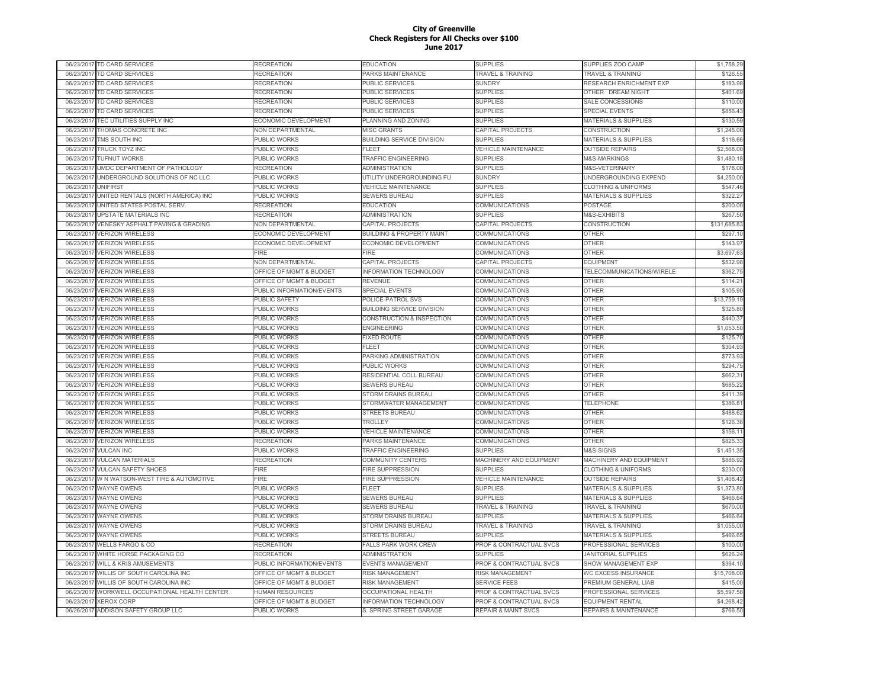# City of Greenville
## Check Registers for All Checks over $100
## June 2017

| | | | | | | |
|---|---|---|---|---|---|---|
| 06/23/2017 | TD CARD SERVICES | RECREATION | EDUCATION | SUPPLIES | SUPPLIES ZOO CAMP | $1,758.29 |
| 06/23/2017 | TD CARD SERVICES | RECREATION | PARKS MAINTENANCE | TRAVEL & TRAINING | TRAVEL & TRAINING | $126.55 |
| 06/23/2017 | TD CARD SERVICES | RECREATION | PUBLIC SERVICES | SUNDRY | RESEARCH ENRICHMENT EXP | $183.98 |
| 06/23/2017 | TD CARD SERVICES | RECREATION | PUBLIC SERVICES | SUPPLIES | OTHER DREAM NIGHT | $401.69 |
| 06/23/2017 | TD CARD SERVICES | RECREATION | PUBLIC SERVICES | SUPPLIES | SALE CONCESSIONS | $110.00 |
| 06/23/2017 | TD CARD SERVICES | RECREATION | PUBLIC SERVICES | SUPPLIES | SPECIAL EVENTS | $856.43 |
| 06/23/2017 | TEC UTILITIES SUPPLY INC | ECONOMIC DEVELOPMENT | PLANNING AND ZONING | SUPPLIES | MATERIALS & SUPPLIES | $130.59 |
| 06/23/2017 | THOMAS CONCRETE INC | NON DEPARTMENTAL | MISC GRANTS | CAPITAL PROJECTS | CONSTRUCTION | $1,245.00 |
| 06/23/2017 | TMS SOUTH INC | PUBLIC WORKS | BUILDING SERVICE DIVISION | SUPPLIES | MATERIALS & SUPPLIES | $116.66 |
| 06/23/2017 | TRUCK TOYZ INC | PUBLIC WORKS | FLEET | VEHICLE MAINTENANCE | OUTSIDE REPAIRS | $2,568.00 |
| 06/23/2017 | TUFNUT WORKS | PUBLIC WORKS | TRAFFIC ENGINEERING | SUPPLIES | M&S-MARKINGS | $1,480.18 |
| 06/23/2017 | UMDC DEPARTMENT OF PATHOLOGY | RECREATION | ADMINISTRATION | SUPPLIES | M&S-VETERINARY | $178.00 |
| 06/23/2017 | UNDERGROUND SOLUTIONS OF NC LLC | PUBLIC WORKS | UTILITY UNDERGROUNDING FU | SUNDRY | UNDERGROUNDING EXPEND | $4,250.00 |
| 06/23/2017 | UNIFIRST | PUBLIC WORKS | VEHICLE MAINTENANCE | SUPPLIES | CLOTHING & UNIFORMS | $547.46 |
| 06/23/2017 | UNITED RENTALS (NORTH AMERICA) INC | PUBLIC WORKS | SEWERS BUREAU | SUPPLIES | MATERIALS & SUPPLIES | $322.27 |
| 06/23/2017 | UNITED STATES POSTAL SERV. | RECREATION | EDUCATION | COMMUNICATIONS | POSTAGE | $200.00 |
| 06/23/2017 | UPSTATE MATERIALS INC | RECREATION | ADMINISTRATION | SUPPLIES | M&S-EXHIBITS | $267.50 |
| 06/23/2017 | VENESKY ASPHALT PAVING & GRADING | NON DEPARTMENTAL | CAPITAL PROJECTS | CAPITAL PROJECTS | CONSTRUCTION | $131,685.83 |
| 06/23/2017 | VERIZON WIRELESS | ECONOMIC DEVELOPMENT | BUILDING & PROPERTY MAINT | COMMUNICATIONS | OTHER | $297.10 |
| 06/23/2017 | VERIZON WIRELESS | ECONOMIC DEVELOPMENT | ECONOMIC DEVELOPMENT | COMMUNICATIONS | OTHER | $143.97 |
| 06/23/2017 | VERIZON WIRELESS | FIRE | FIRE | COMMUNICATIONS | OTHER | $3,697.63 |
| 06/23/2017 | VERIZON WIRELESS | NON DEPARTMENTAL | CAPITAL PROJECTS | CAPITAL PROJECTS | EQUIPMENT | $532.98 |
| 06/23/2017 | VERIZON WIRELESS | OFFICE OF MGMT & BUDGET | INFORMATION TECHNOLOGY | COMMUNICATIONS | TELECOMMUNICATIONS/WIRELE | $362.75 |
| 06/23/2017 | VERIZON WIRELESS | OFFICE OF MGMT & BUDGET | REVENUE | COMMUNICATIONS | OTHER | $114.21 |
| 06/23/2017 | VERIZON WIRELESS | PUBLIC INFORMATION/EVENTS | SPECIAL EVENTS | COMMUNICATIONS | OTHER | $105.90 |
| 06/23/2017 | VERIZON WIRELESS | PUBLIC SAFETY | POLICE-PATROL SVS | COMMUNICATIONS | OTHER | $13,759.19 |
| 06/23/2017 | VERIZON WIRELESS | PUBLIC WORKS | BUILDING SERVICE DIVISION | COMMUNICATIONS | OTHER | $325.80 |
| 06/23/2017 | VERIZON WIRELESS | PUBLIC WORKS | CONSTRUCTION & INSPECTION | COMMUNICATIONS | OTHER | $440.37 |
| 06/23/2017 | VERIZON WIRELESS | PUBLIC WORKS | ENGINEERING | COMMUNICATIONS | OTHER | $1,053.50 |
| 06/23/2017 | VERIZON WIRELESS | PUBLIC WORKS | FIXED ROUTE | COMMUNICATIONS | OTHER | $125.70 |
| 06/23/2017 | VERIZON WIRELESS | PUBLIC WORKS | FLEET | COMMUNICATIONS | OTHER | $304.93 |
| 06/23/2017 | VERIZON WIRELESS | PUBLIC WORKS | PARKING ADMINISTRATION | COMMUNICATIONS | OTHER | $773.93 |
| 06/23/2017 | VERIZON WIRELESS | PUBLIC WORKS | PUBLIC WORKS | COMMUNICATIONS | OTHER | $294.75 |
| 06/23/2017 | VERIZON WIRELESS | PUBLIC WORKS | RESIDENTIAL COLL BUREAU | COMMUNICATIONS | OTHER | $662.31 |
| 06/23/2017 | VERIZON WIRELESS | PUBLIC WORKS | SEWERS BUREAU | COMMUNICATIONS | OTHER | $685.22 |
| 06/23/2017 | VERIZON WIRELESS | PUBLIC WORKS | STORM DRAINS BUREAU | COMMUNICATIONS | OTHER | $411.39 |
| 06/23/2017 | VERIZON WIRELESS | PUBLIC WORKS | STORMWATER MANAGEMENT | COMMUNICATIONS | TELEPHONE | $386.81 |
| 06/23/2017 | VERIZON WIRELESS | PUBLIC WORKS | STREETS BUREAU | COMMUNICATIONS | OTHER | $488.62 |
| 06/23/2017 | VERIZON WIRELESS | PUBLIC WORKS | TROLLEY | COMMUNICATIONS | OTHER | $126.38 |
| 06/23/2017 | VERIZON WIRELESS | PUBLIC WORKS | VEHICLE MAINTENANCE | COMMUNICATIONS | OTHER | $156.11 |
| 06/23/2017 | VERIZON WIRELESS | RECREATION | PARKS MAINTENANCE | COMMUNICATIONS | OTHER | $825.33 |
| 06/23/2017 | VULCAN INC | PUBLIC WORKS | TRAFFIC ENGINEERING | SUPPLIES | M&S-SIGNS | $1,451.35 |
| 06/23/2017 | VULCAN MATERIALS | RECREATION | COMMUNITY CENTERS | MACHINERY AND EQUIPMENT | MACHINERY AND EQUIPMENT | $886.92 |
| 06/23/2017 | VULCAN SAFETY SHOES | FIRE | FIRE SUPPRESSION | SUPPLIES | CLOTHING & UNIFORMS | $230.00 |
| 06/23/2017 | W N WATSON-WEST TIRE & AUTOMOTIVE | FIRE | FIRE SUPPRESSION | VEHICLE MAINTENANCE | OUTSIDE REPAIRS | $1,408.42 |
| 06/23/2017 | WAYNE OWENS | PUBLIC WORKS | FLEET | SUPPLIES | MATERIALS & SUPPLIES | $1,373.80 |
| 06/23/2017 | WAYNE OWENS | PUBLIC WORKS | SEWERS BUREAU | SUPPLIES | MATERIALS & SUPPLIES | $466.64 |
| 06/23/2017 | WAYNE OWENS | PUBLIC WORKS | SEWERS BUREAU | TRAVEL & TRAINING | TRAVEL & TRAINING | $670.00 |
| 06/23/2017 | WAYNE OWENS | PUBLIC WORKS | STORM DRAINS BUREAU | SUPPLIES | MATERIALS & SUPPLIES | $466.64 |
| 06/23/2017 | WAYNE OWENS | PUBLIC WORKS | STORM DRAINS BUREAU | TRAVEL & TRAINING | TRAVEL & TRAINING | $1,055.00 |
| 06/23/2017 | WAYNE OWENS | PUBLIC WORKS | STREETS BUREAU | SUPPLIES | MATERIALS & SUPPLIES | $466.65 |
| 06/23/2017 | WELLS FARGO & CO | RECREATION | FALLS PARK WORK CREW | PROF & CONTRACTUAL SVCS | PROFESSIONAL SERVICES | $100.00 |
| 06/23/2017 | WHITE HORSE PACKAGING CO | RECREATION | ADMINISTRATION | SUPPLIES | JANITORIAL SUPPLIES | $626.24 |
| 06/23/2017 | WILL & KRIS AMUSEMENTS | PUBLIC INFORMATION/EVENTS | EVENTS MANAGEMENT | PROF & CONTRACTUAL SVCS | SHOW MANAGEMENT EXP | $394.10 |
| 06/23/2017 | WILLIS OF SOUTH CAROLINA INC | OFFICE OF MGMT & BUDGET | RISK MANAGEMENT | RISK MANAGEMENT | WC EXCESS INSURANCE | $15,708.00 |
| 06/23/2017 | WILLIS OF SOUTH CAROLINA INC | OFFICE OF MGMT & BUDGET | RISK MANAGEMENT | SERVICE FEES | PREMIUM GENERAL LIAB | $415.00 |
| 06/23/2017 | WORKWELL OCCUPATIONAL HEALTH CENTER | HUMAN RESOURCES | OCCUPATIONAL HEALTH | PROF & CONTRACTUAL SVCS | PROFESSIONAL SERVICES | $5,597.58 |
| 06/23/2017 | XEROX CORP | OFFICE OF MGMT & BUDGET | INFORMATION TECHNOLOGY | PROF & CONTRACTUAL SVCS | EQUIPMENT RENTAL | $4,268.42 |
| 06/26/2017 | ADDISON SAFETY GROUP LLC | PUBLIC WORKS | S. SPRING STREET GARAGE | REPAIR & MAINT SVCS | REPAIRS & MAINTENANCE | $766.50 |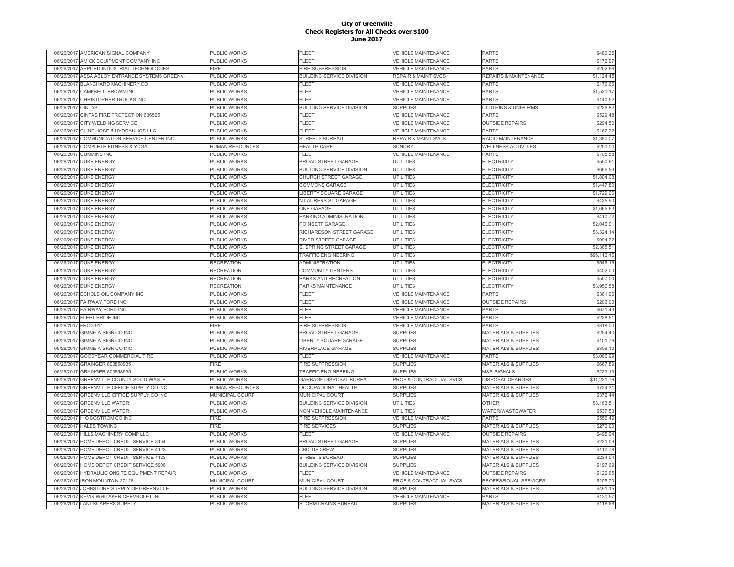# City of Greenville
## Check Registers for All Checks over $100
## June 2017

| | | | | | | |
|---|---|---|---|---|---|---|
| 06/26/2017 | AMERICAN SIGNAL COMPANY | PUBLIC WORKS | FLEET | VEHICLE MAINTENANCE | PARTS | $480.25 |
| 06/26/2017 | AMICK EQUIPMENT COMPANY INC | PUBLIC WORKS | FLEET | VEHICLE MAINTENANCE | PARTS | $172.97 |
| 06/26/2017 | APPLIED INDUSTRIAL TECHNOLOGIES | FIRE | FIRE SUPPRESSION | VEHICLE MAINTENANCE | PARTS | $202.66 |
| 06/26/2017 | ASSA ABLOY ENTRANCE SYSTEMS GREENVI | PUBLIC WORKS | BUILDING SERVICE DIVISION | REPAIR & MAINT SVCS | REPAIRS & MAINTENANCE | $1,124.45 |
| 06/26/2017 | BLANCHARD MACHINERY CO | PUBLIC WORKS | FLEET | VEHICLE MAINTENANCE | PARTS | $176.66 |
| 06/26/2017 | CAMPBELL-BROWN INC | PUBLIC WORKS | FLEET | VEHICLE MAINTENANCE | PARTS | $1,520.17 |
| 06/26/2017 | CHRISTOPHER TRUCKS INC | PUBLIC WORKS | FLEET | VEHICLE MAINTENANCE | PARTS | $140.52 |
| 06/26/2017 | CINTAS | PUBLIC WORKS | BUILDING SERVICE DIVISION | SUPPLIES | CLOTHING & UNIFORMS | $226.82 |
| 06/26/2017 | CINTAS FIRE PROTECTION 636525 | PUBLIC WORKS | FLEET | VEHICLE MAINTENANCE | PARTS | $529.48 |
| 06/26/2017 | CITY WELDING SERVICE | PUBLIC WORKS | FLEET | VEHICLE MAINTENANCE | OUTSIDE REPAIRS | $294.50 |
| 06/26/2017 | CLINE HOSE & HYDRAULICS LLC | PUBLIC WORKS | FLEET | VEHICLE MAINTENANCE | PARTS | $162.32 |
| 06/26/2017 | COMMUNICATION SERVICE CENTER INC | PUBLIC WORKS | STREETS BUREAU | REPAIR & MAINT SVCS | RADIO MAINTENANCE | $1,380.07 |
| 06/26/2017 | COMPLETE FITNESS & YOGA | HUMAN RESOURCES | HEALTH CARE | SUNDRY | WELLNESS ACTIVITIES | $250.00 |
| 06/26/2017 | CUMMINS INC | PUBLIC WORKS | FLEET | VEHICLE MAINTENANCE | PARTS | $105.58 |
| 06/26/2017 | DUKE ENERGY | PUBLIC WORKS | BROAD STREET GARAGE | UTILITIES | ELECTRICITY | $550.61 |
| 06/26/2017 | DUKE ENERGY | PUBLIC WORKS | BUILDING SERVICE DIVISION | UTILITIES | ELECTRICITY | $665.53 |
| 06/26/2017 | DUKE ENERGY | PUBLIC WORKS | CHURCH STREET GARAGE | UTILITIES | ELECTRICITY | $1,804.08 |
| 06/26/2017 | DUKE ENERGY | PUBLIC WORKS | COMMONS GARAGE | UTILITIES | ELECTRICITY | $1,447.80 |
| 06/26/2017 | DUKE ENERGY | PUBLIC WORKS | LIBERTY SQUARE GARAGE | UTILITIES | ELECTRICITY | $1,729.06 |
| 06/26/2017 | DUKE ENERGY | PUBLIC WORKS | N LAURENS ST GARAGE | UTILITIES | ELECTRICITY | $425.90 |
| 06/26/2017 | DUKE ENERGY | PUBLIC WORKS | ONE GARAGE | UTILITIES | ELECTRICITY | $1,665.63 |
| 06/26/2017 | DUKE ENERGY | PUBLIC WORKS | PARKING ADMINISTRATION | UTILITIES | ELECTRICITY | $410.72 |
| 06/26/2017 | DUKE ENERGY | PUBLIC WORKS | POINSETT GARAGE | UTILITIES | ELECTRICITY | $2,046.01 |
| 06/26/2017 | DUKE ENERGY | PUBLIC WORKS | RICHARDSON STREET GARAGE | UTILITIES | ELECTRICITY | $3,324.14 |
| 06/26/2017 | DUKE ENERGY | PUBLIC WORKS | RIVER STREET GARAGE | UTILITIES | ELECTRICITY | $994.32 |
| 06/26/2017 | DUKE ENERGY | PUBLIC WORKS | S. SPRING STREET GARAGE | UTILITIES | ELECTRICITY | $2,365.51 |
| 06/26/2017 | DUKE ENERGY | PUBLIC WORKS | TRAFFIC ENGINEERING | UTILITIES | ELECTRICITY | $96,112.16 |
| 06/26/2017 | DUKE ENERGY | RECREATION | ADMINISTRATION | UTILITIES | ELECTRICITY | $546.16 |
| 06/26/2017 | DUKE ENERGY | RECREATION | COMMUNITY CENTERS | UTILITIES | ELECTRICITY | $402.00 |
| 06/26/2017 | DUKE ENERGY | RECREATION | PARKS AND RECREATION | UTILITIES | ELECTRICITY | $507.00 |
| 06/26/2017 | DUKE ENERGY | RECREATION | PARKS MAINTENANCE | UTILITIES | ELECTRICITY | $3,950.58 |
| 06/26/2017 | ECHOLS OIL COMPANY INC | PUBLIC WORKS | FLEET | VEHICLE MAINTENANCE | PARTS | $361.96 |
| 06/26/2017 | FAIRWAY FORD INC | PUBLIC WORKS | FLEET | VEHICLE MAINTENANCE | OUTSIDE REPAIRS | $206.00 |
| 06/26/2017 | FAIRWAY FORD INC | PUBLIC WORKS | FLEET | VEHICLE MAINTENANCE | PARTS | $671.43 |
| 06/26/2017 | FLEET PRIDE INC | PUBLIC WORKS | FLEET | VEHICLE MAINTENANCE | PARTS | $228.51 |
| 06/26/2017 | FROG 911 | FIRE | FIRE SUPPRESSION | VEHICLE MAINTENANCE | PARTS | $318.00 |
| 06/26/2017 | GIMME-A-SIGN CO INC | PUBLIC WORKS | BROAD STREET GARAGE | SUPPLIES | MATERIALS & SUPPLIES | $254.40 |
| 06/26/2017 | GIMME-A-SIGN CO INC | PUBLIC WORKS | LIBERTY SQUARE GARAGE | SUPPLIES | MATERIALS & SUPPLIES | $101.76 |
| 06/26/2017 | GIMME-A-SIGN CO INC | PUBLIC WORKS | RIVERPLACE GARAGE | SUPPLIES | MATERIALS & SUPPLIES | $309.10 |
| 06/26/2017 | GOODYEAR COMMERCIAL TIRE | PUBLIC WORKS | FLEET | VEHICLE MAINTENANCE | PARTS | $3,066.99 |
| 06/26/2017 | GRAINGER 803858935 | FIRE | FIRE SUPPRESSION | SUPPLIES | MATERIALS & SUPPLIES | $667.89 |
| 06/26/2017 | GRAINGER 803858935 | PUBLIC WORKS | TRAFFIC ENGINEERING | SUPPLIES | M&S-SIGNALS | $223.13 |
| 06/26/2017 | GREENVILLE COUNTY SOLID WASTE | PUBLIC WORKS | GARBAGE DISPOSAL BUREAU | PROF & CONTRACTUAL SVCS | DISPOSAL CHARGES | $11,221.76 |
| 06/26/2017 | GREENVILLE OFFICE SUPPLY CO INC | HUMAN RESOURCES | OCCUPATIONAL HEALTH | SUPPLIES | MATERIALS & SUPPLIES | $724.31 |
| 06/26/2017 | GREENVILLE OFFICE SUPPLY CO INC | MUNICIPAL COURT | MUNICIPAL COURT | SUPPLIES | MATERIALS & SUPPLIES | $372.44 |
| 06/26/2017 | GREENVILLE WATER | PUBLIC WORKS | BUILDING SERVICE DIVISION | UTILITIES | OTHER | $3,163.51 |
| 06/26/2017 | GREENVILLE WATER | PUBLIC WORKS | NON VEHICLE MAINTENANCE | UTILITIES | WATER/WASTEWATER | $537.53 |
| 06/26/2017 | H O BOSTROM CO INC | FIRE | FIRE SUPPRESSION | VEHICLE MAINTENANCE | PARTS | $556.49 |
| 06/26/2017 | HALES TOWING | FIRE | FIRE SERVICES | SUPPLIES | MATERIALS & SUPPLIES | $270.00 |
| 06/26/2017 | HILLS MACHINERY COMP LLC | PUBLIC WORKS | FLEET | VEHICLE MAINTENANCE | OUTSIDE REPAIRS | $495.94 |
| 06/26/2017 | HOME DEPOT CREDIT SERVICE 3104 | PUBLIC WORKS | BROAD STREET GARAGE | SUPPLIES | MATERIALS & SUPPLIES | $231.09 |
| 06/26/2017 | HOME DEPOT CREDIT SERVICE 4123 | PUBLIC WORKS | CBD TIF CREW | SUPPLIES | MATERIALS & SUPPLIES | $110.78 |
| 06/26/2017 | HOME DEPOT CREDIT SERVICE 4123 | PUBLIC WORKS | STREETS BUREAU | SUPPLIES | MATERIALS & SUPPLIES | $234.04 |
| 06/26/2017 | HOME DEPOT CREDIT SERVICE 5906 | PUBLIC WORKS | BUILDING SERVICE DIVISION | SUPPLIES | MATERIALS & SUPPLIES | $197.69 |
| 06/26/2017 | HYDRAULIC ONSITE EQUIPMENT REPAIR | PUBLIC WORKS | FLEET | VEHICLE MAINTENANCE | OUTSIDE REPAIRS | $122.65 |
| 06/26/2017 | IRON MOUNTAIN 27128 | MUNICIPAL COURT | MUNICIPAL COURT | PROF & CONTRACTUAL SVCS | PROFESSIONAL SERVICES | $205.70 |
| 06/26/2017 | JOHNSTONE SUPPLY OF GREENVILLE | PUBLIC WORKS | BUILDING SERVICE DIVISION | SUPPLIES | MATERIALS & SUPPLIES | $491.15 |
| 06/26/2017 | KEVIN WHITAKER CHEVROLET INC | PUBLIC WORKS | FLEET | VEHICLE MAINTENANCE | PARTS | $130.57 |
| 06/26/2017 | LANDSCAPERS SUPPLY | PUBLIC WORKS | STORM DRAINS BUREAU | SUPPLIES | MATERIALS & SUPPLIES | $118.68 |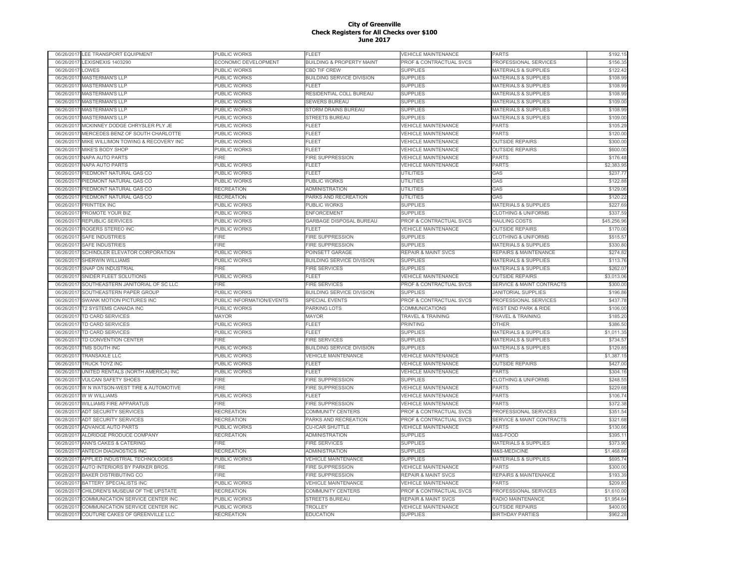# City of Greenville
## Check Registers for All Checks over $100
## June 2017

| | | | | | | |
|---|---|---|---|---|---|---|
| 06/26/2017 | LEE TRANSPORT EQUIPMENT | PUBLIC WORKS | FLEET | VEHICLE MAINTENANCE | PARTS | $192.15 |
| 06/26/2017 | LEXISNEXIS 1403290 | ECONOMIC DEVELOPMENT | BUILDING & PROPERTY MAINT | PROF & CONTRACTUAL SVCS | PROFESSIONAL SERVICES | $156.35 |
| 06/26/2017 | LOWES | PUBLIC WORKS | CBD TIF CREW | SUPPLIES | MATERIALS & SUPPLIES | $122.42 |
| 06/26/2017 | MASTERMAN'S LLP | PUBLIC WORKS | BUILDING SERVICE DIVISION | SUPPLIES | MATERIALS & SUPPLIES | $108.99 |
| 06/26/2017 | MASTERMAN'S LLP | PUBLIC WORKS | FLEET | SUPPLIES | MATERIALS & SUPPLIES | $108.99 |
| 06/26/2017 | MASTERMAN'S LLP | PUBLIC WORKS | RESIDENTIAL COLL BUREAU | SUPPLIES | MATERIALS & SUPPLIES | $108.99 |
| 06/26/2017 | MASTERMAN'S LLP | PUBLIC WORKS | SEWERS BUREAU | SUPPLIES | MATERIALS & SUPPLIES | $109.00 |
| 06/26/2017 | MASTERMAN'S LLP | PUBLIC WORKS | STORM DRAINS BUREAU | SUPPLIES | MATERIALS & SUPPLIES | $108.99 |
| 06/26/2017 | MASTERMAN'S LLP | PUBLIC WORKS | STREETS BUREAU | SUPPLIES | MATERIALS & SUPPLIES | $109.00 |
| 06/26/2017 | MCKINNEY DODGE CHRYSLER PLY JE | PUBLIC WORKS | FLEET | VEHICLE MAINTENANCE | PARTS | $105.29 |
| 06/26/2017 | MERCEDES BENZ OF SOUTH CHARLOTTE | PUBLIC WORKS | FLEET | VEHICLE MAINTENANCE | PARTS | $120.00 |
| 06/26/2017 | MIKE WILLIMON TOWING & RECOVERY INC | PUBLIC WORKS | FLEET | VEHICLE MAINTENANCE | OUTSIDE REPAIRS | $300.00 |
| 06/26/2017 | MIKE'S BODY SHOP | PUBLIC WORKS | FLEET | VEHICLE MAINTENANCE | OUTSIDE REPAIRS | $600.00 |
| 06/26/2017 | NAPA AUTO PARTS | FIRE | FIRE SUPPRESSION | VEHICLE MAINTENANCE | PARTS | $176.48 |
| 06/26/2017 | NAPA AUTO PARTS | PUBLIC WORKS | FLEET | VEHICLE MAINTENANCE | PARTS | $2,383.95 |
| 06/26/2017 | PIEDMONT NATURAL GAS CO | PUBLIC WORKS | FLEET | UTILITIES | GAS | $237.77 |
| 06/26/2017 | PIEDMONT NATURAL GAS CO | PUBLIC WORKS | PUBLIC WORKS | UTILITIES | GAS | $122.88 |
| 06/26/2017 | PIEDMONT NATURAL GAS CO | RECREATION | ADMINISTRATION | UTILITIES | GAS | $129.06 |
| 06/26/2017 | PIEDMONT NATURAL GAS CO | RECREATION | PARKS AND RECREATION | UTILITIES | GAS | $120.22 |
| 06/26/2017 | PRINTTEK INC | PUBLIC WORKS | PUBLIC WORKS | SUPPLIES | MATERIALS & SUPPLIES | $227.69 |
| 06/26/2017 | PROMOTE YOUR BIZ | PUBLIC WORKS | ENFORCEMENT | SUPPLIES | CLOTHING & UNIFORMS | $337.59 |
| 06/26/2017 | REPUBLIC SERVICES | PUBLIC WORKS | GARBAGE DISPOSAL BUREAU | PROF & CONTRACTUAL SVCS | HAULING COSTS | $45,256.96 |
| 06/26/2017 | ROGERS STEREO INC | PUBLIC WORKS | FLEET | VEHICLE MAINTENANCE | OUTSIDE REPAIRS | $170.00 |
| 06/26/2017 | SAFE INDUSTRIES | FIRE | FIRE SUPPRESSION | SUPPLIES | CLOTHING & UNIFORMS | $515.57 |
| 06/26/2017 | SAFE INDUSTRIES | FIRE | FIRE SUPPRESSION | SUPPLIES | MATERIALS & SUPPLIES | $330.80 |
| 06/26/2017 | SCHINDLER ELEVATOR CORPORATION | PUBLIC WORKS | POINSETT GARAGE | REPAIR & MAINT SVCS | REPAIRS & MAINTENANCE | $274.82 |
| 06/26/2017 | SHERWIN WILLIAMS | PUBLIC WORKS | BUILDING SERVICE DIVISION | SUPPLIES | MATERIALS & SUPPLIES | $113.76 |
| 06/26/2017 | SNAP ON INDUSTRIAL | FIRE | FIRE SERVICES | SUPPLIES | MATERIALS & SUPPLIES | $262.07 |
| 06/26/2017 | SNIDER FLEET SOLUTIONS | PUBLIC WORKS | FLEET | VEHICLE MAINTENANCE | OUTSIDE REPAIRS | $3,013.06 |
| 06/26/2017 | SOUTHEASTERN JANITORIAL OF SC LLC | FIRE | FIRE SERVICES | PROF & CONTRACTUAL SVCS | SERVICE & MAINT CONTRACTS | $300.00 |
| 06/26/2017 | SOUTHEASTERN PAPER GROUP | PUBLIC WORKS | BUILDING SERVICE DIVISION | SUPPLIES | JANITORIAL SUPPLIES | $196.86 |
| 06/26/2017 | SWANK MOTION PICTURES INC | PUBLIC INFORMATION/EVENTS | SPECIAL EVENTS | PROF & CONTRACTUAL SVCS | PROFESSIONAL SERVICES | $437.78 |
| 06/26/2017 | T2 SYSTEMS CANADA INC | PUBLIC WORKS | PARKING LOTS | COMMUNICATIONS | WEST END PARK & RIDE | $106.00 |
| 06/26/2017 | TD CARD SERVICES | MAYOR | MAYOR | TRAVEL & TRAINING | TRAVEL & TRAINING | $185.20 |
| 06/26/2017 | TD CARD SERVICES | PUBLIC WORKS | FLEET | PRINTING | OTHER | $386.50 |
| 06/26/2017 | TD CARD SERVICES | PUBLIC WORKS | FLEET | SUPPLIES | MATERIALS & SUPPLIES | $1,011.35 |
| 06/26/2017 | TD CONVENTION CENTER | FIRE | FIRE SERVICES | SUPPLIES | MATERIALS & SUPPLIES | $734.57 |
| 06/26/2017 | TMS SOUTH INC | PUBLIC WORKS | BUILDING SERVICE DIVISION | SUPPLIES | MATERIALS & SUPPLIES | $129.85 |
| 06/26/2017 | TRANSAXLE LLC | PUBLIC WORKS | VEHICLE MAINTENANCE | VEHICLE MAINTENANCE | PARTS | $1,387.15 |
| 06/26/2017 | TRUCK TOYZ INC | PUBLIC WORKS | FLEET | VEHICLE MAINTENANCE | OUTSIDE REPAIRS | $427.00 |
| 06/26/2017 | UNITED RENTALS (NORTH AMERICA) INC | PUBLIC WORKS | FLEET | VEHICLE MAINTENANCE | PARTS | $304.16 |
| 06/26/2017 | VULCAN SAFETY SHOES | FIRE | FIRE SUPPRESSION | SUPPLIES | CLOTHING & UNIFORMS | $248.55 |
| 06/26/2017 | W N WATSON-WEST TIRE & AUTOMOTIVE | FIRE | FIRE SUPPRESSION | VEHICLE MAINTENANCE | PARTS | $229.68 |
| 06/26/2017 | W W WILLIAMS | PUBLIC WORKS | FLEET | VEHICLE MAINTENANCE | PARTS | $106.74 |
| 06/26/2017 | WILLIAMS FIRE APPARATUS | FIRE | FIRE SUPPRESSION | VEHICLE MAINTENANCE | PARTS | $372.38 |
| 06/28/2017 | ADT SECURITY SERVICES | RECREATION | COMMUNITY CENTERS | PROF & CONTRACTUAL SVCS | PROFESSIONAL SERVICES | $351.54 |
| 06/28/2017 | ADT SECURITY SERVICES | RECREATION | PARKS AND RECREATION | PROF & CONTRACTUAL SVCS | SERVICE & MAINT CONTRACTS | $321.68 |
| 06/28/2017 | ADVANCE AUTO PARTS | PUBLIC WORKS | CU-ICAR SHUTTLE | VEHICLE MAINTENANCE | PARTS | $130.66 |
| 06/28/2017 | ALDRIDGE PRODUCE COMPANY | RECREATION | ADMINISTRATION | SUPPLIES | M&S-FOOD | $395.11 |
| 06/28/2017 | ANN'S CAKES & CATERING | FIRE | FIRE SERVICES | SUPPLIES | MATERIALS & SUPPLIES | $373.90 |
| 06/28/2017 | ANTECH DIAGNOSTICS INC | RECREATION | ADMINISTRATION | SUPPLIES | M&S-MEDICINE | $1,468.66 |
| 06/28/2017 | APPLIED INDUSTRIAL TECHNOLOGIES | PUBLIC WORKS | VEHICLE MAINTENANCE | SUPPLIES | MATERIALS & SUPPLIES | $695.74 |
| 06/28/2017 | AUTO INTERIORS BY PARKER BROS. | FIRE | FIRE SUPPRESSION | VEHICLE MAINTENANCE | PARTS | $300.00 |
| 06/28/2017 | BAKER DISTRIBUTING CO | FIRE | FIRE SUPPRESSION | REPAIR & MAINT SVCS | REPAIRS & MAINTENANCE | $193.39 |
| 06/28/2017 | BATTERY SPECIALISTS INC | PUBLIC WORKS | VEHICLE MAINTENANCE | VEHICLE MAINTENANCE | PARTS | $209.65 |
| 06/28/2017 | CHILDREN'S MUSEUM OF THE UPSTATE | RECREATION | COMMUNITY CENTERS | PROF & CONTRACTUAL SVCS | PROFESSIONAL SERVICES | $1,610.00 |
| 06/28/2017 | COMMUNICATION SERVICE CENTER INC | PUBLIC WORKS | STREETS BUREAU | REPAIR & MAINT SVCS | RADIO MAINTENANCE | $1,954.64 |
| 06/28/2017 | COMMUNICATION SERVICE CENTER INC | PUBLIC WORKS | TROLLEY | VEHICLE MAINTENANCE | OUTSIDE REPAIRS | $400.00 |
| 06/28/2017 | COUTURE CAKES OF GREENVILLE LLC | RECREATION | EDUCATION | SUPPLIES | BIRTHDAY PARTIES | $962.28 |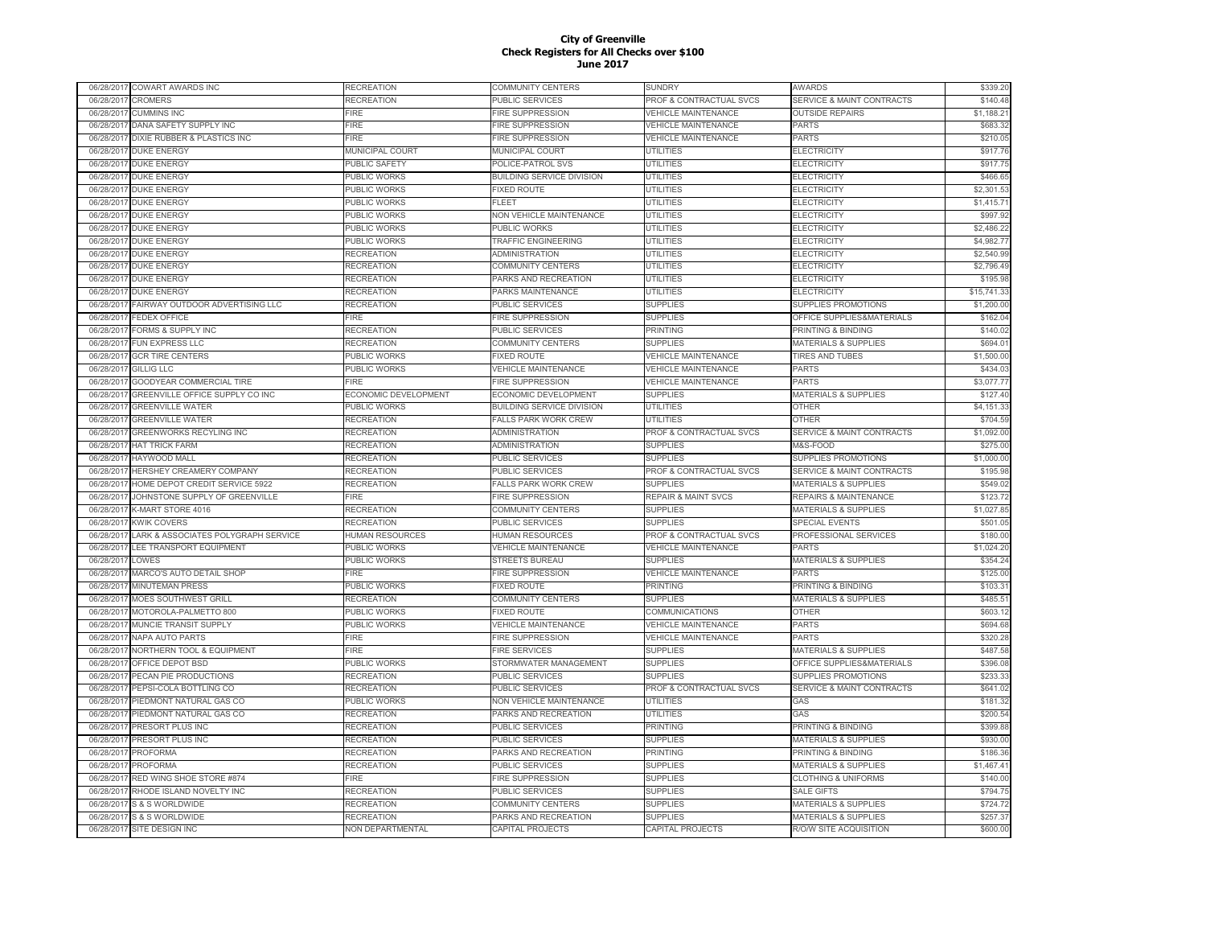**City of Greenville**
**Check Registers for All Checks over $100**
**June 2017**

| | | | | | | |
|---|---|---|---|---|---|---|
| 06/28/2017 | COWART AWARDS INC | RECREATION | COMMUNITY CENTERS | SUNDRY | AWARDS | $339.20 |
| 06/28/2017 | CROMERS | RECREATION | PUBLIC SERVICES | PROF & CONTRACTUAL SVCS | SERVICE & MAINT CONTRACTS | $140.48 |
| 06/28/2017 | CUMMINS INC | FIRE | FIRE SUPPRESSION | VEHICLE MAINTENANCE | OUTSIDE REPAIRS | $1,188.21 |
| 06/28/2017 | DANA SAFETY SUPPLY INC | FIRE | FIRE SUPPRESSION | VEHICLE MAINTENANCE | PARTS | $683.32 |
| 06/28/2017 | DIXIE RUBBER & PLASTICS INC | FIRE | FIRE SUPPRESSION | VEHICLE MAINTENANCE | PARTS | $210.05 |
| 06/28/2017 | DUKE ENERGY | MUNICIPAL COURT | MUNICIPAL COURT | UTILITIES | ELECTRICITY | $917.76 |
| 06/28/2017 | DUKE ENERGY | PUBLIC SAFETY | POLICE-PATROL SVS | UTILITIES | ELECTRICITY | $917.75 |
| 06/28/2017 | DUKE ENERGY | PUBLIC WORKS | BUILDING SERVICE DIVISION | UTILITIES | ELECTRICITY | $466.65 |
| 06/28/2017 | DUKE ENERGY | PUBLIC WORKS | FIXED ROUTE | UTILITIES | ELECTRICITY | $2,301.53 |
| 06/28/2017 | DUKE ENERGY | PUBLIC WORKS | FLEET | UTILITIES | ELECTRICITY | $1,415.71 |
| 06/28/2017 | DUKE ENERGY | PUBLIC WORKS | NON VEHICLE MAINTENANCE | UTILITIES | ELECTRICITY | $997.92 |
| 06/28/2017 | DUKE ENERGY | PUBLIC WORKS | PUBLIC WORKS | UTILITIES | ELECTRICITY | $2,486.22 |
| 06/28/2017 | DUKE ENERGY | PUBLIC WORKS | TRAFFIC ENGINEERING | UTILITIES | ELECTRICITY | $4,982.77 |
| 06/28/2017 | DUKE ENERGY | RECREATION | ADMINISTRATION | UTILITIES | ELECTRICITY | $2,540.99 |
| 06/28/2017 | DUKE ENERGY | RECREATION | COMMUNITY CENTERS | UTILITIES | ELECTRICITY | $2,796.49 |
| 06/28/2017 | DUKE ENERGY | RECREATION | PARKS AND RECREATION | UTILITIES | ELECTRICITY | $195.98 |
| 06/28/2017 | DUKE ENERGY | RECREATION | PARKS MAINTENANCE | UTILITIES | ELECTRICITY | $15,741.33 |
| 06/28/2017 | FAIRWAY OUTDOOR ADVERTISING LLC | RECREATION | PUBLIC SERVICES | SUPPLIES | SUPPLIES PROMOTIONS | $1,200.00 |
| 06/28/2017 | FEDEX OFFICE | FIRE | FIRE SUPPRESSION | SUPPLIES | OFFICE SUPPLIES&MATERIALS | $162.04 |
| 06/28/2017 | FORMS & SUPPLY INC | RECREATION | PUBLIC SERVICES | PRINTING | PRINTING & BINDING | $140.02 |
| 06/28/2017 | FUN EXPRESS LLC | RECREATION | COMMUNITY CENTERS | SUPPLIES | MATERIALS & SUPPLIES | $694.01 |
| 06/28/2017 | GCR TIRE CENTERS | PUBLIC WORKS | FIXED ROUTE | VEHICLE MAINTENANCE | TIRES AND TUBES | $1,500.00 |
| 06/28/2017 | GILLIG LLC | PUBLIC WORKS | VEHICLE MAINTENANCE | VEHICLE MAINTENANCE | PARTS | $434.03 |
| 06/28/2017 | GOODYEAR COMMERCIAL TIRE | FIRE | FIRE SUPPRESSION | VEHICLE MAINTENANCE | PARTS | $3,077.77 |
| 06/28/2017 | GREENVILLE OFFICE SUPPLY CO INC | ECONOMIC DEVELOPMENT | ECONOMIC DEVELOPMENT | SUPPLIES | MATERIALS & SUPPLIES | $127.40 |
| 06/28/2017 | GREENVILLE WATER | PUBLIC WORKS | BUILDING SERVICE DIVISION | UTILITIES | OTHER | $4,151.33 |
| 06/28/2017 | GREENVILLE WATER | RECREATION | FALLS PARK WORK CREW | UTILITIES | OTHER | $704.59 |
| 06/28/2017 | GREENWORKS RECYLING INC | RECREATION | ADMINISTRATION | PROF & CONTRACTUAL SVCS | SERVICE & MAINT CONTRACTS | $1,092.00 |
| 06/28/2017 | HAT TRICK FARM | RECREATION | ADMINISTRATION | SUPPLIES | M&S-FOOD | $275.00 |
| 06/28/2017 | HAYWOOD MALL | RECREATION | PUBLIC SERVICES | SUPPLIES | SUPPLIES PROMOTIONS | $1,000.00 |
| 06/28/2017 | HERSHEY CREAMERY COMPANY | RECREATION | PUBLIC SERVICES | PROF & CONTRACTUAL SVCS | SERVICE & MAINT CONTRACTS | $195.98 |
| 06/28/2017 | HOME DEPOT CREDIT SERVICE 5922 | RECREATION | FALLS PARK WORK CREW | SUPPLIES | MATERIALS & SUPPLIES | $549.02 |
| 06/28/2017 | JOHNSTONE SUPPLY OF GREENVILLE | FIRE | FIRE SUPPRESSION | REPAIR & MAINT SVCS | REPAIRS & MAINTENANCE | $123.72 |
| 06/28/2017 | K-MART STORE 4016 | RECREATION | COMMUNITY CENTERS | SUPPLIES | MATERIALS & SUPPLIES | $1,027.85 |
| 06/28/2017 | KWIK COVERS | RECREATION | PUBLIC SERVICES | SUPPLIES | SPECIAL EVENTS | $501.05 |
| 06/28/2017 | LARK & ASSOCIATES POLYGRAPH SERVICE | HUMAN RESOURCES | HUMAN RESOURCES | PROF & CONTRACTUAL SVCS | PROFESSIONAL SERVICES | $180.00 |
| 06/28/2017 | LEE TRANSPORT EQUIPMENT | PUBLIC WORKS | VEHICLE MAINTENANCE | VEHICLE MAINTENANCE | PARTS | $1,024.20 |
| 06/28/2017 | LOWES | PUBLIC WORKS | STREETS BUREAU | SUPPLIES | MATERIALS & SUPPLIES | $354.24 |
| 06/28/2017 | MARCO'S AUTO DETAIL SHOP | FIRE | FIRE SUPPRESSION | VEHICLE MAINTENANCE | PARTS | $125.00 |
| 06/28/2017 | MINUTEMAN PRESS | PUBLIC WORKS | FIXED ROUTE | PRINTING | PRINTING & BINDING | $103.31 |
| 06/28/2017 | MOES SOUTHWEST GRILL | RECREATION | COMMUNITY CENTERS | SUPPLIES | MATERIALS & SUPPLIES | $485.51 |
| 06/28/2017 | MOTOROLA-PALMETTO 800 | PUBLIC WORKS | FIXED ROUTE | COMMUNICATIONS | OTHER | $603.12 |
| 06/28/2017 | MUNCIE TRANSIT SUPPLY | PUBLIC WORKS | VEHICLE MAINTENANCE | VEHICLE MAINTENANCE | PARTS | $694.68 |
| 06/28/2017 | NAPA AUTO PARTS | FIRE | FIRE SUPPRESSION | VEHICLE MAINTENANCE | PARTS | $320.28 |
| 06/28/2017 | NORTHERN TOOL & EQUIPMENT | FIRE | FIRE SERVICES | SUPPLIES | MATERIALS & SUPPLIES | $487.58 |
| 06/28/2017 | OFFICE DEPOT BSD | PUBLIC WORKS | STORMWATER MANAGEMENT | SUPPLIES | OFFICE SUPPLIES&MATERIALS | $396.08 |
| 06/28/2017 | PECAN PIE PRODUCTIONS | RECREATION | PUBLIC SERVICES | SUPPLIES | SUPPLIES PROMOTIONS | $233.33 |
| 06/28/2017 | PEPSI-COLA BOTTLING CO | RECREATION | PUBLIC SERVICES | PROF & CONTRACTUAL SVCS | SERVICE & MAINT CONTRACTS | $641.02 |
| 06/28/2017 | PIEDMONT NATURAL GAS CO | PUBLIC WORKS | NON VEHICLE MAINTENANCE | UTILITIES | GAS | $181.32 |
| 06/28/2017 | PIEDMONT NATURAL GAS CO | RECREATION | PARKS AND RECREATION | UTILITIES | GAS | $200.54 |
| 06/28/2017 | PRESORT PLUS INC | RECREATION | PUBLIC SERVICES | PRINTING | PRINTING & BINDING | $399.88 |
| 06/28/2017 | PRESORT PLUS INC | RECREATION | PUBLIC SERVICES | SUPPLIES | MATERIALS & SUPPLIES | $930.00 |
| 06/28/2017 | PROFORMA | RECREATION | PARKS AND RECREATION | PRINTING | PRINTING & BINDING | $186.36 |
| 06/28/2017 | PROFORMA | RECREATION | PUBLIC SERVICES | SUPPLIES | MATERIALS & SUPPLIES | $1,467.41 |
| 06/28/2017 | RED WING SHOE STORE #874 | FIRE | FIRE SUPPRESSION | SUPPLIES | CLOTHING & UNIFORMS | $140.00 |
| 06/28/2017 | RHODE ISLAND NOVELTY INC | RECREATION | PUBLIC SERVICES | SUPPLIES | SALE GIFTS | $794.75 |
| 06/28/2017 | S & S WORLDWIDE | RECREATION | COMMUNITY CENTERS | SUPPLIES | MATERIALS & SUPPLIES | $724.72 |
| 06/28/2017 | S & S WORLDWIDE | RECREATION | PARKS AND RECREATION | SUPPLIES | MATERIALS & SUPPLIES | $257.37 |
| 06/28/2017 | SITE DESIGN INC | NON DEPARTMENTAL | CAPITAL PROJECTS | CAPITAL PROJECTS | R/O/W SITE ACQUISITION | $600.00 |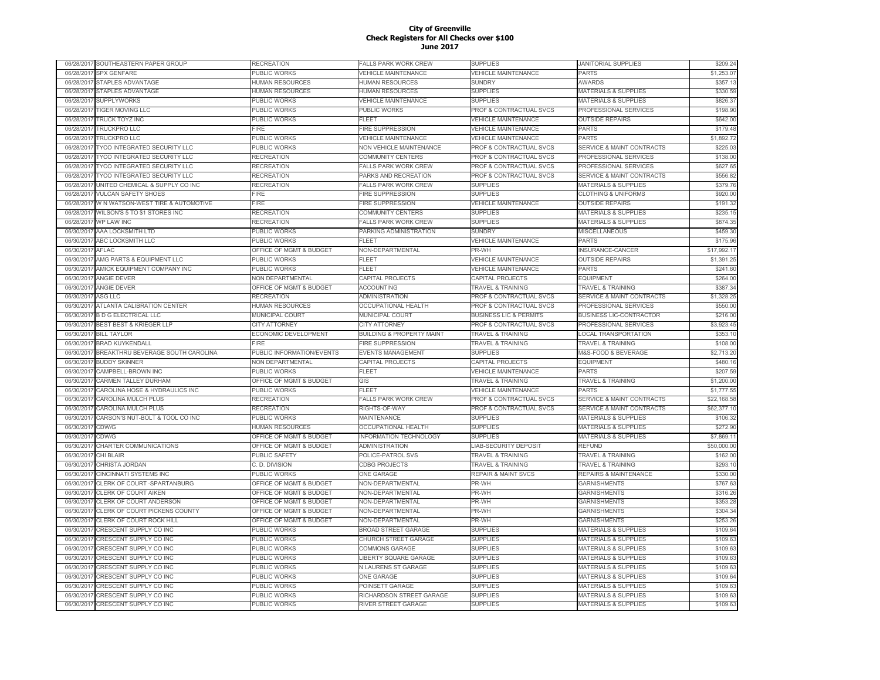# City of Greenville
## Check Registers for All Checks over $100
### June 2017

| | | | | | | |
|---|---|---|---|---|---|---|
| 06/28/2017 | SOUTHEASTERN PAPER GROUP | RECREATION | FALLS PARK WORK CREW | SUPPLIES | JANITORIAL SUPPLIES | $209.24 |
| 06/28/2017 | SPX GENFARE | PUBLIC WORKS | VEHICLE MAINTENANCE | VEHICLE MAINTENANCE | PARTS | $1,253.07 |
| 06/28/2017 | STAPLES ADVANTAGE | HUMAN RESOURCES | HUMAN RESOURCES | SUNDRY | AWARDS | $357.13 |
| 06/28/2017 | STAPLES ADVANTAGE | HUMAN RESOURCES | HUMAN RESOURCES | SUPPLIES | MATERIALS & SUPPLIES | $330.59 |
| 06/28/2017 | SUPPLYWORKS | PUBLIC WORKS | VEHICLE MAINTENANCE | SUPPLIES | MATERIALS & SUPPLIES | $826.37 |
| 06/28/2017 | TIGER MOVING LLC | PUBLIC WORKS | PUBLIC WORKS | PROF & CONTRACTUAL SVCS | PROFESSIONAL SERVICES | $198.90 |
| 06/28/2017 | TRUCK TOYZ INC | PUBLIC WORKS | FLEET | VEHICLE MAINTENANCE | OUTSIDE REPAIRS | $642.00 |
| 06/28/2017 | TRUCKPRO LLC | FIRE | FIRE SUPPRESSION | VEHICLE MAINTENANCE | PARTS | $179.48 |
| 06/28/2017 | TRUCKPRO LLC | PUBLIC WORKS | VEHICLE MAINTENANCE | VEHICLE MAINTENANCE | PARTS | $1,892.72 |
| 06/28/2017 | TYCO INTEGRATED SECURITY LLC | PUBLIC WORKS | NON VEHICLE MAINTENANCE | PROF & CONTRACTUAL SVCS | SERVICE & MAINT CONTRACTS | $225.03 |
| 06/28/2017 | TYCO INTEGRATED SECURITY LLC | RECREATION | COMMUNITY CENTERS | PROF & CONTRACTUAL SVCS | PROFESSIONAL SERVICES | $138.00 |
| 06/28/2017 | TYCO INTEGRATED SECURITY LLC | RECREATION | FALLS PARK WORK CREW | PROF & CONTRACTUAL SVCS | PROFESSIONAL SERVICES | $627.65 |
| 06/28/2017 | TYCO INTEGRATED SECURITY LLC | RECREATION | PARKS AND RECREATION | PROF & CONTRACTUAL SVCS | SERVICE & MAINT CONTRACTS | $556.82 |
| 06/28/2017 | UNITED CHEMICAL & SUPPLY CO INC | RECREATION | FALLS PARK WORK CREW | SUPPLIES | MATERIALS & SUPPLIES | $379.76 |
| 06/28/2017 | VULCAN SAFETY SHOES | FIRE | FIRE SUPPRESSION | SUPPLIES | CLOTHING & UNIFORMS | $920.00 |
| 06/28/2017 | W N WATSON-WEST TIRE & AUTOMOTIVE | FIRE | FIRE SUPPRESSION | VEHICLE MAINTENANCE | OUTSIDE REPAIRS | $191.32 |
| 06/28/2017 | WILSON'S 5 TO $1 STORES INC | RECREATION | COMMUNITY CENTERS | SUPPLIES | MATERIALS & SUPPLIES | $235.15 |
| 06/28/2017 | WP LAW INC | RECREATION | FALLS PARK WORK CREW | SUPPLIES | MATERIALS & SUPPLIES | $874.35 |
| 06/30/2017 | AAA LOCKSMITH LTD | PUBLIC WORKS | PARKING ADMINISTRATION | SUNDRY | MISCELLANEOUS | $459.30 |
| 06/30/2017 | ABC LOCKSMITH LLC | PUBLIC WORKS | FLEET | VEHICLE MAINTENANCE | PARTS | $175.96 |
| 06/30/2017 | AFLAC | OFFICE OF MGMT & BUDGET | NON-DEPARTMENTAL | PR-WH | INSURANCE-CANCER | $17,992.17 |
| 06/30/2017 | AMG PARTS & EQUIPMENT LLC | PUBLIC WORKS | FLEET | VEHICLE MAINTENANCE | OUTSIDE REPAIRS | $1,391.25 |
| 06/30/2017 | AMICK EQUIPMENT COMPANY INC | PUBLIC WORKS | FLEET | VEHICLE MAINTENANCE | PARTS | $241.60 |
| 06/30/2017 | ANGIE DEVER | NON DEPARTMENTAL | CAPITAL PROJECTS | CAPITAL PROJECTS | EQUIPMENT | $264.00 |
| 06/30/2017 | ANGIE DEVER | OFFICE OF MGMT & BUDGET | ACCOUNTING | TRAVEL & TRAINING | TRAVEL & TRAINING | $387.34 |
| 06/30/2017 | ASG LLC | RECREATION | ADMINISTRATION | PROF & CONTRACTUAL SVCS | SERVICE & MAINT CONTRACTS | $1,328.25 |
| 06/30/2017 | ATLANTA CALIBRATION CENTER | HUMAN RESOURCES | OCCUPATIONAL HEALTH | PROF & CONTRACTUAL SVCS | PROFESSIONAL SERVICES | $550.00 |
| 06/30/2017 | B D G ELECTRICAL LLC | MUNICIPAL COURT | MUNICIPAL COURT | BUSINESS LIC & PERMITS | BUSINESS LIC-CONTRACTOR | $216.00 |
| 06/30/2017 | BEST BEST & KRIEGER LLP | CITY ATTORNEY | CITY ATTORNEY | PROF & CONTRACTUAL SVCS | PROFESSIONAL SERVICES | $3,923.45 |
| 06/30/2017 | BILL TAYLOR | ECONOMIC DEVELOPMENT | BUILDING & PROPERTY MAINT | TRAVEL & TRAINING | LOCAL TRANSPORTATION | $353.10 |
| 06/30/2017 | BRAD KUYKENDALL | FIRE | FIRE SUPPRESSION | TRAVEL & TRAINING | TRAVEL & TRAINING | $108.00 |
| 06/30/2017 | BREAKTHRU BEVERAGE SOUTH CAROLINA | PUBLIC INFORMATION/EVENTS | EVENTS MANAGEMENT | SUPPLIES | M&S-FOOD & BEVERAGE | $2,713.20 |
| 06/30/2017 | BUDDY SKINNER | NON DEPARTMENTAL | CAPITAL PROJECTS | CAPITAL PROJECTS | EQUIPMENT | $480.16 |
| 06/30/2017 | CAMPBELL-BROWN INC | PUBLIC WORKS | FLEET | VEHICLE MAINTENANCE | PARTS | $207.59 |
| 06/30/2017 | CARMEN TALLEY DURHAM | OFFICE OF MGMT & BUDGET | GIS | TRAVEL & TRAINING | TRAVEL & TRAINING | $1,200.00 |
| 06/30/2017 | CAROLINA HOSE & HYDRAULICS INC | PUBLIC WORKS | FLEET | VEHICLE MAINTENANCE | PARTS | $1,777.55 |
| 06/30/2017 | CAROLINA MULCH PLUS | RECREATION | FALLS PARK WORK CREW | PROF & CONTRACTUAL SVCS | SERVICE & MAINT CONTRACTS | $22,168.58 |
| 06/30/2017 | CAROLINA MULCH PLUS | RECREATION | RIGHTS-OF-WAY | PROF & CONTRACTUAL SVCS | SERVICE & MAINT CONTRACTS | $62,377.10 |
| 06/30/2017 | CARSON'S NUT-BOLT & TOOL CO INC | PUBLIC WORKS | MAINTENANCE | SUPPLIES | MATERIALS & SUPPLIES | $106.32 |
| 06/30/2017 | CDW/G | HUMAN RESOURCES | OCCUPATIONAL HEALTH | SUPPLIES | MATERIALS & SUPPLIES | $272.90 |
| 06/30/2017 | CDW/G | OFFICE OF MGMT & BUDGET | INFORMATION TECHNOLOGY | SUPPLIES | MATERIALS & SUPPLIES | $7,869.11 |
| 06/30/2017 | CHARTER COMMUNICATIONS | OFFICE OF MGMT & BUDGET | ADMINISTRATION | LIAB-SECURITY DEPOSIT | REFUND | $50,000.00 |
| 06/30/2017 | CHI BLAIR | PUBLIC SAFETY | POLICE-PATROL SVS | TRAVEL & TRAINING | TRAVEL & TRAINING | $162.00 |
| 06/30/2017 | CHRISTA JORDAN | C. D. DIVISION | CDBG PROJECTS | TRAVEL & TRAINING | TRAVEL & TRAINING | $293.10 |
| 06/30/2017 | CINCINNATI SYSTEMS INC | PUBLIC WORKS | ONE GARAGE | REPAIR & MAINT SVCS | REPAIRS & MAINTENANCE | $330.00 |
| 06/30/2017 | CLERK OF COURT -SPARTANBURG | OFFICE OF MGMT & BUDGET | NON-DEPARTMENTAL | PR-WH | GARNISHMENTS | $767.63 |
| 06/30/2017 | CLERK OF COURT AIKEN | OFFICE OF MGMT & BUDGET | NON-DEPARTMENTAL | PR-WH | GARNISHMENTS | $316.26 |
| 06/30/2017 | CLERK OF COURT ANDERSON | OFFICE OF MGMT & BUDGET | NON-DEPARTMENTAL | PR-WH | GARNISHMENTS | $353.28 |
| 06/30/2017 | CLERK OF COURT PICKENS COUNTY | OFFICE OF MGMT & BUDGET | NON-DEPARTMENTAL | PR-WH | GARNISHMENTS | $304.34 |
| 06/30/2017 | CLERK OF COURT ROCK HILL | OFFICE OF MGMT & BUDGET | NON-DEPARTMENTAL | PR-WH | GARNISHMENTS | $253.26 |
| 06/30/2017 | CRESCENT SUPPLY CO INC | PUBLIC WORKS | BROAD STREET GARAGE | SUPPLIES | MATERIALS & SUPPLIES | $109.64 |
| 06/30/2017 | CRESCENT SUPPLY CO INC | PUBLIC WORKS | CHURCH STREET GARAGE | SUPPLIES | MATERIALS & SUPPLIES | $109.63 |
| 06/30/2017 | CRESCENT SUPPLY CO INC | PUBLIC WORKS | COMMONS GARAGE | SUPPLIES | MATERIALS & SUPPLIES | $109.63 |
| 06/30/2017 | CRESCENT SUPPLY CO INC | PUBLIC WORKS | LIBERTY SQUARE GARAGE | SUPPLIES | MATERIALS & SUPPLIES | $109.63 |
| 06/30/2017 | CRESCENT SUPPLY CO INC | PUBLIC WORKS | N LAURENS ST GARAGE | SUPPLIES | MATERIALS & SUPPLIES | $109.63 |
| 06/30/2017 | CRESCENT SUPPLY CO INC | PUBLIC WORKS | ONE GARAGE | SUPPLIES | MATERIALS & SUPPLIES | $109.64 |
| 06/30/2017 | CRESCENT SUPPLY CO INC | PUBLIC WORKS | POINSETT GARAGE | SUPPLIES | MATERIALS & SUPPLIES | $109.63 |
| 06/30/2017 | CRESCENT SUPPLY CO INC | PUBLIC WORKS | RICHARDSON STREET GARAGE | SUPPLIES | MATERIALS & SUPPLIES | $109.63 |
| 06/30/2017 | CRESCENT SUPPLY CO INC | PUBLIC WORKS | RIVER STREET GARAGE | SUPPLIES | MATERIALS & SUPPLIES | $109.63 |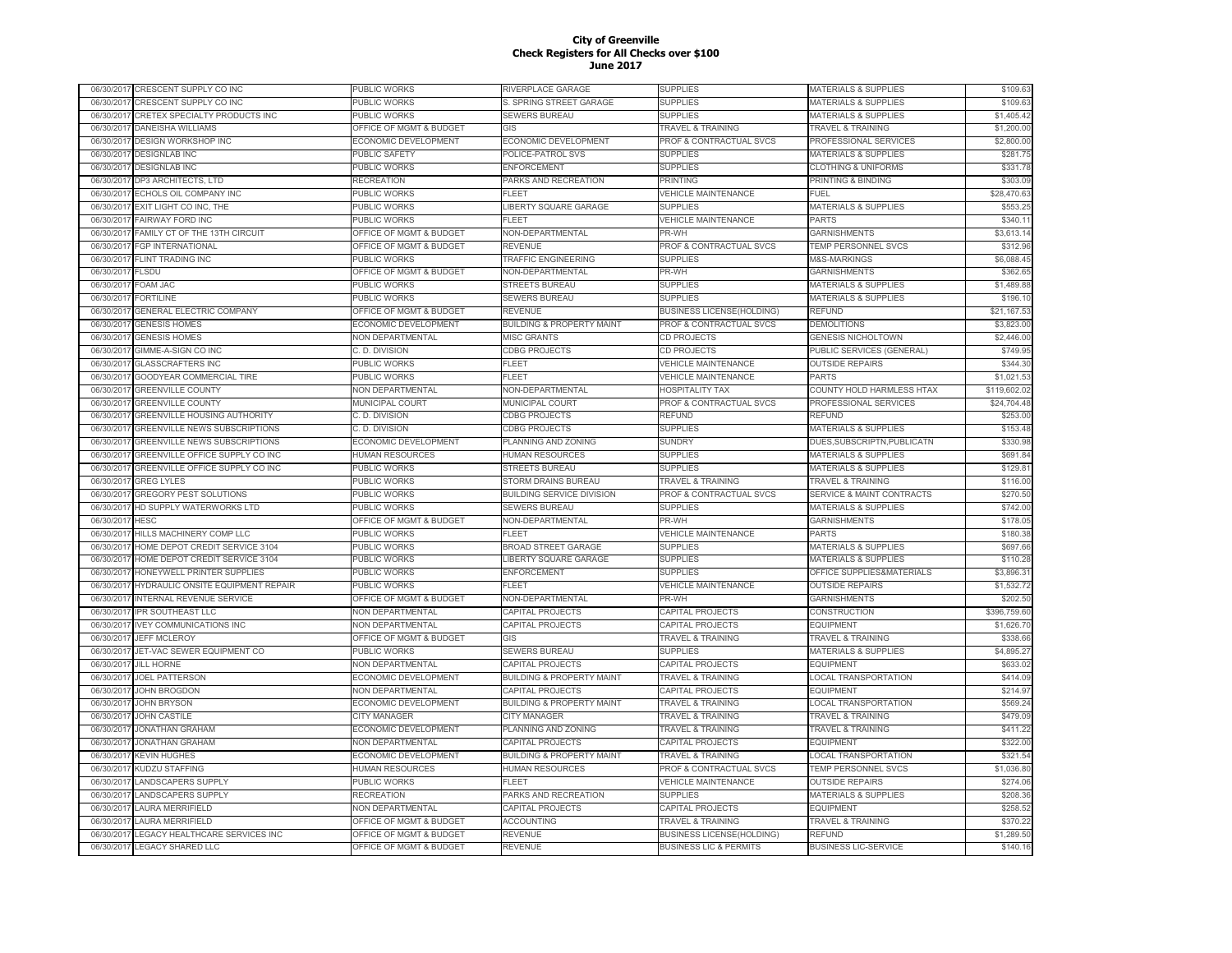**City of Greenville**
**Check Registers for All Checks over $100**
**June 2017**

| | | | | | | |
|---|---|---|---|---|---|---|
| 06/30/2017 | CRESCENT SUPPLY CO INC | PUBLIC WORKS | RIVERPLACE GARAGE | SUPPLIES | MATERIALS & SUPPLIES | $109.63 |
| 06/30/2017 | CRESCENT SUPPLY CO INC | PUBLIC WORKS | S. SPRING STREET GARAGE | SUPPLIES | MATERIALS & SUPPLIES | $109.63 |
| 06/30/2017 | CRETEX SPECIALTY PRODUCTS INC | PUBLIC WORKS | SEWERS BUREAU | SUPPLIES | MATERIALS & SUPPLIES | $1,405.42 |
| 06/30/2017 | DANEISHA WILLIAMS | OFFICE OF MGMT & BUDGET | GIS | TRAVEL & TRAINING | TRAVEL & TRAINING | $1,200.00 |
| 06/30/2017 | DESIGN WORKSHOP INC | ECONOMIC DEVELOPMENT | ECONOMIC DEVELOPMENT | PROF & CONTRACTUAL SVCS | PROFESSIONAL SERVICES | $2,800.00 |
| 06/30/2017 | DESIGNLAB INC | PUBLIC SAFETY | POLICE-PATROL SVS | SUPPLIES | MATERIALS & SUPPLIES | $281.75 |
| 06/30/2017 | DESIGNLAB INC | PUBLIC WORKS | ENFORCEMENT | SUPPLIES | CLOTHING & UNIFORMS | $331.78 |
| 06/30/2017 | DP3 ARCHITECTS, LTD | RECREATION | PARKS AND RECREATION | PRINTING | PRINTING & BINDING | $303.09 |
| 06/30/2017 | ECHOLS OIL COMPANY INC | PUBLIC WORKS | FLEET | VEHICLE MAINTENANCE | FUEL | $28,470.63 |
| 06/30/2017 | EXIT LIGHT CO INC, THE | PUBLIC WORKS | LIBERTY SQUARE GARAGE | SUPPLIES | MATERIALS & SUPPLIES | $553.25 |
| 06/30/2017 | FAIRWAY FORD INC | PUBLIC WORKS | FLEET | VEHICLE MAINTENANCE | PARTS | $340.11 |
| 06/30/2017 | FAMILY CT OF THE 13TH CIRCUIT | OFFICE OF MGMT & BUDGET | NON-DEPARTMENTAL | PR-WH | GARNISHMENTS | $3,613.14 |
| 06/30/2017 | FGP INTERNATIONAL | OFFICE OF MGMT & BUDGET | REVENUE | PROF & CONTRACTUAL SVCS | TEMP PERSONNEL SVCS | $312.96 |
| 06/30/2017 | FLINT TRADING INC | PUBLIC WORKS | TRAFFIC ENGINEERING | SUPPLIES | M&S-MARKINGS | $6,088.45 |
| 06/30/2017 | FLSDU | OFFICE OF MGMT & BUDGET | NON-DEPARTMENTAL | PR-WH | GARNISHMENTS | $362.65 |
| 06/30/2017 | FOAM JAC | PUBLIC WORKS | STREETS BUREAU | SUPPLIES | MATERIALS & SUPPLIES | $1,489.88 |
| 06/30/2017 | FORTILINE | PUBLIC WORKS | SEWERS BUREAU | SUPPLIES | MATERIALS & SUPPLIES | $196.10 |
| 06/30/2017 | GENERAL ELECTRIC COMPANY | OFFICE OF MGMT & BUDGET | REVENUE | BUSINESS LICENSE(HOLDING) | REFUND | $21,167.53 |
| 06/30/2017 | GENESIS HOMES | ECONOMIC DEVELOPMENT | BUILDING & PROPERTY MAINT | PROF & CONTRACTUAL SVCS | DEMOLITIONS | $3,823.00 |
| 06/30/2017 | GENESIS HOMES | NON DEPARTMENTAL | MISC GRANTS | CD PROJECTS | GENESIS NICHOLTOWN | $2,446.00 |
| 06/30/2017 | GIMME-A-SIGN CO INC | C. D. DIVISION | CDBG PROJECTS | CD PROJECTS | PUBLIC SERVICES (GENERAL) | $749.95 |
| 06/30/2017 | GLASSCRAFTERS INC | PUBLIC WORKS | FLEET | VEHICLE MAINTENANCE | OUTSIDE REPAIRS | $344.30 |
| 06/30/2017 | GOODYEAR COMMERCIAL TIRE | PUBLIC WORKS | FLEET | VEHICLE MAINTENANCE | PARTS | $1,021.53 |
| 06/30/2017 | GREENVILLE COUNTY | NON DEPARTMENTAL | NON-DEPARTMENTAL | HOSPITALITY TAX | COUNTY HOLD HARMLESS HTAX | $119,602.02 |
| 06/30/2017 | GREENVILLE COUNTY | MUNICIPAL COURT | MUNICIPAL COURT | PROF & CONTRACTUAL SVCS | PROFESSIONAL SERVICES | $24,704.48 |
| 06/30/2017 | GREENVILLE HOUSING AUTHORITY | C. D. DIVISION | CDBG PROJECTS | REFUND | REFUND | $253.00 |
| 06/30/2017 | GREENVILLE NEWS SUBSCRIPTIONS | C. D. DIVISION | CDBG PROJECTS | SUPPLIES | MATERIALS & SUPPLIES | $153.48 |
| 06/30/2017 | GREENVILLE NEWS SUBSCRIPTIONS | ECONOMIC DEVELOPMENT | PLANNING AND ZONING | SUNDRY | DUES,SUBSCRIPTN,PUBLICATN | $330.98 |
| 06/30/2017 | GREENVILLE OFFICE SUPPLY CO INC | HUMAN RESOURCES | HUMAN RESOURCES | SUPPLIES | MATERIALS & SUPPLIES | $691.84 |
| 06/30/2017 | GREENVILLE OFFICE SUPPLY CO INC | PUBLIC WORKS | STREETS BUREAU | SUPPLIES | MATERIALS & SUPPLIES | $129.81 |
| 06/30/2017 | GREG LYLES | PUBLIC WORKS | STORM DRAINS BUREAU | TRAVEL & TRAINING | TRAVEL & TRAINING | $116.00 |
| 06/30/2017 | GREGORY PEST SOLUTIONS | PUBLIC WORKS | BUILDING SERVICE DIVISION | PROF & CONTRACTUAL SVCS | SERVICE & MAINT CONTRACTS | $270.50 |
| 06/30/2017 | HD SUPPLY WATERWORKS LTD | PUBLIC WORKS | SEWERS BUREAU | SUPPLIES | MATERIALS & SUPPLIES | $742.00 |
| 06/30/2017 | HESC | OFFICE OF MGMT & BUDGET | NON-DEPARTMENTAL | PR-WH | GARNISHMENTS | $178.05 |
| 06/30/2017 | HILLS MACHINERY COMP LLC | PUBLIC WORKS | FLEET | VEHICLE MAINTENANCE | PARTS | $180.38 |
| 06/30/2017 | HOME DEPOT CREDIT SERVICE 3104 | PUBLIC WORKS | BROAD STREET GARAGE | SUPPLIES | MATERIALS & SUPPLIES | $697.66 |
| 06/30/2017 | HOME DEPOT CREDIT SERVICE 3104 | PUBLIC WORKS | LIBERTY SQUARE GARAGE | SUPPLIES | MATERIALS & SUPPLIES | $110.28 |
| 06/30/2017 | HONEYWELL PRINTER SUPPLIES | PUBLIC WORKS | ENFORCEMENT | SUPPLIES | OFFICE SUPPLIES&MATERIALS | $3,896.31 |
| 06/30/2017 | HYDRAULIC ONSITE EQUIPMENT REPAIR | PUBLIC WORKS | FLEET | VEHICLE MAINTENANCE | OUTSIDE REPAIRS | $1,532.72 |
| 06/30/2017 | INTERNAL REVENUE SERVICE | OFFICE OF MGMT & BUDGET | NON-DEPARTMENTAL | PR-WH | GARNISHMENTS | $202.50 |
| 06/30/2017 | IPR SOUTHEAST LLC | NON DEPARTMENTAL | CAPITAL PROJECTS | CAPITAL PROJECTS | CONSTRUCTION | $396,759.60 |
| 06/30/2017 | IVEY COMMUNICATIONS INC | NON DEPARTMENTAL | CAPITAL PROJECTS | CAPITAL PROJECTS | EQUIPMENT | $1,626.70 |
| 06/30/2017 | JEFF MCLEROY | OFFICE OF MGMT & BUDGET | GIS | TRAVEL & TRAINING | TRAVEL & TRAINING | $338.66 |
| 06/30/2017 | JET-VAC SEWER EQUIPMENT CO | PUBLIC WORKS | SEWERS BUREAU | SUPPLIES | MATERIALS & SUPPLIES | $4,895.27 |
| 06/30/2017 | JILL HORNE | NON DEPARTMENTAL | CAPITAL PROJECTS | CAPITAL PROJECTS | EQUIPMENT | $633.02 |
| 06/30/2017 | JOEL PATTERSON | ECONOMIC DEVELOPMENT | BUILDING & PROPERTY MAINT | TRAVEL & TRAINING | LOCAL TRANSPORTATION | $414.09 |
| 06/30/2017 | JOHN BROGDON | NON DEPARTMENTAL | CAPITAL PROJECTS | CAPITAL PROJECTS | EQUIPMENT | $214.97 |
| 06/30/2017 | JOHN BRYSON | ECONOMIC DEVELOPMENT | BUILDING & PROPERTY MAINT | TRAVEL & TRAINING | LOCAL TRANSPORTATION | $569.24 |
| 06/30/2017 | JOHN CASTILE | CITY MANAGER | CITY MANAGER | TRAVEL & TRAINING | TRAVEL & TRAINING | $479.09 |
| 06/30/2017 | JONATHAN GRAHAM | ECONOMIC DEVELOPMENT | PLANNING AND ZONING | TRAVEL & TRAINING | TRAVEL & TRAINING | $411.22 |
| 06/30/2017 | JONATHAN GRAHAM | NON DEPARTMENTAL | CAPITAL PROJECTS | CAPITAL PROJECTS | EQUIPMENT | $322.00 |
| 06/30/2017 | KEVIN HUGHES | ECONOMIC DEVELOPMENT | BUILDING & PROPERTY MAINT | TRAVEL & TRAINING | LOCAL TRANSPORTATION | $321.54 |
| 06/30/2017 | KUDZU STAFFING | HUMAN RESOURCES | HUMAN RESOURCES | PROF & CONTRACTUAL SVCS | TEMP PERSONNEL SVCS | $1,036.80 |
| 06/30/2017 | LANDSCAPERS SUPPLY | PUBLIC WORKS | FLEET | VEHICLE MAINTENANCE | OUTSIDE REPAIRS | $274.06 |
| 06/30/2017 | LANDSCAPERS SUPPLY | RECREATION | PARKS AND RECREATION | SUPPLIES | MATERIALS & SUPPLIES | $208.36 |
| 06/30/2017 | LAURA MERRIFIELD | NON DEPARTMENTAL | CAPITAL PROJECTS | CAPITAL PROJECTS | EQUIPMENT | $258.52 |
| 06/30/2017 | LAURA MERRIFIELD | OFFICE OF MGMT & BUDGET | ACCOUNTING | TRAVEL & TRAINING | TRAVEL & TRAINING | $370.22 |
| 06/30/2017 | LEGACY HEALTHCARE SERVICES INC | OFFICE OF MGMT & BUDGET | REVENUE | BUSINESS LICENSE(HOLDING) | REFUND | $1,289.50 |
| 06/30/2017 | LEGACY SHARED LLC | OFFICE OF MGMT & BUDGET | REVENUE | BUSINESS LIC & PERMITS | BUSINESS LIC-SERVICE | $140.16 |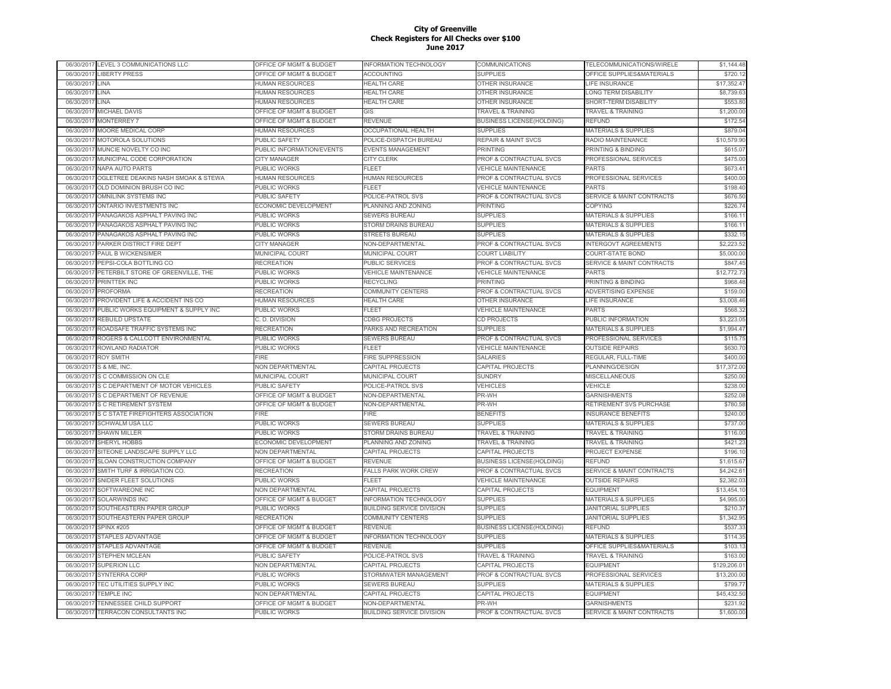# City of Greenville
## Check Registers for All Checks over $100
## June 2017

| | | | | | | |
|---|---|---|---|---|---|---|
| 06/30/2017 | LEVEL 3 COMMUNICATIONS LLC | OFFICE OF MGMT & BUDGET | INFORMATION TECHNOLOGY | COMMUNICATIONS | TELECOMMUNICATIONS/WIRELE | $1,144.48 |
| 06/30/2017 | LIBERTY PRESS | OFFICE OF MGMT & BUDGET | ACCOUNTING | SUPPLIES | OFFICE SUPPLIES&MATERIALS | $720.12 |
| 06/30/2017 | LINA | HUMAN RESOURCES | HEALTH CARE | OTHER INSURANCE | LIFE INSURANCE | $17,352.47 |
| 06/30/2017 | LINA | HUMAN RESOURCES | HEALTH CARE | OTHER INSURANCE | LONG TERM DISABILITY | $8,739.63 |
| 06/30/2017 | LINA | HUMAN RESOURCES | HEALTH CARE | OTHER INSURANCE | SHORT-TERM DISABILITY | $553.80 |
| 06/30/2017 | MICHAEL DAVIS | OFFICE OF MGMT & BUDGET | GIS | TRAVEL & TRAINING | TRAVEL & TRAINING | $1,200.00 |
| 06/30/2017 | MONTERREY 7 | OFFICE OF MGMT & BUDGET | REVENUE | BUSINESS LICENSE(HOLDING) | REFUND | $172.54 |
| 06/30/2017 | MOORE MEDICAL CORP | HUMAN RESOURCES | OCCUPATIONAL HEALTH | SUPPLIES | MATERIALS & SUPPLIES | $879.04 |
| 06/30/2017 | MOTOROLA SOLUTIONS | PUBLIC SAFETY | POLICE-DISPATCH BUREAU | REPAIR & MAINT SVCS | RADIO MAINTENANCE | $10,579.90 |
| 06/30/2017 | MUNCIE NOVELTY CO INC | PUBLIC INFORMATION/EVENTS | EVENTS MANAGEMENT | PRINTING | PRINTING & BINDING | $615.07 |
| 06/30/2017 | MUNICIPAL CODE CORPORATION | CITY MANAGER | CITY CLERK | PROF & CONTRACTUAL SVCS | PROFESSIONAL SERVICES | $475.00 |
| 06/30/2017 | NAPA AUTO PARTS | PUBLIC WORKS | FLEET | VEHICLE MAINTENANCE | PARTS | $673.41 |
| 06/30/2017 | OGLETREE DEAKINS NASH SMOAK & STEWA | HUMAN RESOURCES | HUMAN RESOURCES | PROF & CONTRACTUAL SVCS | PROFESSIONAL SERVICES | $400.00 |
| 06/30/2017 | OLD DOMINION BRUSH CO INC | PUBLIC WORKS | FLEET | VEHICLE MAINTENANCE | PARTS | $198.40 |
| 06/30/2017 | OMNILINK SYSTEMS INC | PUBLIC SAFETY | POLICE-PATROL SVS | PROF & CONTRACTUAL SVCS | SERVICE & MAINT CONTRACTS | $676.50 |
| 06/30/2017 | ONTARIO INVESTMENTS INC | ECONOMIC DEVELOPMENT | PLANNING AND ZONING | PRINTING | COPYING | $226.74 |
| 06/30/2017 | PANAGAKOS ASPHALT PAVING INC | PUBLIC WORKS | SEWERS BUREAU | SUPPLIES | MATERIALS & SUPPLIES | $166.11 |
| 06/30/2017 | PANAGAKOS ASPHALT PAVING INC | PUBLIC WORKS | STORM DRAINS BUREAU | SUPPLIES | MATERIALS & SUPPLIES | $166.11 |
| 06/30/2017 | PANAGAKOS ASPHALT PAVING INC | PUBLIC WORKS | STREETS BUREAU | SUPPLIES | MATERIALS & SUPPLIES | $332.15 |
| 06/30/2017 | PARKER DISTRICT FIRE DEPT | CITY MANAGER | NON-DEPARTMENTAL | PROF & CONTRACTUAL SVCS | INTERGOVT AGREEMENTS | $2,223.52 |
| 06/30/2017 | PAUL B WICKENSIMER | MUNICIPAL COURT | MUNICIPAL COURT | COURT LIABILITY | COURT-STATE BOND | $5,000.00 |
| 06/30/2017 | PEPSI-COLA BOTTLING CO | RECREATION | PUBLIC SERVICES | PROF & CONTRACTUAL SVCS | SERVICE & MAINT CONTRACTS | $847.45 |
| 06/30/2017 | PETERBILT STORE OF GREENVILLE, THE | PUBLIC WORKS | VEHICLE MAINTENANCE | VEHICLE MAINTENANCE | PARTS | $12,772.73 |
| 06/30/2017 | PRINTTEK INC | PUBLIC WORKS | RECYCLING | PRINTING | PRINTING & BINDING | $968.48 |
| 06/30/2017 | PROFORMA | RECREATION | COMMUNITY CENTERS | PROF & CONTRACTUAL SVCS | ADVERTISING EXPENSE | $159.00 |
| 06/30/2017 | PROVIDENT LIFE & ACCIDENT INS CO | HUMAN RESOURCES | HEALTH CARE | OTHER INSURANCE | LIFE INSURANCE | $3,008.46 |
| 06/30/2017 | PUBLIC WORKS EQUIPMENT & SUPPLY INC | PUBLIC WORKS | FLEET | VEHICLE MAINTENANCE | PARTS | $568.32 |
| 06/30/2017 | REBUILD UPSTATE | C. D. DIVISION | CDBG PROJECTS | CD PROJECTS | PUBLIC INFORMATION | $3,223.05 |
| 06/30/2017 | ROADSAFE TRAFFIC SYSTEMS INC | RECREATION | PARKS AND RECREATION | SUPPLIES | MATERIALS & SUPPLIES | $1,994.47 |
| 06/30/2017 | ROGERS & CALLCOTT ENVIRONMENTAL | PUBLIC WORKS | SEWERS BUREAU | PROF & CONTRACTUAL SVCS | PROFESSIONAL SERVICES | $115.75 |
| 06/30/2017 | ROWLAND RADIATOR | PUBLIC WORKS | FLEET | VEHICLE MAINTENANCE | OUTSIDE REPAIRS | $630.70 |
| 06/30/2017 | ROY SMITH | FIRE | FIRE SUPPRESSION | SALARIES | REGULAR, FULL-TIME | $400.00 |
| 06/30/2017 | S & ME, INC. | NON DEPARTMENTAL | CAPITAL PROJECTS | CAPITAL PROJECTS | PLANNING/DESIGN | $17,372.00 |
| 06/30/2017 | S C COMMISSION ON CLE | MUNICIPAL COURT | MUNICIPAL COURT | SUNDRY | MISCELLANEOUS | $250.00 |
| 06/30/2017 | S C DEPARTMENT OF MOTOR VEHICLES | PUBLIC SAFETY | POLICE-PATROL SVS | VEHICLES | VEHICLE | $238.00 |
| 06/30/2017 | S C DEPARTMENT OF REVENUE | OFFICE OF MGMT & BUDGET | NON-DEPARTMENTAL | PR-WH | GARNISHMENTS | $252.08 |
| 06/30/2017 | S C RETIREMENT SYSTEM | OFFICE OF MGMT & BUDGET | NON-DEPARTMENTAL | PR-WH | RETIREMENT SVS PURCHASE | $780.58 |
| 06/30/2017 | S C STATE FIREFIGHTERS ASSOCIATION | FIRE | FIRE | BENEFITS | INSURANCE BENEFITS | $240.00 |
| 06/30/2017 | SCHWALM USA LLC | PUBLIC WORKS | SEWERS BUREAU | SUPPLIES | MATERIALS & SUPPLIES | $737.00 |
| 06/30/2017 | SHAWN MILLER | PUBLIC WORKS | STORM DRAINS BUREAU | TRAVEL & TRAINING | TRAVEL & TRAINING | $116.00 |
| 06/30/2017 | SHERYL HOBBS | ECONOMIC DEVELOPMENT | PLANNING AND ZONING | TRAVEL & TRAINING | TRAVEL & TRAINING | $421.23 |
| 06/30/2017 | SITEONE LANDSCAPE SUPPLY LLC | NON DEPARTMENTAL | CAPITAL PROJECTS | CAPITAL PROJECTS | PROJECT EXPENSE | $196.10 |
| 06/30/2017 | SLOAN CONSTRUCTION COMPANY | OFFICE OF MGMT & BUDGET | REVENUE | BUSINESS LICENSE(HOLDING) | REFUND | $1,615.67 |
| 06/30/2017 | SMITH TURF & IRRIGATION CO. | RECREATION | FALLS PARK WORK CREW | PROF & CONTRACTUAL SVCS | SERVICE & MAINT CONTRACTS | $4,242.61 |
| 06/30/2017 | SNIDER FLEET SOLUTIONS | PUBLIC WORKS | FLEET | VEHICLE MAINTENANCE | OUTSIDE REPAIRS | $2,382.03 |
| 06/30/2017 | SOFTWAREONE INC | NON DEPARTMENTAL | CAPITAL PROJECTS | CAPITAL PROJECTS | EQUIPMENT | $13,454.10 |
| 06/30/2017 | SOLARWINDS INC | OFFICE OF MGMT & BUDGET | INFORMATION TECHNOLOGY | SUPPLIES | MATERIALS & SUPPLIES | $4,995.00 |
| 06/30/2017 | SOUTHEASTERN PAPER GROUP | PUBLIC WORKS | BUILDING SERVICE DIVISION | SUPPLIES | JANITORIAL SUPPLIES | $210.37 |
| 06/30/2017 | SOUTHEASTERN PAPER GROUP | RECREATION | COMMUNITY CENTERS | SUPPLIES | JANITORIAL SUPPLIES | $1,342.95 |
| 06/30/2017 | SPINX #205 | OFFICE OF MGMT & BUDGET | REVENUE | BUSINESS LICENSE(HOLDING) | REFUND | $537.33 |
| 06/30/2017 | STAPLES ADVANTAGE | OFFICE OF MGMT & BUDGET | INFORMATION TECHNOLOGY | SUPPLIES | MATERIALS & SUPPLIES | $114.35 |
| 06/30/2017 | STAPLES ADVANTAGE | OFFICE OF MGMT & BUDGET | REVENUE | SUPPLIES | OFFICE SUPPLIES&MATERIALS | $103.13 |
| 06/30/2017 | STEPHEN MCLEAN | PUBLIC SAFETY | POLICE-PATROL SVS | TRAVEL & TRAINING | TRAVEL & TRAINING | $163.00 |
| 06/30/2017 | SUPERION LLC | NON DEPARTMENTAL | CAPITAL PROJECTS | CAPITAL PROJECTS | EQUIPMENT | $129,206.01 |
| 06/30/2017 | SYNTERRA CORP | PUBLIC WORKS | STORMWATER MANAGEMENT | PROF & CONTRACTUAL SVCS | PROFESSIONAL SERVICES | $13,200.00 |
| 06/30/2017 | TEC UTILITIES SUPPLY INC | PUBLIC WORKS | SEWERS BUREAU | SUPPLIES | MATERIALS & SUPPLIES | $799.77 |
| 06/30/2017 | TEMPLE INC | NON DEPARTMENTAL | CAPITAL PROJECTS | CAPITAL PROJECTS | EQUIPMENT | $45,432.50 |
| 06/30/2017 | TENNESSEE CHILD SUPPORT | OFFICE OF MGMT & BUDGET | NON-DEPARTMENTAL | PR-WH | GARNISHMENTS | $231.92 |
| 06/30/2017 | TERRACON CONSULTANTS INC | PUBLIC WORKS | BUILDING SERVICE DIVISION | PROF & CONTRACTUAL SVCS | SERVICE & MAINT CONTRACTS | $1,600.00 |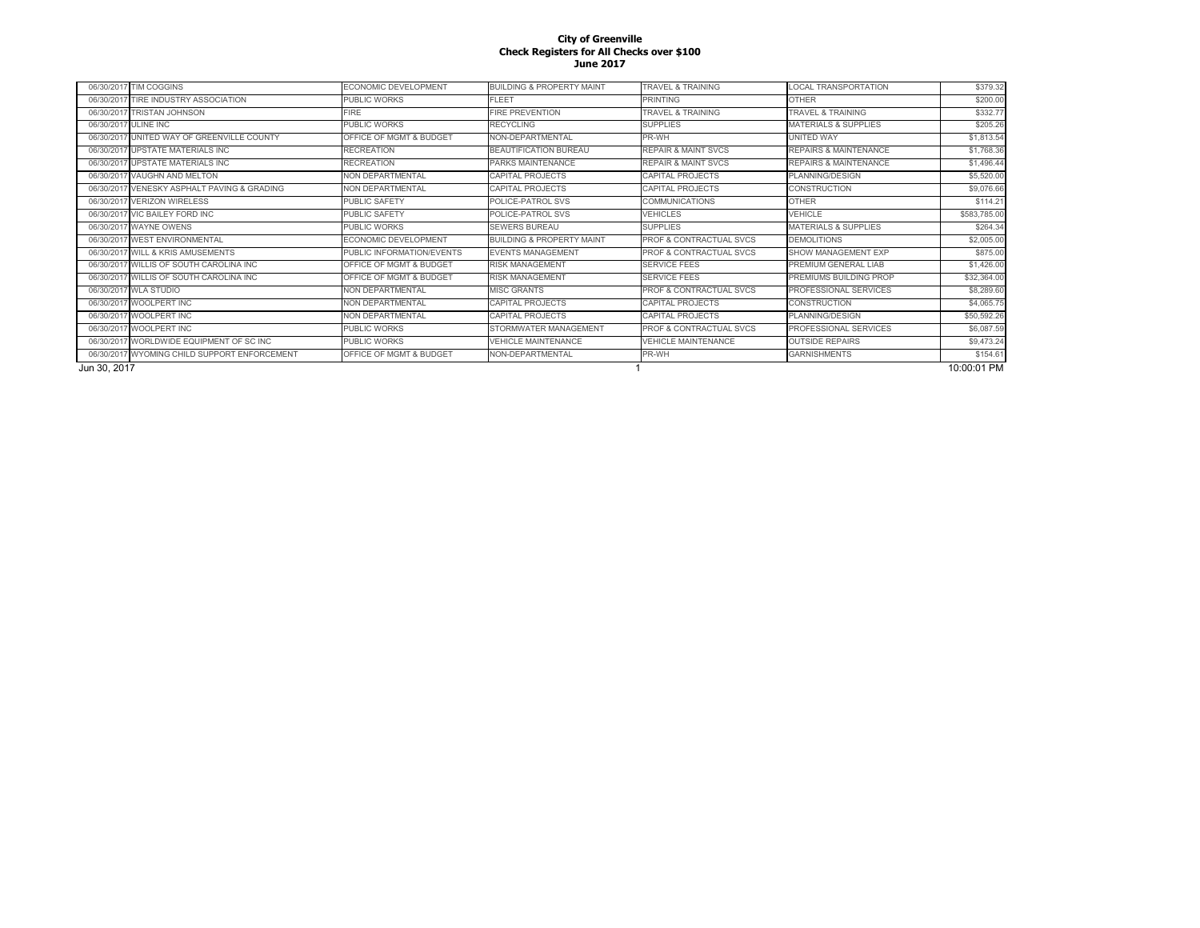**City of Greenville**
**Check Registers for All Checks over $100**
**June 2017**

| | | | | | | |
|---|---|---|---|---|---|---|
| 06/30/2017 | TIM COGGINS | ECONOMIC DEVELOPMENT | BUILDING & PROPERTY MAINT | TRAVEL & TRAINING | LOCAL TRANSPORTATION | $379.32 |
| 06/30/2017 | TIRE INDUSTRY ASSOCIATION | PUBLIC WORKS | FLEET | PRINTING | OTHER | $200.00 |
| 06/30/2017 | TRISTAN JOHNSON | FIRE | FIRE PREVENTION | TRAVEL & TRAINING | TRAVEL & TRAINING | $332.77 |
| 06/30/2017 | ULINE INC | PUBLIC WORKS | RECYCLING | SUPPLIES | MATERIALS & SUPPLIES | $205.26 |
| 06/30/2017 | UNITED WAY OF GREENVILLE COUNTY | OFFICE OF MGMT & BUDGET | NON-DEPARTMENTAL | PR-WH | UNITED WAY | $1,813.54 |
| 06/30/2017 | UPSTATE MATERIALS INC | RECREATION | BEAUTIFICATION BUREAU | REPAIR & MAINT SVCS | REPAIRS & MAINTENANCE | $1,768.36 |
| 06/30/2017 | UPSTATE MATERIALS INC | RECREATION | PARKS MAINTENANCE | REPAIR & MAINT SVCS | REPAIRS & MAINTENANCE | $1,496.44 |
| 06/30/2017 | VAUGHN AND MELTON | NON DEPARTMENTAL | CAPITAL PROJECTS | CAPITAL PROJECTS | PLANNING/DESIGN | $5,520.00 |
| 06/30/2017 | VENESKY ASPHALT PAVING & GRADING | NON DEPARTMENTAL | CAPITAL PROJECTS | CAPITAL PROJECTS | CONSTRUCTION | $9,076.66 |
| 06/30/2017 | VERIZON WIRELESS | PUBLIC SAFETY | POLICE-PATROL SVS | COMMUNICATIONS | OTHER | $114.21 |
| 06/30/2017 | VIC BAILEY FORD INC | PUBLIC SAFETY | POLICE-PATROL SVS | VEHICLES | VEHICLE | $583,785.00 |
| 06/30/2017 | WAYNE OWENS | PUBLIC WORKS | SEWERS BUREAU | SUPPLIES | MATERIALS & SUPPLIES | $264.34 |
| 06/30/2017 | WEST ENVIRONMENTAL | ECONOMIC DEVELOPMENT | BUILDING & PROPERTY MAINT | PROF & CONTRACTUAL SVCS | DEMOLITIONS | $2,005.00 |
| 06/30/2017 | WILL & KRIS AMUSEMENTS | PUBLIC INFORMATION/EVENTS | EVENTS MANAGEMENT | PROF & CONTRACTUAL SVCS | SHOW MANAGEMENT EXP | $875.00 |
| 06/30/2017 | WILLIS OF SOUTH CAROLINA INC | OFFICE OF MGMT & BUDGET | RISK MANAGEMENT | SERVICE FEES | PREMIUM GENERAL LIAB | $1,426.00 |
| 06/30/2017 | WILLIS OF SOUTH CAROLINA INC | OFFICE OF MGMT & BUDGET | RISK MANAGEMENT | SERVICE FEES | PREMIUMS BUILDING PROP | $32,364.00 |
| 06/30/2017 | WLA STUDIO | NON DEPARTMENTAL | MISC GRANTS | PROF & CONTRACTUAL SVCS | PROFESSIONAL SERVICES | $8,289.60 |
| 06/30/2017 | WOOLPERT INC | NON DEPARTMENTAL | CAPITAL PROJECTS | CAPITAL PROJECTS | CONSTRUCTION | $4,065.75 |
| 06/30/2017 | WOOLPERT INC | NON DEPARTMENTAL | CAPITAL PROJECTS | CAPITAL PROJECTS | PLANNING/DESIGN | $50,592.26 |
| 06/30/2017 | WOOLPERT INC | PUBLIC WORKS | STORMWATER MANAGEMENT | PROF & CONTRACTUAL SVCS | PROFESSIONAL SERVICES | $6,087.59 |
| 06/30/2017 | WORLDWIDE EQUIPMENT OF SC INC | PUBLIC WORKS | VEHICLE MAINTENANCE | VEHICLE MAINTENANCE | OUTSIDE REPAIRS | $9,473.24 |
| 06/30/2017 | WYOMING CHILD SUPPORT ENFORCEMENT | OFFICE OF MGMT & BUDGET | NON-DEPARTMENTAL | PR-WH | GARNISHMENTS | $154.61 |